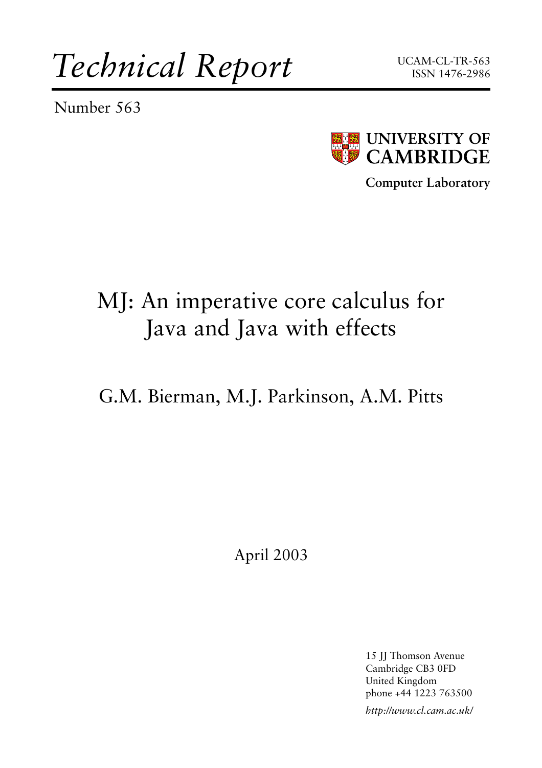# *Technical Report*

UCAM-CL-TR-563
ISSN 1476-2986

Number 563

**UNIVERSITY OF CAMBRIDGE**

**Computer Laboratory**

# MJ: An imperative core calculus for Java and Java with effects

## G.M. Bierman, M.J. Parkinson, A.M. Pitts

April 2003

15 JJ Thomson Avenue
Cambridge CB3 0FD
United Kingdom
phone +44 1223 763500

*http://www.cl.cam.ac.uk/*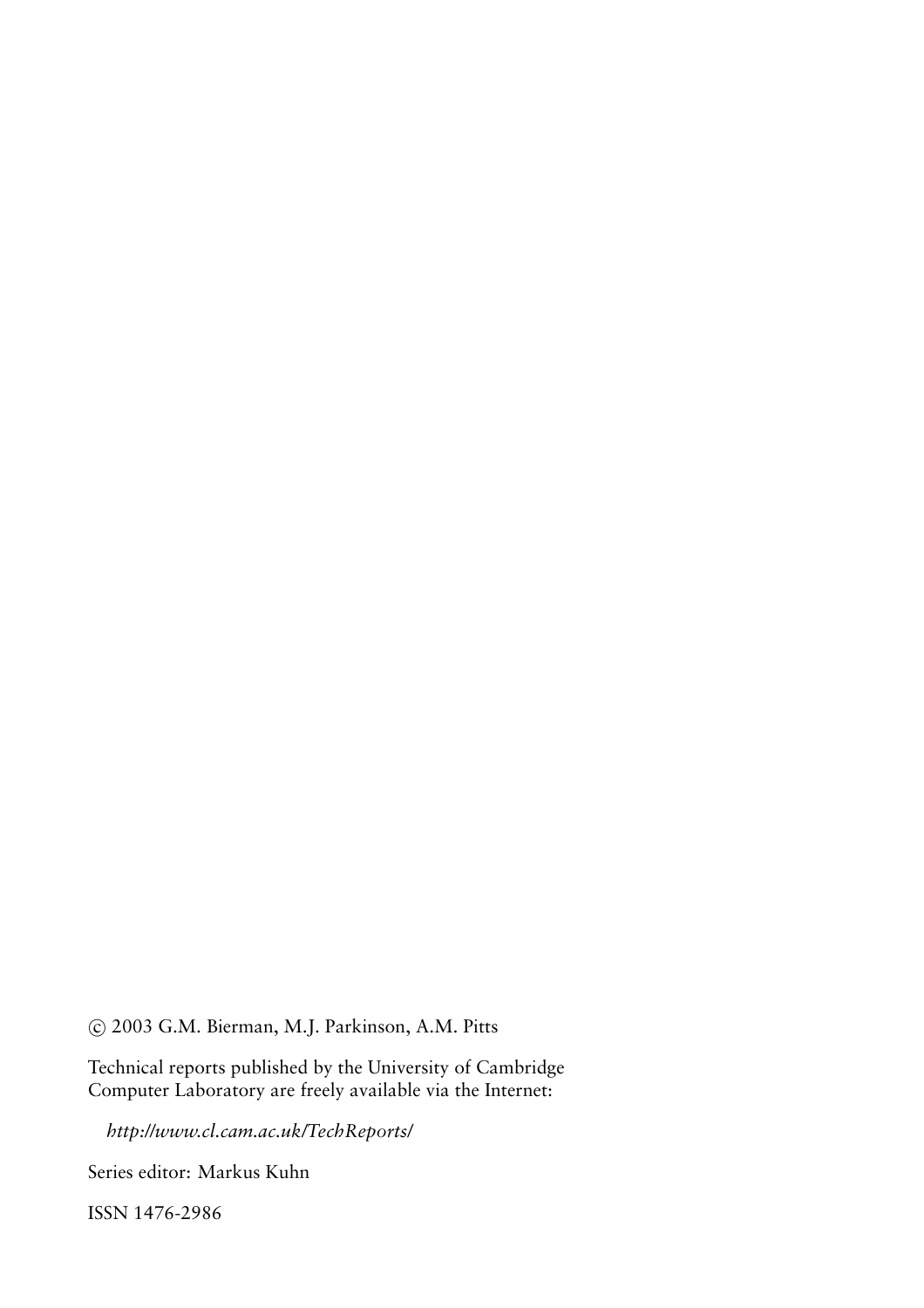© 2003 G.M. Bierman, M.J. Parkinson, A.M. Pitts

Technical reports published by the University of Cambridge Computer Laboratory are freely available via the Internet:

*http://www.cl.cam.ac.uk/TechReports/*

Series editor: Markus Kuhn

ISSN 1476-2986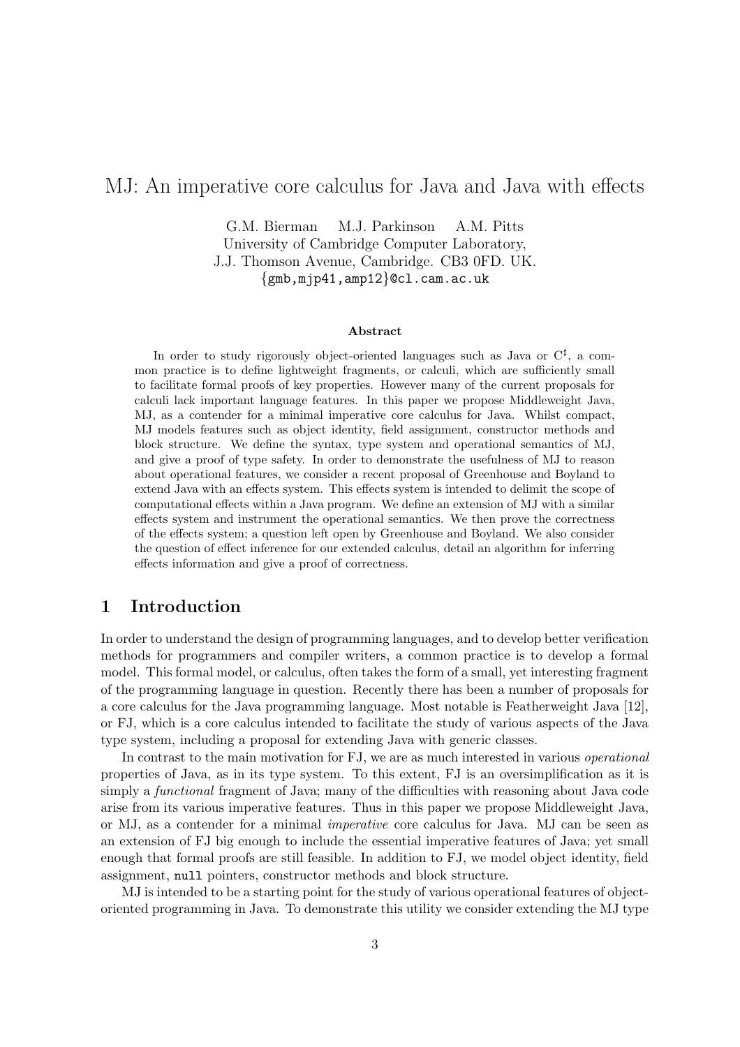# MJ: An imperative core calculus for Java and Java with effects

G.M. Bierman M.J. Parkinson A.M. Pitts
University of Cambridge Computer Laboratory,
J.J. Thomson Avenue, Cambridge. CB3 0FD. UK.
{gmb,mjp41,amp12}@cl.cam.ac.uk

**Abstract**

In order to study rigorously object-oriented languages such as Java or C$^\sharp$, a common practice is to define lightweight fragments, or calculi, which are sufficiently small to facilitate formal proofs of key properties. However many of the current proposals for calculi lack important language features. In this paper we propose Middleweight Java, MJ, as a contender for a minimal imperative core calculus for Java. Whilst compact, MJ models features such as object identity, field assignment, constructor methods and block structure. We define the syntax, type system and operational semantics of MJ, and give a proof of type safety. In order to demonstrate the usefulness of MJ to reason about operational features, we consider a recent proposal of Greenhouse and Boyland to extend Java with an effects system. This effects system is intended to delimit the scope of computational effects within a Java program. We define an extension of MJ with a similar effects system and instrument the operational semantics. We then prove the correctness of the effects system; a question left open by Greenhouse and Boyland. We also consider the question of effect inference for our extended calculus, detail an algorithm for inferring effects information and give a proof of correctness.

## 1 Introduction

In order to understand the design of programming languages, and to develop better verification methods for programmers and compiler writers, a common practice is to develop a formal model. This formal model, or calculus, often takes the form of a small, yet interesting fragment of the programming language in question. Recently there has been a number of proposals for a core calculus for the Java programming language. Most notable is Featherweight Java [12], or FJ, which is a core calculus intended to facilitate the study of various aspects of the Java type system, including a proposal for extending Java with generic classes.

In contrast to the main motivation for FJ, we are as much interested in various *operational* properties of Java, as in its type system. To this extent, FJ is an oversimplification as it is simply a *functional* fragment of Java; many of the difficulties with reasoning about Java code arise from its various imperative features. Thus in this paper we propose Middleweight Java, or MJ, as a contender for a minimal *imperative* core calculus for Java. MJ can be seen as an extension of FJ big enough to include the essential imperative features of Java; yet small enough that formal proofs are still feasible. In addition to FJ, we model object identity, field assignment, `null` pointers, constructor methods and block structure.

MJ is intended to be a starting point for the study of various operational features of object-oriented programming in Java. To demonstrate this utility we consider extending the MJ type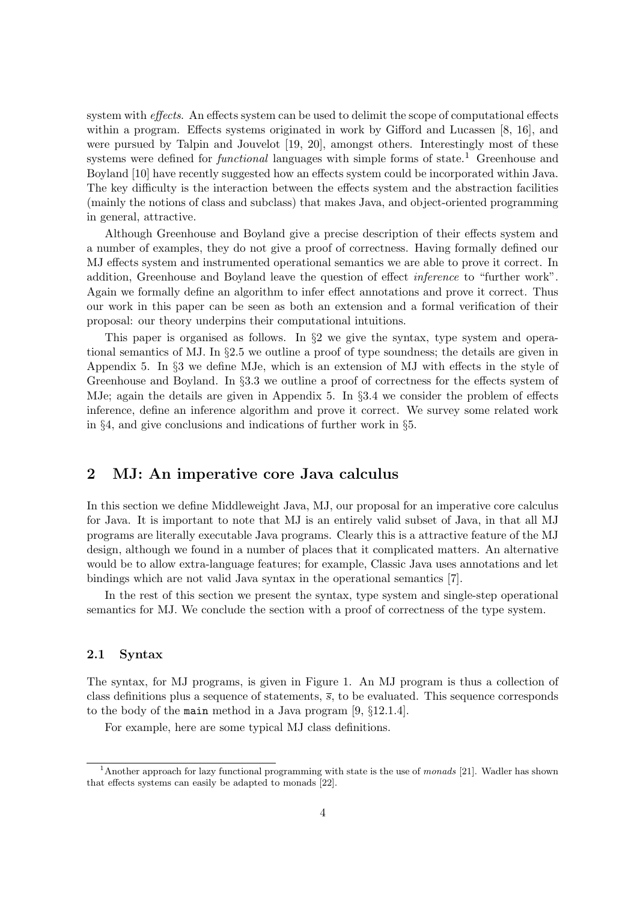system with *effects*. An effects system can be used to delimit the scope of computational effects within a program. Effects systems originated in work by Gifford and Lucassen [8, 16], and were pursued by Talpin and Jouvelot [19, 20], amongst others. Interestingly most of these systems were defined for *functional* languages with simple forms of state.[1] Greenhouse and Boyland [10] have recently suggested how an effects system could be incorporated within Java. The key difficulty is the interaction between the effects system and the abstraction facilities (mainly the notions of class and subclass) that makes Java, and object-oriented programming in general, attractive.

Although Greenhouse and Boyland give a precise description of their effects system and a number of examples, they do not give a proof of correctness. Having formally defined our MJ effects system and instrumented operational semantics we are able to prove it correct. In addition, Greenhouse and Boyland leave the question of effect *inference* to "further work". Again we formally define an algorithm to infer effect annotations and prove it correct. Thus our work in this paper can be seen as both an extension and a formal verification of their proposal: our theory underpins their computational intuitions.

This paper is organised as follows. In §2 we give the syntax, type system and operational semantics of MJ. In §2.5 we outline a proof of type soundness; the details are given in Appendix 5. In §3 we define MJe, which is an extension of MJ with effects in the style of Greenhouse and Boyland. In §3.3 we outline a proof of correctness for the effects system of MJe; again the details are given in Appendix 5. In §3.4 we consider the problem of effects inference, define an inference algorithm and prove it correct. We survey some related work in §4, and give conclusions and indications of further work in §5.

## 2 MJ: An imperative core Java calculus

In this section we define Middleweight Java, MJ, our proposal for an imperative core calculus for Java. It is important to note that MJ is an entirely valid subset of Java, in that all MJ programs are literally executable Java programs. Clearly this is a attractive feature of the MJ design, although we found in a number of places that it complicated matters. An alternative would be to allow extra-language features; for example, Classic Java uses annotations and let bindings which are not valid Java syntax in the operational semantics [7].

In the rest of this section we present the syntax, type system and single-step operational semantics for MJ. We conclude the section with a proof of correctness of the type system.

### 2.1 Syntax

The syntax, for MJ programs, is given in Figure 1. An MJ program is thus a collection of class definitions plus a sequence of statements, $\overline{s}$, to be evaluated. This sequence corresponds to the body of the `main` method in a Java program [9, §12.1.4].

For example, here are some typical MJ class definitions.

[1] Another approach for lazy functional programming with state is the use of *monads* [21]. Wadler has shown that effects systems can easily be adapted to monads [22].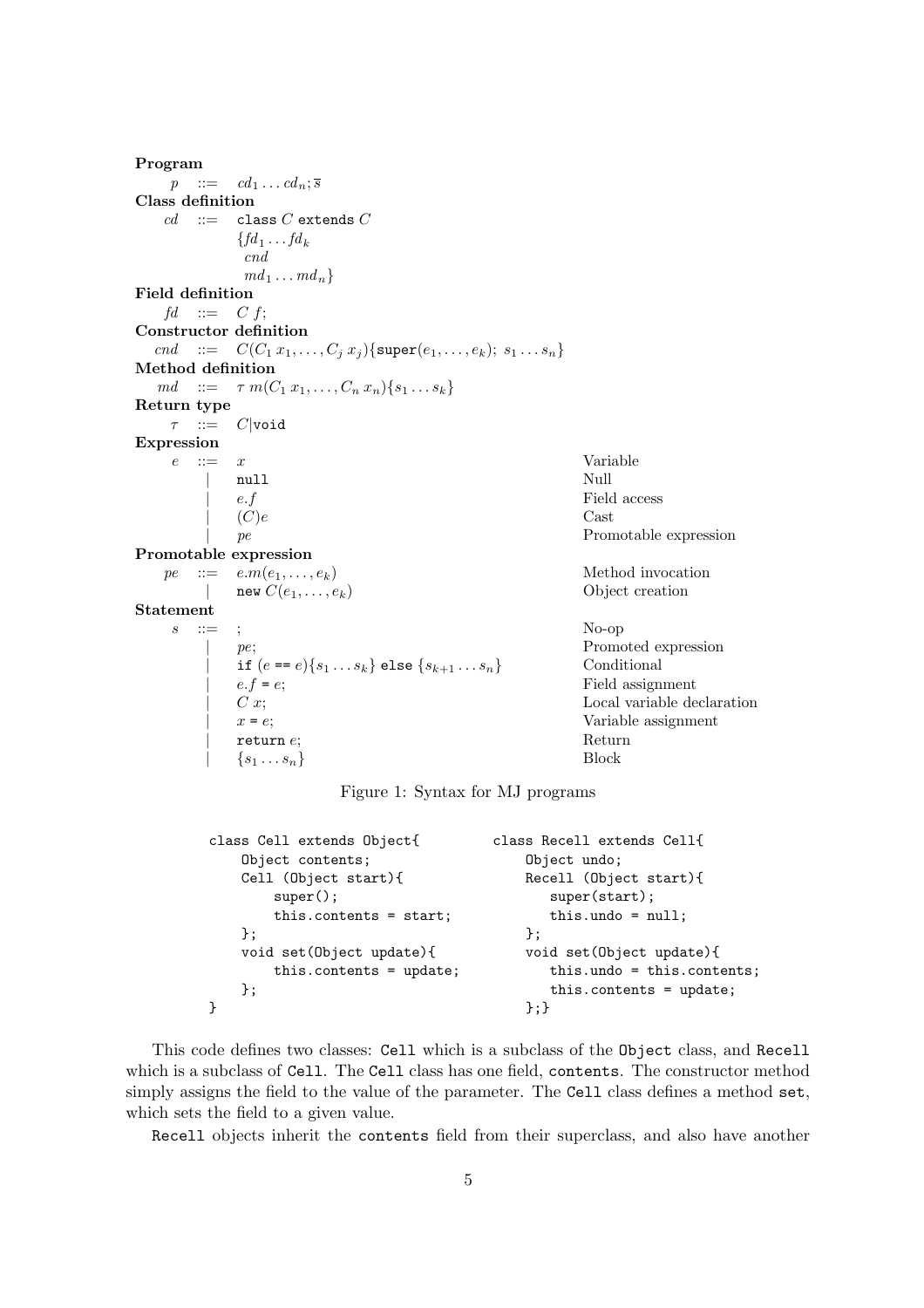**Program**

$p \ ::= \ cd_1 \ldots cd_n; \overline{s}$

**Class definition**

$cd \ ::= \ \texttt{class}\ C\ \texttt{extends}\ C$
$\{fd_1 \ldots fd_k$
$\quad cnd$
$\quad md_1 \ldots md_n\}$

**Field definition**

$fd \ ::= \ C\ f;$

**Constructor definition**

$cnd \ ::= \ C(C_1\, x_1, \ldots, C_j\, x_j)\{\texttt{super}(e_1, \ldots, e_k);\ s_1 \ldots s_n\}$

**Method definition**

$md \ ::= \ \tau\ m(C_1\, x_1, \ldots, C_n\, x_n)\{s_1 \ldots s_k\}$

**Return type**

$\tau \ ::= \ C | \texttt{void}$

**Expression**

| | | |
|---|---|---|
| $e$ ::= | $x$ | Variable |
| \| | `null` | Null |
| \| | $e.f$ | Field access |
| \| | $(C)e$ | Cast |
| \| | $pe$ | Promotable expression |

**Promotable expression**

| | | |
|---|---|---|
| $pe$ ::= | $e.m(e_1, \ldots, e_k)$ | Method invocation |
| \| | `new` $C(e_1, \ldots, e_k)$ | Object creation |

**Statement**

| | | |
|---|---|---|
| $s$ ::= | ; | No-op |
| \| | $pe$; | Promoted expression |
| \| | `if` $(e$ `==` $e)\{s_1 \ldots s_k\}$ `else` $\{s_{k+1} \ldots s_n\}$ | Conditional |
| \| | $e.f$ `=` $e$; | Field assignment |
| \| | $C\ x$; | Local variable declaration |
| \| | $x$ `=` $e$; | Variable assignment |
| \| | `return` $e$; | Return |
| \| | $\{s_1 \ldots s_n\}$ | Block |

Figure 1: Syntax for MJ programs

```
class Cell extends Object{
    Object contents;
    Cell (Object start){
        super();
        this.contents = start;
    };
    void set(Object update){
        this.contents = update;
    };
}
```

```
class Recell extends Cell{
    Object undo;
    Recell (Object start){
       super(start);
       this.undo = null;
    };
    void set(Object update){
       this.undo = this.contents;
       this.contents = update;
    };}
```

This code defines two classes: `Cell` which is a subclass of the `Object` class, and `Recell` which is a subclass of `Cell`. The `Cell` class has one field, `contents`. The constructor method simply assigns the field to the value of the parameter. The `Cell` class defines a method `set`, which sets the field to a given value.

`Recell` objects inherit the `contents` field from their superclass, and also have another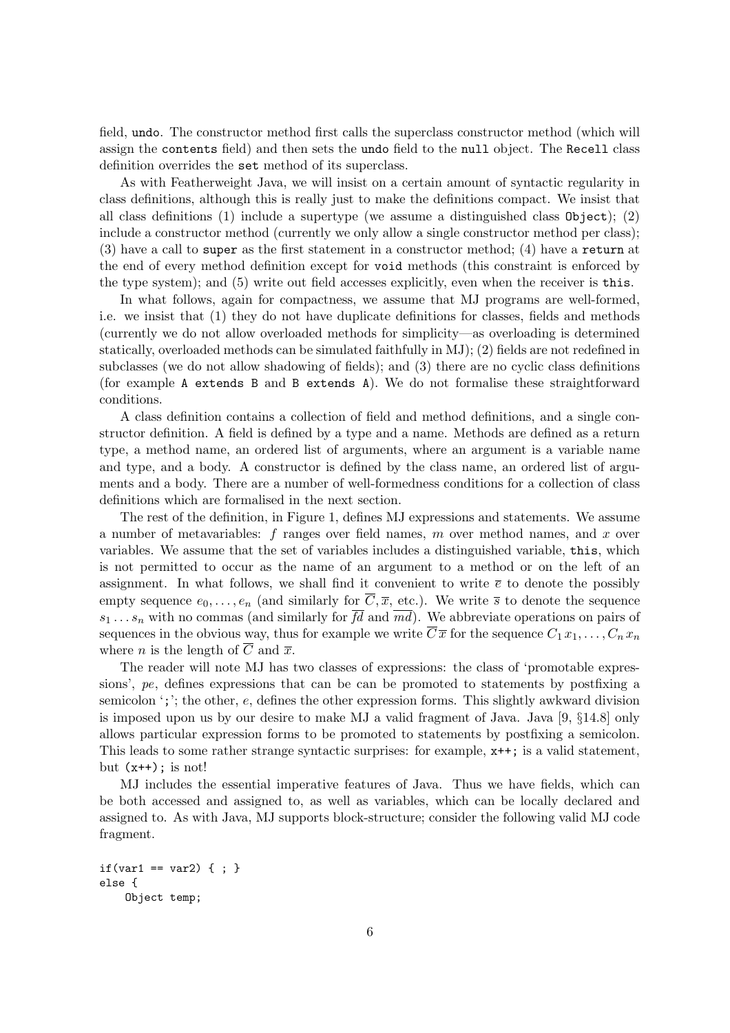field, `undo`. The constructor method first calls the superclass constructor method (which will assign the `contents` field) and then sets the `undo` field to the `null` object. The `Recell` class definition overrides the `set` method of its superclass.

As with Featherweight Java, we will insist on a certain amount of syntactic regularity in class definitions, although this is really just to make the definitions compact. We insist that all class definitions (1) include a supertype (we assume a distinguished class `Object`); (2) include a constructor method (currently we only allow a single constructor method per class); (3) have a call to `super` as the first statement in a constructor method; (4) have a `return` at the end of every method definition except for `void` methods (this constraint is enforced by the type system); and (5) write out field accesses explicitly, even when the receiver is `this`.

In what follows, again for compactness, we assume that MJ programs are well-formed, i.e. we insist that (1) they do not have duplicate definitions for classes, fields and methods (currently we do not allow overloaded methods for simplicity—as overloading is determined statically, overloaded methods can be simulated faithfully in MJ); (2) fields are not redefined in subclasses (we do not allow shadowing of fields); and (3) there are no cyclic class definitions (for example `A extends B` and `B extends A`). We do not formalise these straightforward conditions.

A class definition contains a collection of field and method definitions, and a single constructor definition. A field is defined by a type and a name. Methods are defined as a return type, a method name, an ordered list of arguments, where an argument is a variable name and type, and a body. A constructor is defined by the class name, an ordered list of arguments and a body. There are a number of well-formedness conditions for a collection of class definitions which are formalised in the next section.

The rest of the definition, in Figure 1, defines MJ expressions and statements. We assume a number of metavariables: $f$ ranges over field names, $m$ over method names, and $x$ over variables. We assume that the set of variables includes a distinguished variable, `this`, which is not permitted to occur as the name of an argument to a method or on the left of an assignment. In what follows, we shall find it convenient to write $\overline{e}$ to denote the possibly empty sequence $e_0, \ldots, e_n$ (and similarly for $\overline{C}, \overline{x}$, etc.). We write $\overline{s}$ to denote the sequence $s_1 \ldots s_n$ with no commas (and similarly for $\overline{fd}$ and $\overline{md}$). We abbreviate operations on pairs of sequences in the obvious way, thus for example we write $\overline{C}\,\overline{x}$ for the sequence $C_1\,x_1, \ldots, C_n\,x_n$ where $n$ is the length of $\overline{C}$ and $\overline{x}$.

The reader will note MJ has two classes of expressions: the class of 'promotable expressions', $pe$, defines expressions that can be can be promoted to statements by postfixing a semicolon '`;`'; the other, $e$, defines the other expression forms. This slightly awkward division is imposed upon us by our desire to make MJ a valid fragment of Java. Java [9, §14.8] only allows particular expression forms to be promoted to statements by postfixing a semicolon. This leads to some rather strange syntactic surprises: for example, `x++;` is a valid statement, but `(x++);` is not!

MJ includes the essential imperative features of Java. Thus we have fields, which can be both accessed and assigned to, as well as variables, which can be locally declared and assigned to. As with Java, MJ supports block-structure; consider the following valid MJ code fragment.

```
if(var1 == var2) { ; }
else {
    Object temp;
```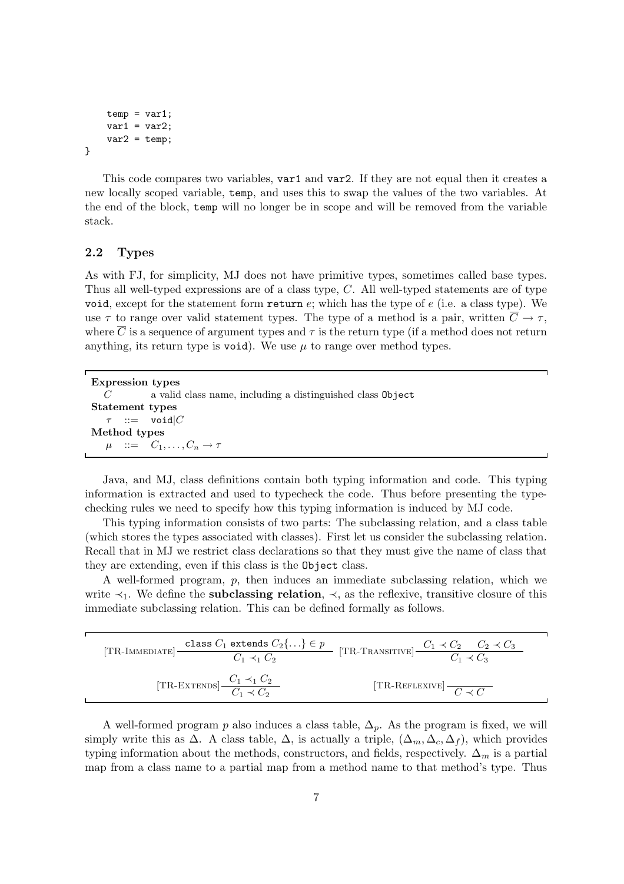```
    temp = var1;
    var1 = var2;
    var2 = temp;
}
```

This code compares two variables, `var1` and `var2`. If they are not equal then it creates a new locally scoped variable, `temp`, and uses this to swap the values of the two variables. At the end of the block, `temp` will no longer be in scope and will be removed from the variable stack.

### 2.2 Types

As with FJ, for simplicity, MJ does not have primitive types, sometimes called base types. Thus all well-typed expressions are of a class type, $C$. All well-typed statements are of type `void`, except for the statement form `return` $e$; which has the type of $e$ (i.e. a class type). We use $\tau$ to range over valid statement types. The type of a method is a pair, written $\overline{C} \to \tau$, where $\overline{C}$ is a sequence of argument types and $\tau$ is the return type (if a method does not return anything, its return type is `void`). We use $\mu$ to range over method types.

**Expression types**
$C$ a valid class name, including a distinguished class `Object`
**Statement types**
$\tau ::= \texttt{void} | C$
**Method types**
$\mu ::= C_1, \ldots, C_n \to \tau$

Java, and MJ, class definitions contain both typing information and code. This typing information is extracted and used to typecheck the code. Thus before presenting the type-checking rules we need to specify how this typing information is induced by MJ code.

This typing information consists of two parts: The subclassing relation, and a class table (which stores the types associated with classes). First let us consider the subclassing relation. Recall that in MJ we restrict class declarations so that they must give the name of class that they are extending, even if this class is the `Object` class.

A well-formed program, $p$, then induces an immediate subclassing relation, which we write $\prec_1$. We define the **subclassing relation**, $\prec$, as the reflexive, transitive closure of this immediate subclassing relation. This can be defined formally as follows.

$$[\text{TR-Immediate}]\ \frac{\texttt{class}\ C_1\ \texttt{extends}\ C_2\{\ldots\} \in p}{C_1 \prec_1 C_2} \qquad [\text{TR-Transitive}]\ \frac{C_1 \prec C_2 \quad C_2 \prec C_3}{C_1 \prec C_3}$$

$$[\text{TR-Extends}]\ \frac{C_1 \prec_1 C_2}{C_1 \prec C_2} \qquad [\text{TR-Reflexive}]\ \frac{}{C \prec C}$$

A well-formed program $p$ also induces a class table, $\Delta_p$. As the program is fixed, we will simply write this as $\Delta$. A class table, $\Delta$, is actually a triple, $(\Delta_m, \Delta_c, \Delta_f)$, which provides typing information about the methods, constructors, and fields, respectively. $\Delta_m$ is a partial map from a class name to a partial map from a method name to that method's type. Thus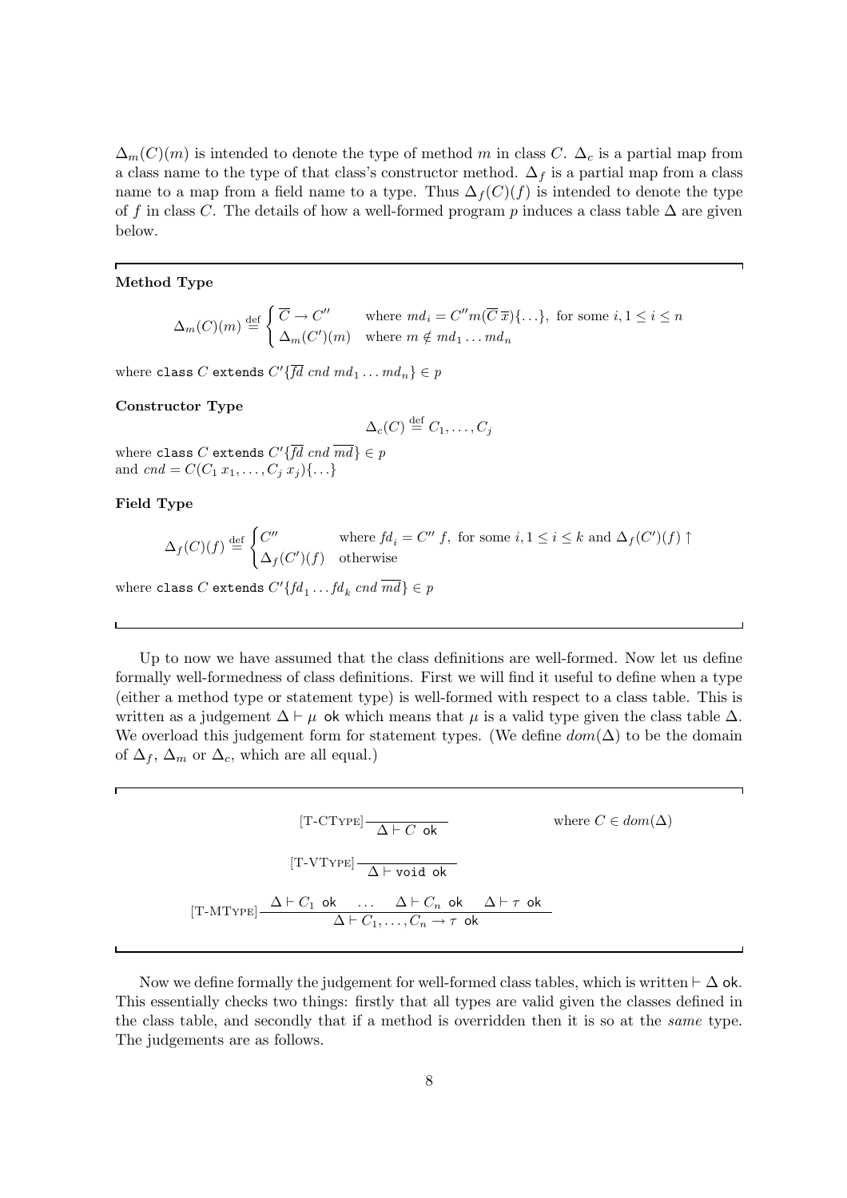$\Delta_m(C)(m)$ is intended to denote the type of method $m$ in class $C$. $\Delta_c$ is a partial map from a class name to the type of that class's constructor method. $\Delta_f$ is a partial map from a class name to a map from a field name to a type. Thus $\Delta_f(C)(f)$ is intended to denote the type of $f$ in class $C$. The details of how a well-formed program $p$ induces a class table $\Delta$ are given below.

**Method Type**

$$\Delta_m(C)(m) \stackrel{\text{def}}{=} \begin{cases} \overline{C} \to C'' & \text{where } md_i = C'' m(\overline{C}\,\overline{x})\{\ldots\}, \text{ for some } i, 1 \leq i \leq n \\ \Delta_m(C')(m) & \text{where } m \notin md_1 \ldots md_n \end{cases}$$

where $\texttt{class}\ C\ \texttt{extends}\ C'\{\overline{fd}\ cnd\ md_1 \ldots md_n\} \in p$

**Constructor Type**

$$\Delta_c(C) \stackrel{\text{def}}{=} C_1, \ldots, C_j$$

where $\texttt{class}\ C\ \texttt{extends}\ C'\{\overline{fd}\ cnd\ \overline{md}\} \in p$
and $cnd = C(C_1\, x_1, \ldots, C_j\, x_j)\{\ldots\}$

**Field Type**

$$\Delta_f(C)(f) \stackrel{\text{def}}{=} \begin{cases} C'' & \text{where } fd_i = C''\ f, \text{ for some } i, 1 \leq i \leq k \text{ and } \Delta_f(C')(f) \uparrow \\ \Delta_f(C')(f) & \text{otherwise} \end{cases}$$

where $\texttt{class}\ C\ \texttt{extends}\ C'\{fd_1 \ldots fd_k\ cnd\ \overline{md}\} \in p$

Up to now we have assumed that the class definitions are well-formed. Now let us define formally well-formedness of class definitions. First we will find it useful to define when a type (either a method type or statement type) is well-formed with respect to a class table. This is written as a judgement $\Delta \vdash \mu\ \mathsf{ok}$ which means that $\mu$ is a valid type given the class table $\Delta$. We overload this judgement form for statement types. (We define $dom(\Delta)$ to be the domain of $\Delta_f$, $\Delta_m$ or $\Delta_c$, which are all equal.)

$$[\text{T-CType}]\ \frac{}{\Delta \vdash C\ \mathsf{ok}} \qquad \text{where } C \in dom(\Delta)$$

$$[\text{T-VType}]\ \frac{}{\Delta \vdash \texttt{void}\ \mathsf{ok}}$$

$$[\text{T-MType}]\ \frac{\Delta \vdash C_1\ \mathsf{ok} \quad \ldots \quad \Delta \vdash C_n\ \mathsf{ok} \quad \Delta \vdash \tau\ \mathsf{ok}}{\Delta \vdash C_1, \ldots, C_n \to \tau\ \mathsf{ok}}$$

Now we define formally the judgement for well-formed class tables, which is written $\vdash \Delta\ \mathsf{ok}$. This essentially checks two things: firstly that all types are valid given the classes defined in the class table, and secondly that if a method is overridden then it is so at the *same* type. The judgements are as follows.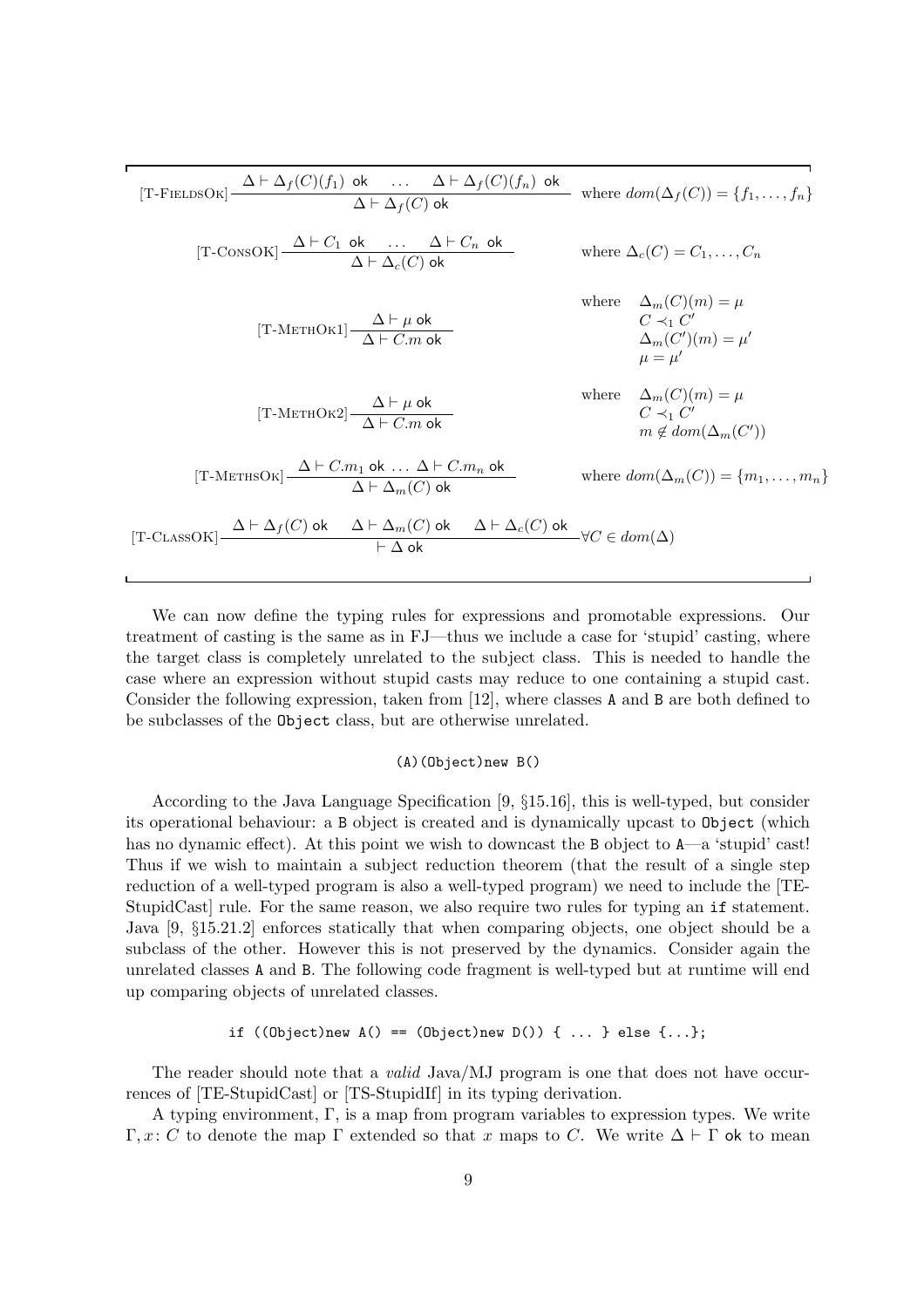$$[\text{T-FieldsOk}]\ \frac{\Delta \vdash \Delta_f(C)(f_1)\ \mathsf{ok} \quad \ldots \quad \Delta \vdash \Delta_f(C)(f_n)\ \mathsf{ok}}{\Delta \vdash \Delta_f(C)\ \mathsf{ok}} \quad \text{where } dom(\Delta_f(C)) = \{f_1, \ldots, f_n\}$$

$$[\text{T-ConsOk}]\ \frac{\Delta \vdash C_1\ \mathsf{ok} \quad \ldots \quad \Delta \vdash C_n\ \mathsf{ok}}{\Delta \vdash \Delta_c(C)\ \mathsf{ok}} \quad \text{where } \Delta_c(C) = C_1, \ldots, C_n$$

$$[\text{T-MethOk1}]\ \frac{\Delta \vdash \mu\ \mathsf{ok}}{\Delta \vdash C.m\ \mathsf{ok}} \quad \text{where} \quad \begin{array}{l} \Delta_m(C)(m) = \mu \\ C \prec_1 C' \\ \Delta_m(C')(m) = \mu' \\ \mu = \mu' \end{array}$$

$$[\text{T-MethOk2}]\ \frac{\Delta \vdash \mu\ \mathsf{ok}}{\Delta \vdash C.m\ \mathsf{ok}} \quad \text{where} \quad \begin{array}{l} \Delta_m(C)(m) = \mu \\ C \prec_1 C' \\ m \notin dom(\Delta_m(C')) \end{array}$$

$$[\text{T-MethsOk}]\ \frac{\Delta \vdash C.m_1\ \mathsf{ok}\ \ldots\ \Delta \vdash C.m_n\ \mathsf{ok}}{\Delta \vdash \Delta_m(C)\ \mathsf{ok}} \quad \text{where } dom(\Delta_m(C)) = \{m_1, \ldots, m_n\}$$

$$[\text{T-ClassOK}]\ \frac{\Delta \vdash \Delta_f(C)\ \mathsf{ok} \quad \Delta \vdash \Delta_m(C)\ \mathsf{ok} \quad \Delta \vdash \Delta_c(C)\ \mathsf{ok}}{\vdash \Delta\ \mathsf{ok}}\ \forall C \in dom(\Delta)$$

We can now define the typing rules for expressions and promotable expressions. Our treatment of casting is the same as in FJ—thus we include a case for 'stupid' casting, where the target class is completely unrelated to the subject class. This is needed to handle the case where an expression without stupid casts may reduce to one containing a stupid cast. Consider the following expression, taken from [12], where classes `A` and `B` are both defined to be subclasses of the `Object` class, but are otherwise unrelated.

```
(A)(Object)new B()
```

According to the Java Language Specification [9, §15.16], this is well-typed, but consider its operational behaviour: a `B` object is created and is dynamically upcast to `Object` (which has no dynamic effect). At this point we wish to downcast the `B` object to `A`—a 'stupid' cast! Thus if we wish to maintain a subject reduction theorem (that the result of a single step reduction of a well-typed program is also a well-typed program) we need to include the [TE-StupidCast] rule. For the same reason, we also require two rules for typing an `if` statement. Java [9, §15.21.2] enforces statically that when comparing objects, one object should be a subclass of the other. However this is not preserved by the dynamics. Consider again the unrelated classes `A` and `B`. The following code fragment is well-typed but at runtime will end up comparing objects of unrelated classes.

```
if ((Object)new A() == (Object)new D()) { ... } else {...};
```

The reader should note that a *valid* Java/MJ program is one that does not have occurrences of [TE-StupidCast] or [TS-StupidIf] in its typing derivation.

A typing environment, $\Gamma$, is a map from program variables to expression types. We write $\Gamma, x\colon C$ to denote the map $\Gamma$ extended so that $x$ maps to $C$. We write $\Delta \vdash \Gamma$ ok to mean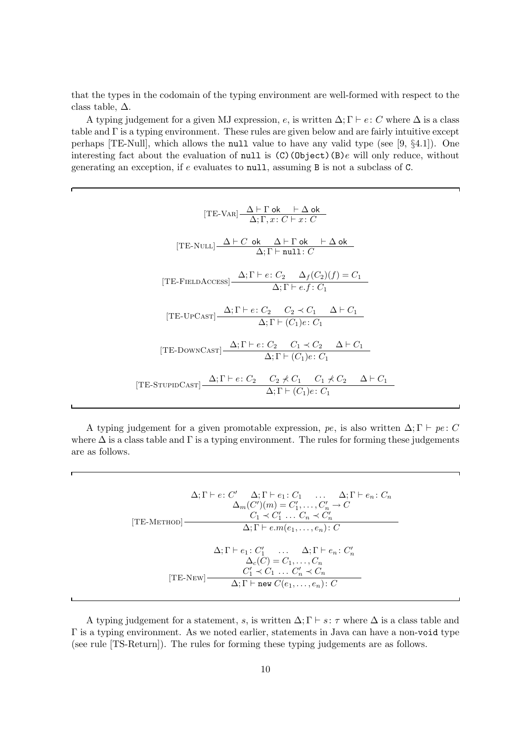that the types in the codomain of the typing environment are well-formed with respect to the class table, $\Delta$.

A typing judgement for a given MJ expression, $e$, is written $\Delta;\Gamma \vdash e\colon C$ where $\Delta$ is a class table and $\Gamma$ is a typing environment. These rules are given below and are fairly intuitive except perhaps [TE-Null], which allows the `null` value to have any valid type (see [9, §4.1]). One interesting fact about the evaluation of `null` is `(C)(Object)(B)`$e$ will only reduce, without generating an exception, if $e$ evaluates to `null`, assuming `B` is not a subclass of `C`.

$$[\text{TE-Var}]\ \frac{\Delta \vdash \Gamma\ \mathsf{ok} \quad \vdash \Delta\ \mathsf{ok}}{\Delta;\Gamma, x\colon C \vdash x\colon C}$$

$$[\text{TE-Null}]\ \frac{\Delta \vdash C\ \ \mathsf{ok} \quad \Delta \vdash \Gamma\ \mathsf{ok} \quad \vdash \Delta\ \mathsf{ok}}{\Delta;\Gamma \vdash \mathtt{null}\colon C}$$

$$[\text{TE-FieldAccess}]\ \frac{\Delta;\Gamma \vdash e\colon C_2 \quad \Delta_f(C_2)(f) = C_1}{\Delta;\Gamma \vdash e.f\colon C_1}$$

$$[\text{TE-UpCast}]\ \frac{\Delta;\Gamma \vdash e\colon C_2 \quad C_2 \prec C_1 \quad \Delta \vdash C_1}{\Delta;\Gamma \vdash (C_1)e\colon C_1}$$

$$[\text{TE-DownCast}]\ \frac{\Delta;\Gamma \vdash e\colon C_2 \quad C_1 \prec C_2 \quad \Delta \vdash C_1}{\Delta;\Gamma \vdash (C_1)e\colon C_1}$$

$$[\text{TE-StupidCast}]\ \frac{\Delta;\Gamma \vdash e\colon C_2 \quad C_2 \not\prec C_1 \quad C_1 \not\prec C_2 \quad \Delta \vdash C_1}{\Delta;\Gamma \vdash (C_1)e\colon C_1}$$

A typing judgement for a given promotable expression, $pe$, is also written $\Delta;\Gamma \vdash pe\colon C$ where $\Delta$ is a class table and $\Gamma$ is a typing environment. The rules for forming these judgements are as follows.

$$[\text{TE-Method}]\ \frac{\begin{array}{c}\Delta;\Gamma \vdash e\colon C' \quad \Delta;\Gamma \vdash e_1\colon C_1 \quad \ldots \quad \Delta;\Gamma \vdash e_n\colon C_n \\ \Delta_m(C')(m) = C'_1, \ldots, C'_n \to C \\ C_1 \prec C'_1 \ \ldots\ C_n \prec C'_n\end{array}}{\Delta;\Gamma \vdash e.m(e_1, \ldots, e_n)\colon C}$$

$$[\text{TE-New}]\ \frac{\begin{array}{c}\Delta;\Gamma \vdash e_1\colon C'_1 \quad \ldots \quad \Delta;\Gamma \vdash e_n\colon C'_n \\ \Delta_c(C) = C_1, \ldots, C_n \\ C'_1 \prec C_1 \ \ldots\ C'_n \prec C_n\end{array}}{\Delta;\Gamma \vdash \mathtt{new}\ C(e_1, \ldots, e_n)\colon C}$$

A typing judgement for a statement, $s$, is written $\Delta;\Gamma \vdash s\colon \tau$ where $\Delta$ is a class table and $\Gamma$ is a typing environment. As we noted earlier, statements in Java can have a non-`void` type (see rule [TS-Return]). The rules for forming these typing judgements are as follows.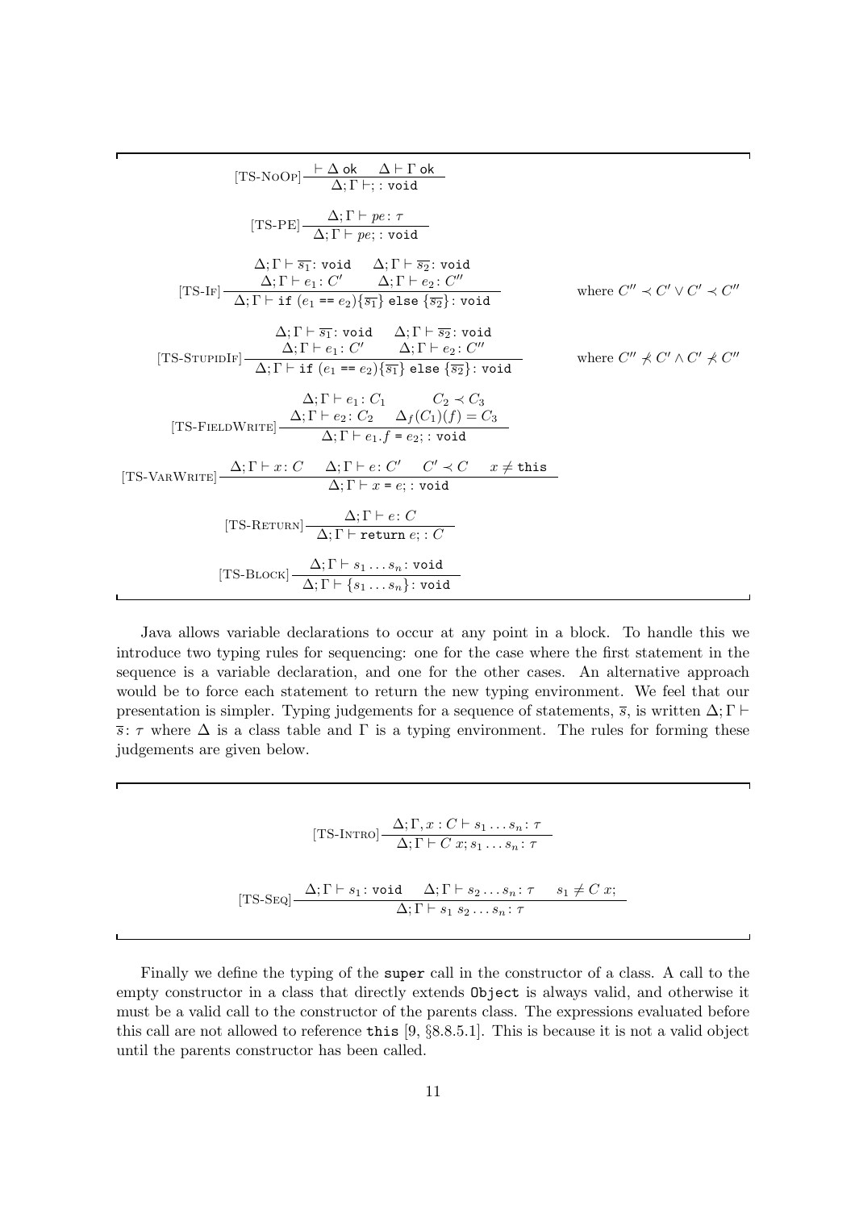$$[\text{TS-NoOp}]\,\frac{\vdash \Delta\ \mathsf{ok} \quad \Delta \vdash \Gamma\ \mathsf{ok}}{\Delta;\Gamma \vdash ;: \mathtt{void}}$$

$$[\text{TS-PE}]\,\frac{\Delta;\Gamma \vdash pe : \tau}{\Delta;\Gamma \vdash pe; : \mathtt{void}}$$

$$[\text{TS-If}]\,\frac{\begin{array}{cc}\Delta;\Gamma \vdash \overline{s_1} : \mathtt{void} & \Delta;\Gamma \vdash \overline{s_2} : \mathtt{void} \\ \Delta;\Gamma \vdash e_1 : C' & \Delta;\Gamma \vdash e_2 : C''\end{array}}{\Delta;\Gamma \vdash \mathtt{if}\ (e_1\ \mathtt{==}\ e_2)\{\overline{s_1}\}\ \mathtt{else}\ \{\overline{s_2}\} : \mathtt{void}} \qquad \text{where } C'' \prec C' \vee C' \prec C''$$

$$[\text{TS-StupidIf}]\,\frac{\begin{array}{cc}\Delta;\Gamma \vdash \overline{s_1} : \mathtt{void} & \Delta;\Gamma \vdash \overline{s_2} : \mathtt{void} \\ \Delta;\Gamma \vdash e_1 : C' & \Delta;\Gamma \vdash e_2 : C''\end{array}}{\Delta;\Gamma \vdash \mathtt{if}\ (e_1\ \mathtt{==}\ e_2)\{\overline{s_1}\}\ \mathtt{else}\ \{\overline{s_2}\} : \mathtt{void}} \qquad \text{where } C'' \not\prec C' \wedge C' \not\prec C''$$

$$[\text{TS-FieldWrite}]\,\frac{\begin{array}{cc}\Delta;\Gamma \vdash e_1 : C_1 & C_2 \prec C_3 \\ \Delta;\Gamma \vdash e_2 : C_2 & \Delta_f(C_1)(f) = C_3\end{array}}{\Delta;\Gamma \vdash e_1.f\ \mathtt{=}\ e_2; : \mathtt{void}}$$

$$[\text{TS-VarWrite}]\,\frac{\Delta;\Gamma \vdash x : C \quad \Delta;\Gamma \vdash e : C' \quad C' \prec C \quad x \neq \mathtt{this}}{\Delta;\Gamma \vdash x\ \mathtt{=}\ e; : \mathtt{void}}$$

$$[\text{TS-Return}]\,\frac{\Delta;\Gamma \vdash e : C}{\Delta;\Gamma \vdash \mathtt{return}\ e; : C}$$

$$[\text{TS-Block}]\,\frac{\Delta;\Gamma \vdash s_1 \ldots s_n : \mathtt{void}}{\Delta;\Gamma \vdash \{s_1 \ldots s_n\} : \mathtt{void}}$$

Java allows variable declarations to occur at any point in a block. To handle this we introduce two typing rules for sequencing: one for the case where the first statement in the sequence is a variable declaration, and one for the other cases. An alternative approach would be to force each statement to return the new typing environment. We feel that our presentation is simpler. Typing judgements for a sequence of statements, $\overline{s}$, is written $\Delta;\Gamma \vdash \overline{s} : \tau$ where $\Delta$ is a class table and $\Gamma$ is a typing environment. The rules for forming these judgements are given below.

$$[\text{TS-Intro}]\,\frac{\Delta;\Gamma, x : C \vdash s_1 \ldots s_n : \tau}{\Delta;\Gamma \vdash C\ x; s_1 \ldots s_n : \tau}$$

$$[\text{TS-Seq}]\,\frac{\Delta;\Gamma \vdash s_1 : \mathtt{void} \quad \Delta;\Gamma \vdash s_2 \ldots s_n : \tau \quad s_1 \neq C\ x;}{\Delta;\Gamma \vdash s_1\ s_2 \ldots s_n : \tau}$$

Finally we define the typing of the `super` call in the constructor of a class. A call to the empty constructor in a class that directly extends `Object` is always valid, and otherwise it must be a valid call to the constructor of the parents class. The expressions evaluated before this call are not allowed to reference `this` [9, §8.8.5.1]. This is because it is not a valid object until the parents constructor has been called.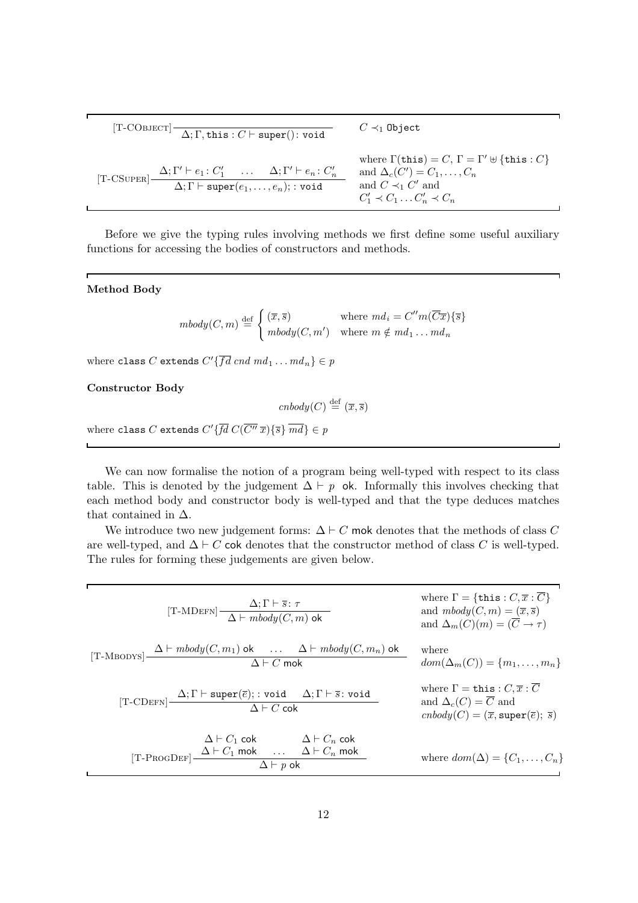$$[\text{T-CObject}]\ \frac{}{\Delta; \Gamma, \texttt{this} : C \vdash \texttt{super}() \colon \texttt{void}} \qquad C \prec_1 \texttt{Object}$$

$$[\text{T-CSuper}]\ \frac{\Delta; \Gamma' \vdash e_1 \colon C'_1 \quad \ldots \quad \Delta; \Gamma' \vdash e_n \colon C'_n}{\Delta; \Gamma \vdash \texttt{super}(e_1, \ldots, e_n); \colon \texttt{void}}$$

where $\Gamma(\texttt{this}) = C$, $\Gamma = \Gamma' \uplus \{\texttt{this} : C\}$ and $\Delta_c(C') = C_1, \ldots, C_n$ and $C \prec_1 C'$ and $C'_1 \prec C_1 \ldots C'_n \prec C_n$

Before we give the typing rules involving methods we first define some useful auxiliary functions for accessing the bodies of constructors and methods.

**Method Body**

$$mbody(C, m) \stackrel{\text{def}}{=} \begin{cases} (\overline{x}, \overline{s}) & \text{where } md_i = C'' m(\overline{C}\overline{x})\{\overline{s}\} \\ mbody(C, m') & \text{where } m \notin md_1 \ldots md_n \end{cases}$$

where $\texttt{class } C \texttt{ extends } C'\{\overline{fd}\ cnd\ md_1 \ldots md_n\} \in p$

**Constructor Body**

$$cnbody(C) \stackrel{\text{def}}{=} (\overline{x}, \overline{s})$$

where $\texttt{class } C \texttt{ extends } C'\{\overline{fd}\ C(\overline{C''}\ \overline{x})\{\overline{s}\}\ \overline{md}\} \in p$

We can now formalise the notion of a program being well-typed with respect to its class table. This is denoted by the judgement $\Delta \vdash p$ ok. Informally this involves checking that each method body and constructor body is well-typed and that the type deduces matches that contained in $\Delta$.

We introduce two new judgement forms: $\Delta \vdash C$ mok denotes that the methods of class $C$ are well-typed, and $\Delta \vdash C$ cok denotes that the constructor method of class $C$ is well-typed. The rules for forming these judgements are given below.

$$[\text{T-MDefn}]\ \frac{\Delta; \Gamma \vdash \overline{s} \colon \tau}{\Delta \vdash mbody(C, m) \text{ ok}}$$

where $\Gamma = \{\texttt{this} : C, \overline{x} : \overline{C}\}$ and $mbody(C, m) = (\overline{x}, \overline{s})$ and $\Delta_m(C)(m) = (\overline{C} \to \tau)$

$$[\text{T-Mbodys}]\ \frac{\Delta \vdash mbody(C, m_1) \text{ ok} \quad \ldots \quad \Delta \vdash mbody(C, m_n) \text{ ok}}{\Delta \vdash C \text{ mok}}$$

where $dom(\Delta_m(C)) = \{m_1, \ldots, m_n\}$

$$[\text{T-CDefn}]\ \frac{\Delta; \Gamma \vdash \texttt{super}(\overline{e}); \colon \texttt{void} \quad \Delta; \Gamma \vdash \overline{s} \colon \texttt{void}}{\Delta \vdash C \text{ cok}}$$

where $\Gamma = \texttt{this} : C, \overline{x} : \overline{C}$ and $\Delta_c(C) = \overline{C}$ and $cnbody(C) = (\overline{x}, \texttt{super}(\overline{e});\ \overline{s})$

$$[\text{T-ProgDef}]\ \frac{\begin{array}{ccc} \Delta \vdash C_1 \text{ cok} & & \Delta \vdash C_n \text{ cok} \\ \Delta \vdash C_1 \text{ mok} & \ldots & \Delta \vdash C_n \text{ mok} \end{array}}{\Delta \vdash p \text{ ok}}$$

where $dom(\Delta) = \{C_1, \ldots, C_n\}$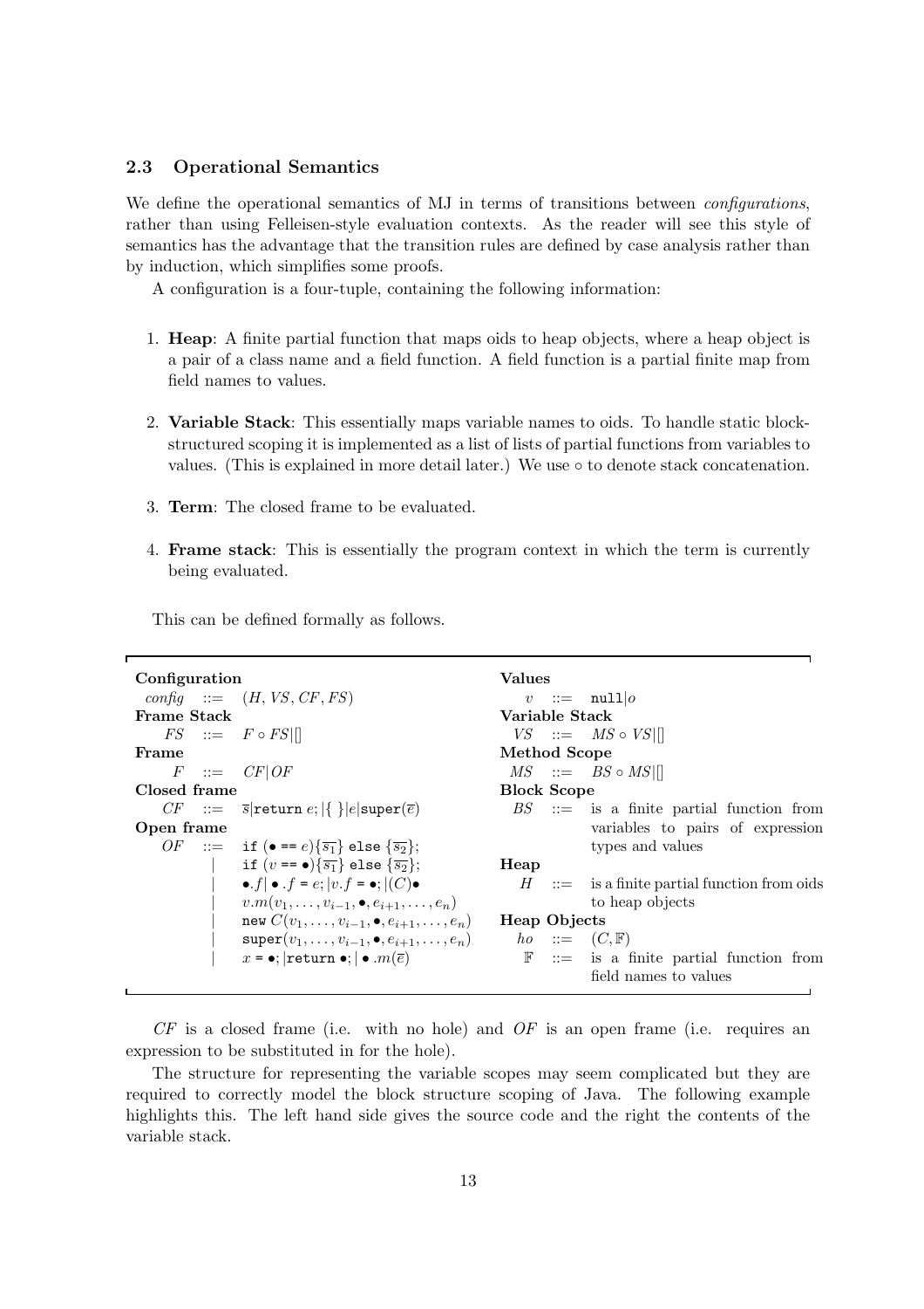### 2.3 Operational Semantics

We define the operational semantics of MJ in terms of transitions between *configurations*, rather than using Felleisen-style evaluation contexts. As the reader will see this style of semantics has the advantage that the transition rules are defined by case analysis rather than by induction, which simplifies some proofs.

A configuration is a four-tuple, containing the following information:

1. **Heap**: A finite partial function that maps oids to heap objects, where a heap object is a pair of a class name and a field function. A field function is a partial finite map from field names to values.
2. **Variable Stack**: This essentially maps variable names to oids. To handle static block-structured scoping it is implemented as a list of lists of partial functions from variables to values. (This is explained in more detail later.) We use $\circ$ to denote stack concatenation.
3. **Term**: The closed frame to be evaluated.
4. **Frame stack**: This is essentially the program context in which the term is currently being evaluated.

This can be defined formally as follows.

**Configuration**

$config ::= (H, VS, CF, FS)$

**Frame Stack**

$FS ::= F \circ FS \,|\, []$

**Frame**

$F ::= CF \,|\, OF$

**Closed frame**

$CF ::= \overline{s} \,|\, \texttt{return}\ e; \,|\, \{\ \} \,|\, e \,|\, \texttt{super}(\overline{e})$

**Open frame**

$OF ::= \texttt{if}\ (\bullet\ \texttt{==}\ e)\{\overline{s_1}\}\ \texttt{else}\ \{\overline{s_2}\};$
$\quad |\ \texttt{if}\ (v\ \texttt{==}\ \bullet)\{\overline{s_1}\}\ \texttt{else}\ \{\overline{s_2}\};$
$\quad |\ \bullet.f \,|\, \bullet.f\ \texttt{=}\ e; \,|\, v.f\ \texttt{=}\ \bullet; \,|\, (C)\bullet$
$\quad |\ v.m(v_1, \ldots, v_{i-1}, \bullet, e_{i+1}, \ldots, e_n)$
$\quad |\ \texttt{new}\ C(v_1, \ldots, v_{i-1}, \bullet, e_{i+1}, \ldots, e_n)$
$\quad |\ \texttt{super}(v_1, \ldots, v_{i-1}, \bullet, e_{i+1}, \ldots, e_n)$
$\quad |\ x\ \texttt{=}\ \bullet; \,|\, \texttt{return}\ \bullet; \,|\, \bullet.m(\overline{e})$

**Values**

$v ::= \texttt{null} \,|\, o$

**Variable Stack**

$VS ::= MS \circ VS \,|\, []$

**Method Scope**

$MS ::= BS \circ MS \,|\, []$

**Block Scope**

$BS ::=$ is a finite partial function from variables to pairs of expression types and values

**Heap**

$H ::=$ is a finite partial function from oids to heap objects

**Heap Objects**

$ho ::= (C, \mathbb{F})$

$\mathbb{F} ::=$ is a finite partial function from field names to values

$CF$ is a closed frame (i.e. with no hole) and $OF$ is an open frame (i.e. requires an expression to be substituted in for the hole).

The structure for representing the variable scopes may seem complicated but they are required to correctly model the block structure scoping of Java. The following example highlights this. The left hand side gives the source code and the right the contents of the variable stack.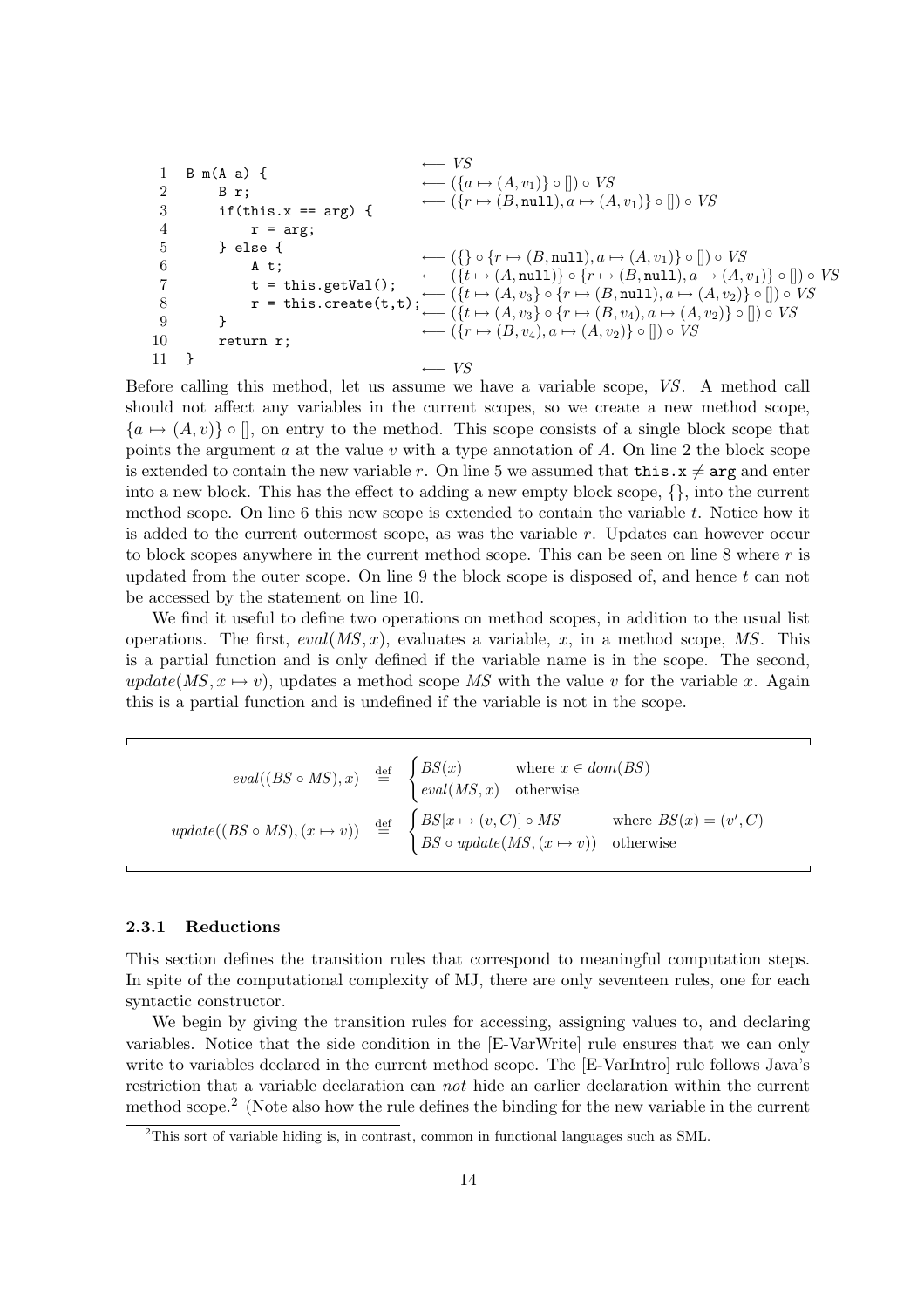```
1  B m(A a) {                          ⟵ VS
2      B r;                            ⟵ ({a ↦ (A, v1)} ∘ []) ∘ VS
3      if(this.x == arg) {             ⟵ ({r ↦ (B, null), a ↦ (A, v1)} ∘ []) ∘ VS
4          r = arg;
5      } else {
6          A t;                        ⟵ ({} ∘ {r ↦ (B, null), a ↦ (A, v1)} ∘ []) ∘ VS
7          t = this.getVal();          ⟵ ({t ↦ (A, null)} ∘ {r ↦ (B, null), a ↦ (A, v1)} ∘ []) ∘ VS
8          r = this.create(t,t);       ⟵ ({t ↦ (A, v3} ∘ {r ↦ (B, null), a ↦ (A, v2)} ∘ []) ∘ VS
9      }                               ⟵ ({t ↦ (A, v3} ∘ {r ↦ (B, v4), a ↦ (A, v2)} ∘ []) ∘ VS
10     return r;                       ⟵ ({r ↦ (B, v4), a ↦ (A, v2)} ∘ []) ∘ VS
11 }
                                       ⟵ VS
```

Before calling this method, let us assume we have a variable scope, $VS$. A method call should not affect any variables in the current scopes, so we create a new method scope, $\{a \mapsto (A, v)\} \circ []$, on entry to the method. This scope consists of a single block scope that points the argument $a$ at the value $v$ with a type annotation of $A$. On line 2 the block scope is extended to contain the new variable $r$. On line 5 we assumed that `this.x` $\neq$ `arg` and enter into a new block. This has the effect to adding a new empty block scope, $\{\}$, into the current method scope. On line 6 this new scope is extended to contain the variable $t$. Notice how it is added to the current outermost scope, as was the variable $r$. Updates can however occur to block scopes anywhere in the current method scope. This can be seen on line 8 where $r$ is updated from the outer scope. On line 9 the block scope is disposed of, and hence $t$ can not be accessed by the statement on line 10.

We find it useful to define two operations on method scopes, in addition to the usual list operations. The first, $eval(MS, x)$, evaluates a variable, $x$, in a method scope, $MS$. This is a partial function and is only defined if the variable name is in the scope. The second, $update(MS, x \mapsto v)$, updates a method scope $MS$ with the value $v$ for the variable $x$. Again this is a partial function and is undefined if the variable is not in the scope.

$$
eval((BS \circ MS), x) \stackrel{\text{def}}{=} \begin{cases} BS(x) & \text{where } x \in dom(BS) \\ eval(MS, x) & \text{otherwise} \end{cases}
$$

$$
update((BS \circ MS), (x \mapsto v)) \stackrel{\text{def}}{=} \begin{cases} BS[x \mapsto (v, C)] \circ MS & \text{where } BS(x) = (v', C) \\ BS \circ update(MS, (x \mapsto v)) & \text{otherwise} \end{cases}
$$

### 2.3.1 Reductions

This section defines the transition rules that correspond to meaningful computation steps. In spite of the computational complexity of MJ, there are only seventeen rules, one for each syntactic constructor.

We begin by giving the transition rules for accessing, assigning values to, and declaring variables. Notice that the side condition in the [E-VarWrite] rule ensures that we can only write to variables declared in the current method scope. The [E-VarIntro] rule follows Java's restriction that a variable declaration can *not* hide an earlier declaration within the current method scope.[2] (Note also how the rule defines the binding for the new variable in the current

[2] This sort of variable hiding is, in contrast, common in functional languages such as SML.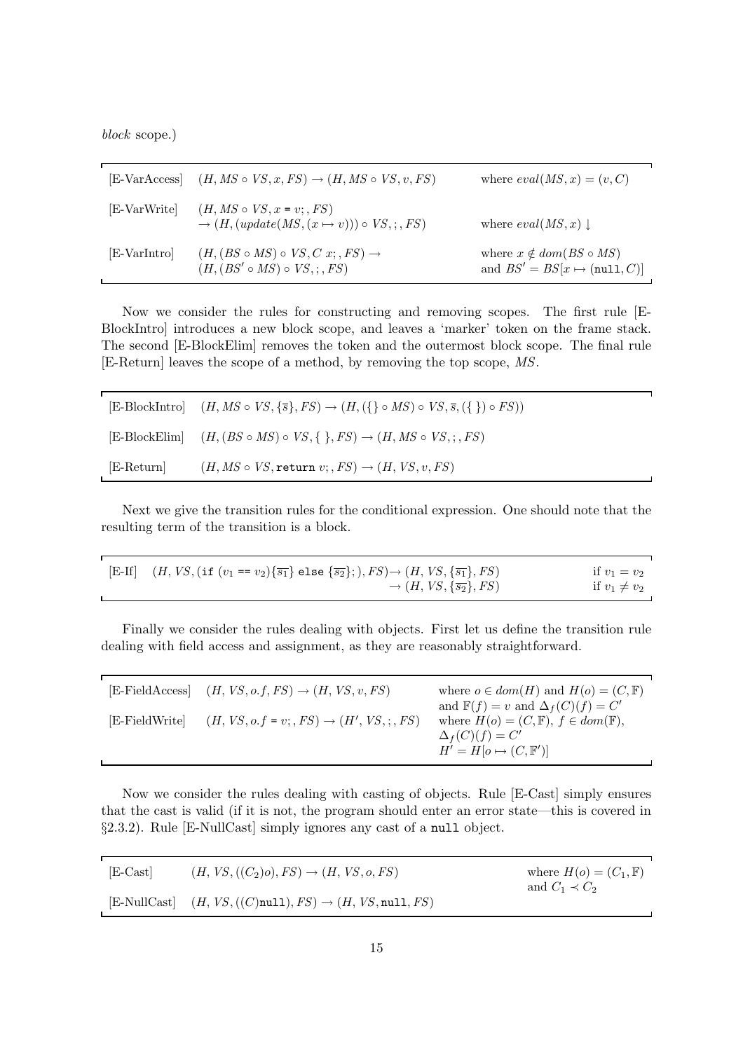*block* scope.)

| | | |
|---|---|---|
| [E-VarAccess] | $(H, MS \circ VS, x, FS) \rightarrow (H, MS \circ VS, v, FS)$ | where $eval(MS, x) = (v, C)$ |
| [E-VarWrite] | $(H, MS \circ VS, x = v;, FS)$ $\rightarrow (H, (update(MS, (x \mapsto v))) \circ VS, ;, FS)$ | where $eval(MS, x) \downarrow$ |
| [E-VarIntro] | $(H, (BS \circ MS) \circ VS, C\ x;, FS) \rightarrow$ $(H, (BS' \circ MS) \circ VS, ;, FS)$ | where $x \notin dom(BS \circ MS)$ and $BS' = BS[x \mapsto (\texttt{null}, C)]$ |

Now we consider the rules for constructing and removing scopes. The first rule [E-BlockIntro] introduces a new block scope, and leaves a 'marker' token on the frame stack. The second [E-BlockElim] removes the token and the outermost block scope. The final rule [E-Return] leaves the scope of a method, by removing the top scope, $MS$.

| | |
|---|---|
| [E-BlockIntro] | $(H, MS \circ VS, \{\overline{s}\}, FS) \rightarrow (H, (\{\} \circ MS) \circ VS, \overline{s}, (\{\ \}) \circ FS))$ |
| [E-BlockElim] | $(H, (BS \circ MS) \circ VS, \{\ \}, FS) \rightarrow (H, MS \circ VS, ;, FS)$ |
| [E-Return] | $(H, MS \circ VS, \texttt{return}\ v;, FS) \rightarrow (H, VS, v, FS)$ |

Next we give the transition rules for the conditional expression. One should note that the resulting term of the transition is a block.

| | | |
|---|---|---|
| [E-If] | $(H, VS, (\texttt{if}\ (v_1 \texttt{==} v_2)\{\overline{s_1}\}\ \texttt{else}\ \{\overline{s_2}\};), FS) \rightarrow (H, VS, \{\overline{s_1}\}, FS)$ | if $v_1 = v_2$ |
| | $\rightarrow (H, VS, \{\overline{s_2}\}, FS)$ | if $v_1 \neq v_2$ |

Finally we consider the rules dealing with objects. First let us define the transition rule dealing with field access and assignment, as they are reasonably straightforward.

| | | |
|---|---|---|
| [E-FieldAccess] | $(H, VS, o.f, FS) \rightarrow (H, VS, v, FS)$ | where $o \in dom(H)$ and $H(o) = (C, \mathbb{F})$ and $\mathbb{F}(f) = v$ and $\Delta_f(C)(f) = C'$ |
| [E-FieldWrite] | $(H, VS, o.f = v;, FS) \rightarrow (H', VS, ;, FS)$ | where $H(o) = (C, \mathbb{F})$, $f \in dom(\mathbb{F})$, $\Delta_f(C)(f) = C'$ $H' = H[o \mapsto (C, \mathbb{F}')]$ |

Now we consider the rules dealing with casting of objects. Rule [E-Cast] simply ensures that the cast is valid (if it is not, the program should enter an error state—this is covered in §2.3.2). Rule [E-NullCast] simply ignores any cast of a `null` object.

| | | |
|---|---|---|
| [E-Cast] | $(H, VS, ((C_2)o), FS) \rightarrow (H, VS, o, FS)$ | where $H(o) = (C_1, \mathbb{F})$ and $C_1 \prec C_2$ |
| [E-NullCast] | $(H, VS, ((C)\texttt{null}), FS) \rightarrow (H, VS, \texttt{null}, FS)$ | |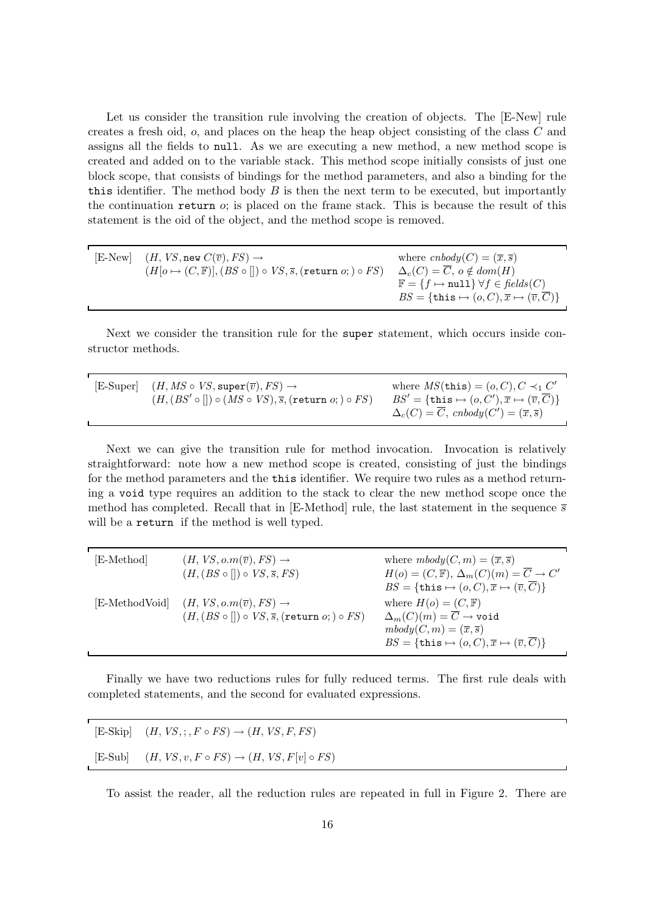Let us consider the transition rule involving the creation of objects. The [E-New] rule creates a fresh oid, $o$, and places on the heap the heap object consisting of the class $C$ and assigns all the fields to `null`. As we are executing a new method, a new method scope is created and added on to the variable stack. This method scope initially consists of just one block scope, that consists of bindings for the method parameters, and also a binding for the `this` identifier. The method body $B$ is then the next term to be executed, but importantly the continuation `return` $o$; is placed on the frame stack. This is because the result of this statement is the oid of the object, and the method scope is removed.

| | | |
|---|---|---|
| [E-New] | $(H, VS, \texttt{new } C(\overline{v}), FS) \rightarrow$ $(H[o \mapsto (C, \mathbb{F})], (BS \circ []) \circ VS, \overline{s}, (\texttt{return } o;) \circ FS)$ | where $cnbody(C) = (\overline{x}, \overline{s})$ $\Delta_c(C) = \overline{C}$, $o \notin dom(H)$ $\mathbb{F} = \{f \mapsto \texttt{null}\}\ \forall f \in fields(C)$ $BS = \{\texttt{this} \mapsto (o, C), \overline{x} \mapsto (\overline{v}, \overline{C})\}$ |

Next we consider the transition rule for the `super` statement, which occurs inside constructor methods.

| | | |
|---|---|---|
| [E-Super] | $(H, MS \circ VS, \texttt{super}(\overline{v}), FS) \rightarrow$ $(H, (BS' \circ []) \circ (MS \circ VS), \overline{s}, (\texttt{return } o;) \circ FS)$ | where $MS(\texttt{this}) = (o, C), C \prec_1 C'$ $BS' = \{\texttt{this} \mapsto (o, C'), \overline{x} \mapsto (\overline{v}, \overline{C})\}$ $\Delta_c(C) = \overline{C}$, $cnbody(C') = (\overline{x}, \overline{s})$ |

Next we can give the transition rule for method invocation. Invocation is relatively straightforward: note how a new method scope is created, consisting of just the bindings for the method parameters and the `this` identifier. We require two rules as a method returning a `void` type requires an addition to the stack to clear the new method scope once the method has completed. Recall that in [E-Method] rule, the last statement in the sequence $\overline{s}$ will be a `return` if the method is well typed.

| | | |
|---|---|---|
| [E-Method] | $(H, VS, o.m(\overline{v}), FS) \rightarrow$ $(H, (BS \circ []) \circ VS, \overline{s}, FS)$ | where $mbody(C, m) = (\overline{x}, \overline{s})$ $H(o) = (C, \mathbb{F})$, $\Delta_m(C)(m) = \overline{C} \rightarrow C'$ $BS = \{\texttt{this} \mapsto (o, C), \overline{x} \mapsto (\overline{v}, \overline{C})\}$ |
| [E-MethodVoid] | $(H, VS, o.m(\overline{v}), FS) \rightarrow$ $(H, (BS \circ []) \circ VS, \overline{s}, (\texttt{return } o;) \circ FS)$ | where $H(o) = (C, \mathbb{F})$ $\Delta_m(C)(m) = \overline{C} \rightarrow \texttt{void}$ $mbody(C, m) = (\overline{x}, \overline{s})$ $BS = \{\texttt{this} \mapsto (o, C), \overline{x} \mapsto (\overline{v}, \overline{C})\}$ |

Finally we have two reductions rules for fully reduced terms. The first rule deals with completed statements, and the second for evaluated expressions.

| | |
|---|---|
| [E-Skip] | $(H, VS, ;, F \circ FS) \rightarrow (H, VS, F, FS)$ |
| [E-Sub] | $(H, VS, v, F \circ FS) \rightarrow (H, VS, F[v] \circ FS)$ |

To assist the reader, all the reduction rules are repeated in full in Figure 2. There are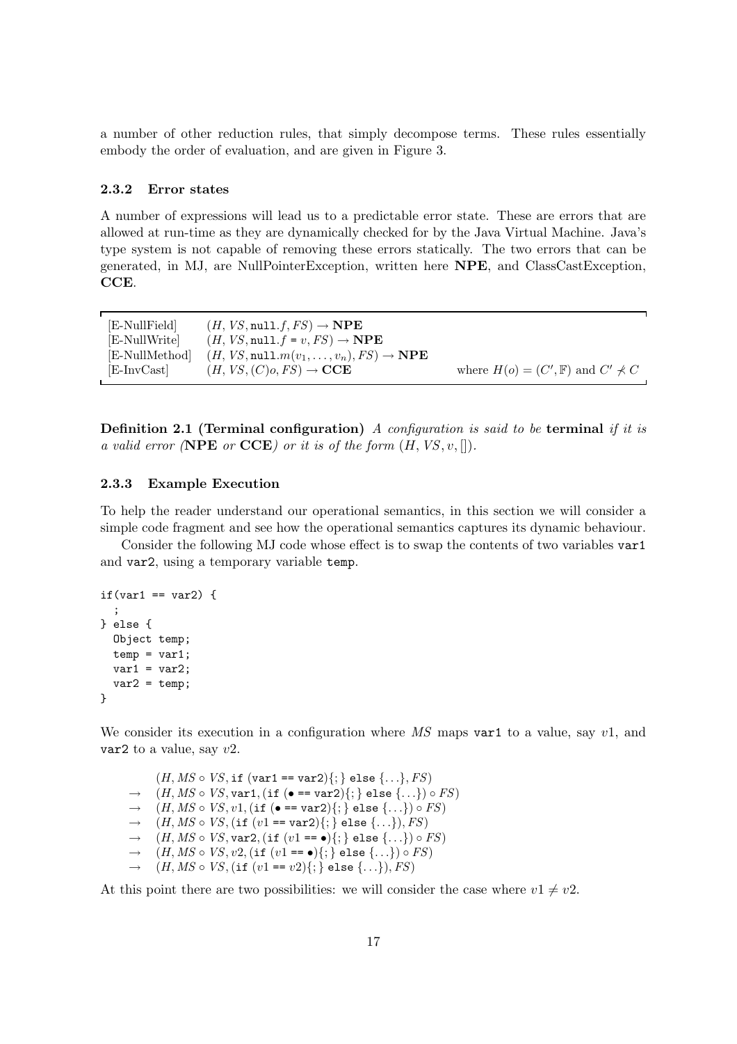a number of other reduction rules, that simply decompose terms. These rules essentially embody the order of evaluation, and are given in Figure 3.

### 2.3.2 Error states

A number of expressions will lead us to a predictable error state. These are errors that are allowed at run-time as they are dynamically checked for by the Java Virtual Machine. Java's type system is not capable of removing these errors statically. The two errors that can be generated, in MJ, are NullPointerException, written here **NPE**, and ClassCastException, **CCE**.

| | | |
|---|---|---|
| [E-NullField] | $(H, VS, \texttt{null}.f, FS) \rightarrow \mathbf{NPE}$ | |
| [E-NullWrite] | $(H, VS, \texttt{null}.f = v, FS) \rightarrow \mathbf{NPE}$ | |
| [E-NullMethod] | $(H, VS, \texttt{null}.m(v_1, \ldots, v_n), FS) \rightarrow \mathbf{NPE}$ | |
| [E-InvCast] | $(H, VS, (C)o, FS) \rightarrow \mathbf{CCE}$ | where $H(o) = (C', \mathbb{F})$ and $C' \not\prec C$ |

**Definition 2.1 (Terminal configuration)** *A configuration is said to be* **terminal** *if it is a valid error (***NPE** *or* **CCE***) or it is of the form* $(H, VS, v, [])$.

### 2.3.3 Example Execution

To help the reader understand our operational semantics, in this section we will consider a simple code fragment and see how the operational semantics captures its dynamic behaviour.

Consider the following MJ code whose effect is to swap the contents of two variables `var1` and `var2`, using a temporary variable `temp`.

```
if(var1 == var2) {
  ;
} else {
  Object temp;
  temp = var1;
  var1 = var2;
  var2 = temp;
}
```

We consider its execution in a configuration where $MS$ maps `var1` to a value, say $v1$, and `var2` to a value, say $v2$.

$$
\begin{array}{ll}
& (H, MS \circ VS, \texttt{if (var1 == var2)\{;\} else \{...\}}, FS) \\
\rightarrow & (H, MS \circ VS, \texttt{var1}, (\texttt{if (}\bullet\texttt{ == var2)\{;\} else \{...\}}) \circ FS) \\
\rightarrow & (H, MS \circ VS, v1, (\texttt{if (}\bullet\texttt{ == var2)\{;\} else \{...\}}) \circ FS) \\
\rightarrow & (H, MS \circ VS, (\texttt{if (}v1\texttt{ == var2)\{;\} else \{...\}}), FS) \\
\rightarrow & (H, MS \circ VS, \texttt{var2}, (\texttt{if (}v1\texttt{ == }\bullet\texttt{)\{;\} else \{...\}}) \circ FS) \\
\rightarrow & (H, MS \circ VS, v2, (\texttt{if (}v1\texttt{ == }\bullet\texttt{)\{;\} else \{...\}}) \circ FS) \\
\rightarrow & (H, MS \circ VS, (\texttt{if (}v1\texttt{ == }v2\texttt{)\{;\} else \{...\}}), FS)
\end{array}
$$

At this point there are two possibilities: we will consider the case where $v1 \neq v2$.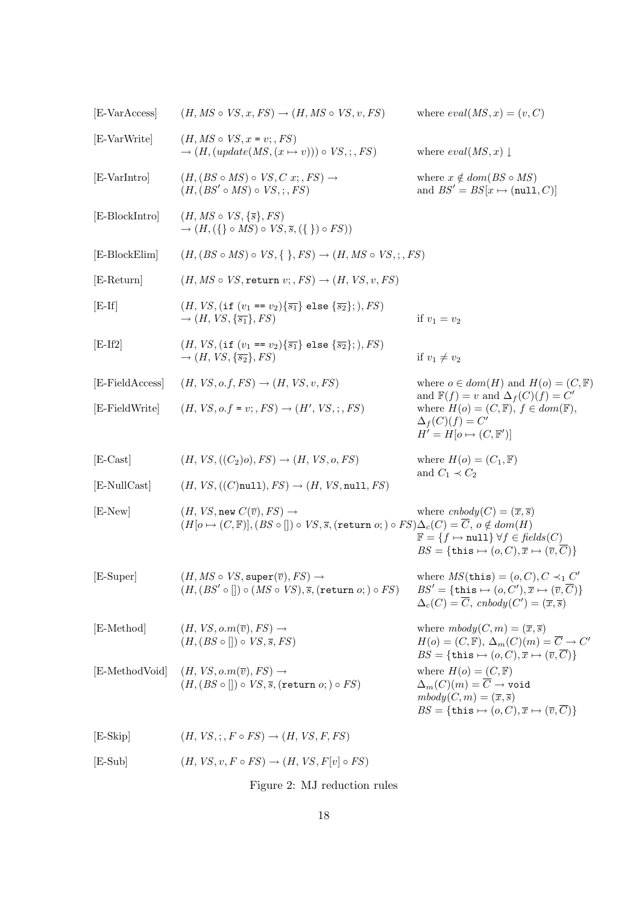| Rule | Reduction | Condition |
|---|---|---|
| [E-VarAccess] | $(H, MS \circ VS, x, FS) \rightarrow (H, MS \circ VS, v, FS)$ | where $eval(MS, x) = (v, C)$ |
| [E-VarWrite] | $(H, MS \circ VS, x \texttt{ = } v;, FS)$ $\rightarrow (H, (update(MS, (x \mapsto v))) \circ VS, ;, FS)$ | where $eval(MS, x) \downarrow$ |
| [E-VarIntro] | $(H, (BS \circ MS) \circ VS, C\ x;, FS) \rightarrow$ $(H, (BS' \circ MS) \circ VS, ;, FS)$ | where $x \notin dom(BS \circ MS)$ and $BS' = BS[x \mapsto (\texttt{null}, C)]$ |
| [E-BlockIntro] | $(H, MS \circ VS, \{\overline{s}\}, FS)$ $\rightarrow (H, (\{\} \circ MS) \circ VS, \overline{s}, (\{\ \}) \circ FS))$ | |
| [E-BlockElim] | $(H, (BS \circ MS) \circ VS, \{\ \}, FS) \rightarrow (H, MS \circ VS, ;, FS)$ | |
| [E-Return] | $(H, MS \circ VS, \texttt{return}\ v;, FS) \rightarrow (H, VS, v, FS)$ | |
| [E-If] | $(H, VS, (\texttt{if}\ (v_1 \texttt{ == } v_2)\{\overline{s_1}\}\ \texttt{else}\ \{\overline{s_2}\};), FS)$ $\rightarrow (H, VS, \{\overline{s_1}\}, FS)$ | if $v_1 = v_2$ |
| [E-If2] | $(H, VS, (\texttt{if}\ (v_1 \texttt{ == } v_2)\{\overline{s_1}\}\ \texttt{else}\ \{\overline{s_2}\};), FS)$ $\rightarrow (H, VS, \{\overline{s_2}\}, FS)$ | if $v_1 \neq v_2$ |
| [E-FieldAccess] | $(H, VS, o.f, FS) \rightarrow (H, VS, v, FS)$ | where $o \in dom(H)$ and $H(o) = (C, \mathbb{F})$ and $\mathbb{F}(f) = v$ and $\Delta_f(C)(f) = C'$ |
| [E-FieldWrite] | $(H, VS, o.f \texttt{ = } v;, FS) \rightarrow (H', VS, ;, FS)$ | where $H(o) = (C, \mathbb{F})$, $f \in dom(\mathbb{F})$, $\Delta_f(C)(f) = C'$ $H' = H[o \mapsto (C, \mathbb{F}')]$ |
| [E-Cast] | $(H, VS, ((C_2)o), FS) \rightarrow (H, VS, o, FS)$ | where $H(o) = (C_1, \mathbb{F})$ and $C_1 \prec C_2$ |
| [E-NullCast] | $(H, VS, ((C)\texttt{null}), FS) \rightarrow (H, VS, \texttt{null}, FS)$ | |
| [E-New] | $(H, VS, \texttt{new}\ C(\overline{v}), FS) \rightarrow$ $(H[o \mapsto (C, \mathbb{F})], (BS \circ []) \circ VS, \overline{s}, (\texttt{return}\ o;) \circ FS)$ | where $cnbody(C) = (\overline{x}, \overline{s})$ $\Delta_c(C) = \overline{C}$, $o \notin dom(H)$ $\mathbb{F} = \{f \mapsto \texttt{null}\}\ \forall f \in \mathit{fields}(C)$ $BS = \{\texttt{this} \mapsto (o, C), \overline{x} \mapsto (\overline{v}, \overline{C})\}$ |
| [E-Super] | $(H, MS \circ VS, \texttt{super}(\overline{v}), FS) \rightarrow$ $(H, (BS' \circ []) \circ (MS \circ VS), \overline{s}, (\texttt{return}\ o;) \circ FS)$ | where $MS(\texttt{this}) = (o, C), C \prec_1 C'$ $BS' = \{\texttt{this} \mapsto (o, C'), \overline{x} \mapsto (\overline{v}, \overline{C})\}$ $\Delta_c(C) = \overline{C}$, $cnbody(C') = (\overline{x}, \overline{s})$ |
| [E-Method] | $(H, VS, o.m(\overline{v}), FS) \rightarrow$ $(H, (BS \circ []) \circ VS, \overline{s}, FS)$ | where $mbody(C, m) = (\overline{x}, \overline{s})$ $H(o) = (C, \mathbb{F})$, $\Delta_m(C)(m) = \overline{C} \rightarrow C'$ $BS = \{\texttt{this} \mapsto (o, C), \overline{x} \mapsto (\overline{v}, \overline{C})\}$ |
| [E-MethodVoid] | $(H, VS, o.m(\overline{v}), FS) \rightarrow$ $(H, (BS \circ []) \circ VS, \overline{s}, (\texttt{return}\ o;) \circ FS)$ | where $H(o) = (C, \mathbb{F})$ $\Delta_m(C)(m) = \overline{C} \rightarrow \texttt{void}$ $mbody(C, m) = (\overline{x}, \overline{s})$ $BS = \{\texttt{this} \mapsto (o, C), \overline{x} \mapsto (\overline{v}, \overline{C})\}$ |
| [E-Skip] | $(H, VS, ;, F \circ FS) \rightarrow (H, VS, F, FS)$ | |
| [E-Sub] | $(H, VS, v, F \circ FS) \rightarrow (H, VS, F[v] \circ FS)$ | |

Figure 2: MJ reduction rules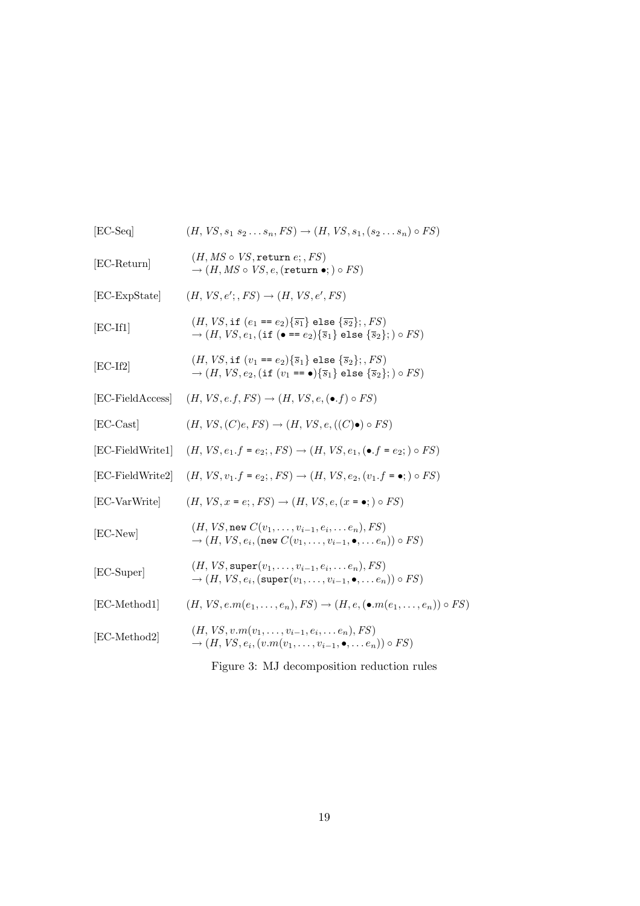| | |
|---|---|
| [EC-Seq] | $(H, VS, s_1\ s_2 \ldots s_n, FS) \rightarrow (H, VS, s_1, (s_2 \ldots s_n) \circ FS)$ |
| [EC-Return] | $(H, MS \circ VS, \texttt{return}\ e;, FS)$ $\rightarrow (H, MS \circ VS, e, (\texttt{return}\ \bullet;) \circ FS)$ |
| [EC-ExpState] | $(H, VS, e';, FS) \rightarrow (H, VS, e', FS)$ |
| [EC-If1] | $(H, VS, \texttt{if}\ (e_1\ \texttt{==}\ e_2)\{\overline{s_1}\}\ \texttt{else}\ \{\overline{s_2}\};, FS)$ $\rightarrow (H, VS, e_1, (\texttt{if}\ (\bullet\ \texttt{==}\ e_2)\{\overline{s}_1\}\ \texttt{else}\ \{\overline{s}_2\};) \circ FS)$ |
| [EC-If2] | $(H, VS, \texttt{if}\ (v_1\ \texttt{==}\ e_2)\{\overline{s}_1\}\ \texttt{else}\ \{\overline{s}_2\};, FS)$ $\rightarrow (H, VS, e_2, (\texttt{if}\ (v_1\ \texttt{==}\ \bullet)\{\overline{s}_1\}\ \texttt{else}\ \{\overline{s}_2\};) \circ FS)$ |
| [EC-FieldAccess] | $(H, VS, e.f, FS) \rightarrow (H, VS, e, (\bullet.f) \circ FS)$ |
| [EC-Cast] | $(H, VS, (C)e, FS) \rightarrow (H, VS, e, ((C)\bullet) \circ FS)$ |
| [EC-FieldWrite1] | $(H, VS, e_1.f\ \texttt{=}\ e_2;, FS) \rightarrow (H, VS, e_1, (\bullet.f\ \texttt{=}\ e_2;) \circ FS)$ |
| [EC-FieldWrite2] | $(H, VS, v_1.f\ \texttt{=}\ e_2;, FS) \rightarrow (H, VS, e_2, (v_1.f\ \texttt{=}\ \bullet;) \circ FS)$ |
| [EC-VarWrite] | $(H, VS, x\ \texttt{=}\ e;, FS) \rightarrow (H, VS, e, (x\ \texttt{=}\ \bullet;) \circ FS)$ |
| [EC-New] | $(H, VS, \texttt{new}\ C(v_1, \ldots, v_{i-1}, e_i, \ldots e_n), FS)$ $\rightarrow (H, VS, e_i, (\texttt{new}\ C(v_1, \ldots, v_{i-1}, \bullet, \ldots e_n)) \circ FS)$ |
| [EC-Super] | $(H, VS, \texttt{super}(v_1, \ldots, v_{i-1}, e_i, \ldots e_n), FS)$ $\rightarrow (H, VS, e_i, (\texttt{super}(v_1, \ldots, v_{i-1}, \bullet, \ldots e_n)) \circ FS)$ |
| [EC-Method1] | $(H, VS, e.m(e_1, \ldots, e_n), FS) \rightarrow (H, e, (\bullet.m(e_1, \ldots, e_n)) \circ FS)$ |
| [EC-Method2] | $(H, VS, v.m(v_1, \ldots, v_{i-1}, e_i, \ldots e_n), FS)$ $\rightarrow (H, VS, e_i, (v.m(v_1, \ldots, v_{i-1}, \bullet, \ldots e_n)) \circ FS)$ |

Figure 3: MJ decomposition reduction rules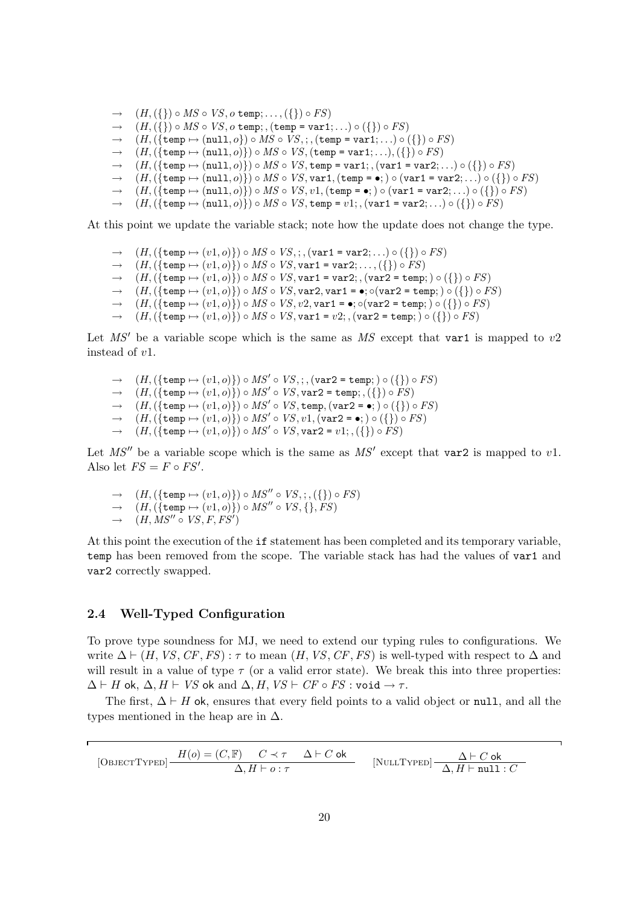$$\rightarrow \quad (H, (\{\}) \circ MS \circ VS, o\ \texttt{temp}; \ldots, (\{\}) \circ FS)$$
$$\rightarrow \quad (H, (\{\}) \circ MS \circ VS, o\ \texttt{temp};, (\texttt{temp = var1;} \ldots) \circ (\{\}) \circ FS)$$
$$\rightarrow \quad (H, (\{\texttt{temp} \mapsto (\texttt{null}, o\}) \circ MS \circ VS, ;, (\texttt{temp = var1;} \ldots) \circ (\{\}) \circ FS)$$
$$\rightarrow \quad (H, (\{\texttt{temp} \mapsto (\texttt{null}, o)\}) \circ MS \circ VS, (\texttt{temp = var1;} \ldots), (\{\}) \circ FS)$$
$$\rightarrow \quad (H, (\{\texttt{temp} \mapsto (\texttt{null}, o)\}) \circ MS \circ VS, \texttt{temp = var1;}, (\texttt{var1 = var2;} \ldots) \circ (\{\}) \circ FS)$$
$$\rightarrow \quad (H, (\{\texttt{temp} \mapsto (\texttt{null}, o)\}) \circ MS \circ VS, \texttt{var1}, (\texttt{temp = } \bullet\texttt{;}) \circ (\texttt{var1 = var2;} \ldots) \circ (\{\}) \circ FS)$$
$$\rightarrow \quad (H, (\{\texttt{temp} \mapsto (\texttt{null}, o)\}) \circ MS \circ VS, v1, (\texttt{temp = } \bullet\texttt{;}) \circ (\texttt{var1 = var2;} \ldots) \circ (\{\}) \circ FS)$$
$$\rightarrow \quad (H, (\{\texttt{temp} \mapsto (\texttt{null}, o)\}) \circ MS \circ VS, \texttt{temp = } v1;, (\texttt{var1 = var2;} \ldots) \circ (\{\}) \circ FS)$$

At this point we update the variable stack; note how the update does not change the type.

$$\rightarrow \quad (H, (\{\texttt{temp} \mapsto (v1, o)\}) \circ MS \circ VS, ;, (\texttt{var1 = var2;} \ldots) \circ (\{\}) \circ FS)$$
$$\rightarrow \quad (H, (\{\texttt{temp} \mapsto (v1, o)\}) \circ MS \circ VS, \texttt{var1 = var2;} \ldots, (\{\}) \circ FS)$$
$$\rightarrow \quad (H, (\{\texttt{temp} \mapsto (v1, o)\}) \circ MS \circ VS, \texttt{var1 = var2;}, (\texttt{var2 = temp;}) \circ (\{\}) \circ FS)$$
$$\rightarrow \quad (H, (\{\texttt{temp} \mapsto (v1, o)\}) \circ MS \circ VS, \texttt{var2}, \texttt{var1 = } \bullet\texttt{;} \circ (\texttt{var2 = temp;}) \circ (\{\}) \circ FS)$$
$$\rightarrow \quad (H, (\{\texttt{temp} \mapsto (v1, o)\}) \circ MS \circ VS, v2, \texttt{var1 = } \bullet\texttt{;} \circ (\texttt{var2 = temp;}) \circ (\{\}) \circ FS)$$
$$\rightarrow \quad (H, (\{\texttt{temp} \mapsto (v1, o)\}) \circ MS \circ VS, \texttt{var1 = } v2;, (\texttt{var2 = temp;}) \circ (\{\}) \circ FS)$$

Let $MS'$ be a variable scope which is the same as $MS$ except that `var1` is mapped to $v2$ instead of $v1$.

$$\rightarrow \quad (H, (\{\texttt{temp} \mapsto (v1, o)\}) \circ MS' \circ VS, ;, (\texttt{var2 = temp;}) \circ (\{\}) \circ FS)$$
$$\rightarrow \quad (H, (\{\texttt{temp} \mapsto (v1, o)\}) \circ MS' \circ VS, \texttt{var2 = temp;}, (\{\}) \circ FS)$$
$$\rightarrow \quad (H, (\{\texttt{temp} \mapsto (v1, o)\}) \circ MS' \circ VS, \texttt{temp}, (\texttt{var2 = } \bullet\texttt{;}) \circ (\{\}) \circ FS)$$
$$\rightarrow \quad (H, (\{\texttt{temp} \mapsto (v1, o)\}) \circ MS' \circ VS, v1, (\texttt{var2 = } \bullet\texttt{;}) \circ (\{\}) \circ FS)$$
$$\rightarrow \quad (H, (\{\texttt{temp} \mapsto (v1, o)\}) \circ MS' \circ VS, \texttt{var2 = } v1;, (\{\}) \circ FS)$$

Let $MS''$ be a variable scope which is the same as $MS'$ except that `var2` is mapped to $v1$. Also let $FS = F \circ FS'$.

$$\rightarrow \quad (H, (\{\texttt{temp} \mapsto (v1, o)\}) \circ MS'' \circ VS, ;, (\{\}) \circ FS)$$
$$\rightarrow \quad (H, (\{\texttt{temp} \mapsto (v1, o)\}) \circ MS'' \circ VS, \{\}, FS)$$
$$\rightarrow \quad (H, MS'' \circ VS, F, FS')$$

At this point the execution of the `if` statement has been completed and its temporary variable, `temp` has been removed from the scope. The variable stack has had the values of `var1` and `var2` correctly swapped.

### 2.4 Well-Typed Configuration

To prove type soundness for MJ, we need to extend our typing rules to configurations. We write $\Delta \vdash (H, VS, CF, FS) : \tau$ to mean $(H, VS, CF, FS)$ is well-typed with respect to $\Delta$ and will result in a value of type $\tau$ (or a valid error state). We break this into three properties: $\Delta \vdash H$ ok, $\Delta, H \vdash VS$ ok and $\Delta, H, VS \vdash CF \circ FS : \texttt{void} \rightarrow \tau$.

The first, $\Delta \vdash H$ ok, ensures that every field points to a valid object or `null`, and all the types mentioned in the heap are in $\Delta$.

$$[\textsc{ObjectTyped}] \frac{H(o) = (C, \mathbb{F}) \quad C \prec \tau \quad \Delta \vdash C \text{ ok}}{\Delta, H \vdash o : \tau} \qquad [\textsc{NullTyped}] \frac{\Delta \vdash C \text{ ok}}{\Delta, H \vdash \texttt{null} : C}$$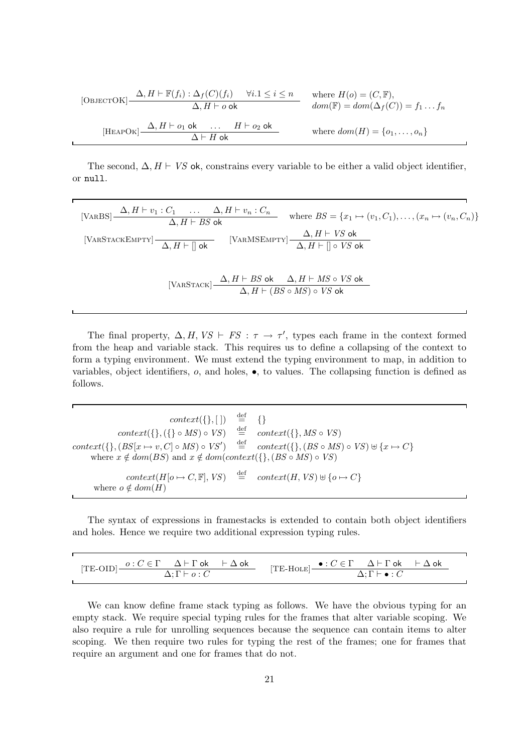$$[\textsc{ObjectOK}]\frac{\Delta, H \vdash \mathbb{F}(f_i) : \Delta_f(C)(f_i) \quad \forall i.1 \leq i \leq n}{\Delta, H \vdash o \textsf{ ok}} \quad \text{where } H(o) = (C, \mathbb{F}),\ dom(\mathbb{F}) = dom(\Delta_f(C)) = f_1 \ldots f_n$$

$$[\textsc{HeapOk}]\frac{\Delta, H \vdash o_1 \textsf{ ok} \quad \ldots \quad H \vdash o_2 \textsf{ ok}}{\Delta \vdash H \textsf{ ok}} \quad \text{where } dom(H) = \{o_1, \ldots, o_n\}$$

The second, $\Delta, H \vdash VS$ ok, constrains every variable to be either a valid object identifier, or `null`.

$$[\textsc{VarBS}]\frac{\Delta, H \vdash v_1 : C_1 \quad \ldots \quad \Delta, H \vdash v_n : C_n}{\Delta, H \vdash BS \textsf{ ok}} \quad \text{where } BS = \{x_1 \mapsto (v_1, C_1), \ldots, (x_n \mapsto (v_n, C_n)\}$$

$$[\textsc{VarStackEmpty}]\frac{}{\Delta, H \vdash [] \textsf{ ok}} \qquad [\textsc{VarMSEmpty}]\frac{\Delta, H \vdash VS \textsf{ ok}}{\Delta, H \vdash [] \circ VS \textsf{ ok}}$$

$$[\textsc{VarStack}]\frac{\Delta, H \vdash BS \textsf{ ok} \quad \Delta, H \vdash MS \circ VS \textsf{ ok}}{\Delta, H \vdash (BS \circ MS) \circ VS \textsf{ ok}}$$

The final property, $\Delta, H, VS \vdash FS : \tau \to \tau'$, types each frame in the context formed from the heap and variable stack. This requires us to define a collapsing of the context to form a typing environment. We must extend the typing environment to map, in addition to variables, object identifiers, $o$, and holes, $\bullet$, to values. The collapsing function is defined as follows.

$$\begin{aligned}
context(\{\}, [\,]) &\stackrel{\text{def}}{=} \{\} \\
context(\{\}, (\{\} \circ MS) \circ VS) &\stackrel{\text{def}}{=} context(\{\}, MS \circ VS) \\
context(\{\}, (BS[x \mapsto v, C] \circ MS) \circ VS') &\stackrel{\text{def}}{=} context(\{\}, (BS \circ MS) \circ VS) \uplus \{x \mapsto C\}
\end{aligned}$$
where $x \notin dom(BS)$ and $x \notin dom(context(\{\}, (BS \circ MS) \circ VS)$

$$context(H[o \mapsto C, \mathbb{F}], VS) \stackrel{\text{def}}{=} context(H, VS) \uplus \{o \mapsto C\}$$
where $o \notin dom(H)$

The syntax of expressions in framestacks is extended to contain both object identifiers and holes. Hence we require two additional expression typing rules.

$$[\text{TE-OID}]\frac{o : C \in \Gamma \quad \Delta \vdash \Gamma \textsf{ ok} \quad \vdash \Delta \textsf{ ok}}{\Delta; \Gamma \vdash o : C} \qquad [\text{TE-}\textsc{Hole}]\frac{\bullet : C \in \Gamma \quad \Delta \vdash \Gamma \textsf{ ok} \quad \vdash \Delta \textsf{ ok}}{\Delta; \Gamma \vdash \bullet : C}$$

We can know define frame stack typing as follows. We have the obvious typing for an empty stack. We require special typing rules for the frames that alter variable scoping. We also require a rule for unrolling sequences because the sequence can contain items to alter scoping. We then require two rules for typing the rest of the frames; one for frames that require an argument and one for frames that do not.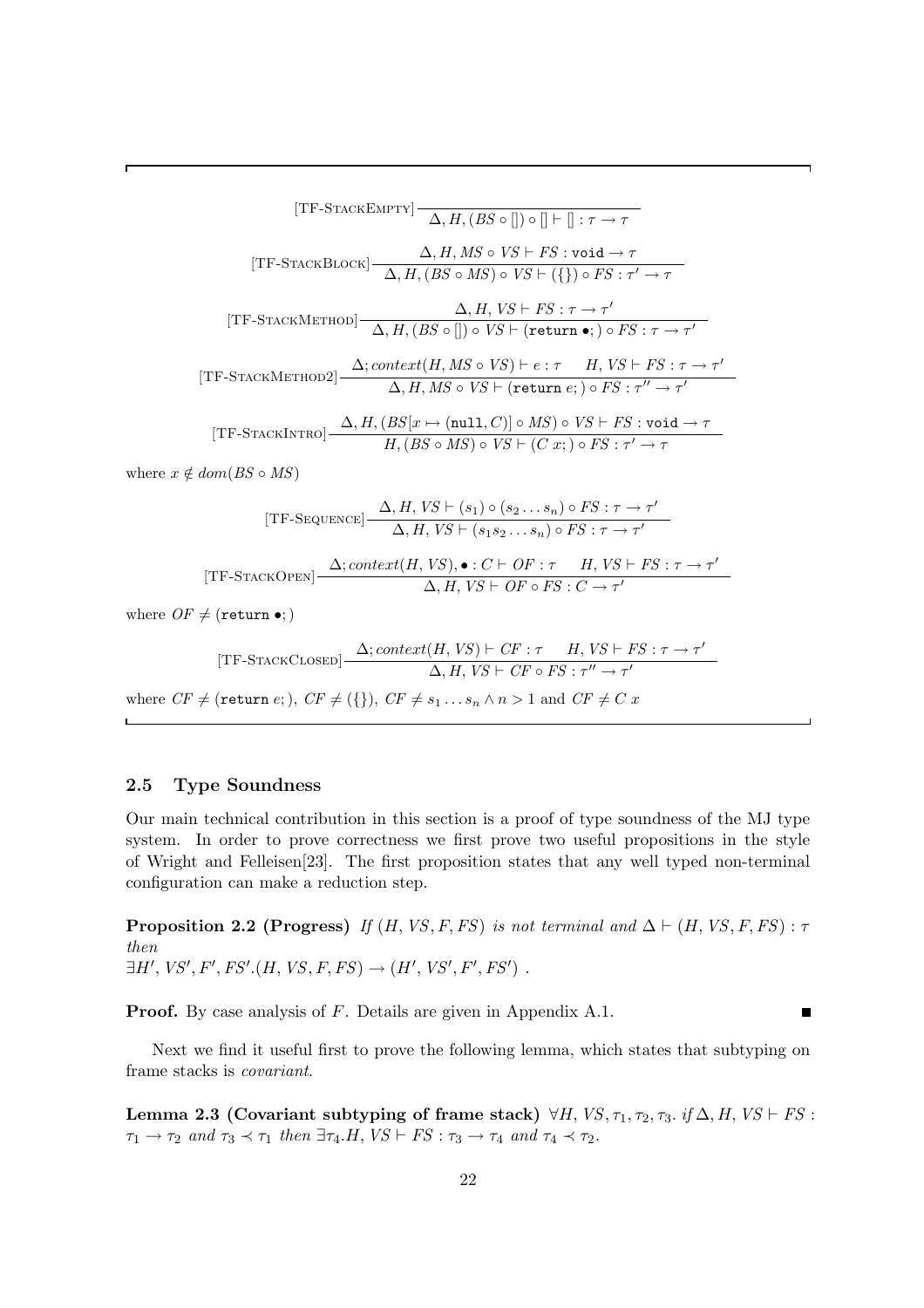$$[\text{TF-StackEmpty}]\ \frac{}{\Delta, H, (BS \circ []) \circ [] \vdash [] : \tau \to \tau}$$

$$[\text{TF-StackBlock}]\ \frac{\Delta, H, MS \circ VS \vdash FS : \texttt{void} \to \tau}{\Delta, H, (BS \circ MS) \circ VS \vdash (\{\}) \circ FS : \tau' \to \tau}$$

$$[\text{TF-StackMethod}]\ \frac{\Delta, H, VS \vdash FS : \tau \to \tau'}{\Delta, H, (BS \circ []) \circ VS \vdash (\texttt{return}\ \bullet;) \circ FS : \tau \to \tau'}$$

$$[\text{TF-StackMethod2}]\ \frac{\Delta; context(H, MS \circ VS) \vdash e : \tau \quad H, VS \vdash FS : \tau \to \tau'}{\Delta, H, MS \circ VS \vdash (\texttt{return}\ e;) \circ FS : \tau'' \to \tau'}$$

$$[\text{TF-StackIntro}]\ \frac{\Delta, H, (BS[x \mapsto (\texttt{null}, C)] \circ MS) \circ VS \vdash FS : \texttt{void} \to \tau}{H, (BS \circ MS) \circ VS \vdash (C\ x;) \circ FS : \tau' \to \tau}$$

where $x \notin dom(BS \circ MS)$

$$[\text{TF-Sequence}]\ \frac{\Delta, H, VS \vdash (s_1) \circ (s_2 \ldots s_n) \circ FS : \tau \to \tau'}{\Delta, H, VS \vdash (s_1 s_2 \ldots s_n) \circ FS : \tau \to \tau'}$$

$$[\text{TF-StackOpen}]\ \frac{\Delta; context(H, VS), \bullet : C \vdash OF : \tau \quad H, VS \vdash FS : \tau \to \tau'}{\Delta, H, VS \vdash OF \circ FS : C \to \tau'}$$

where $OF \neq (\texttt{return}\ \bullet;)$

$$[\text{TF-StackClosed}]\ \frac{\Delta; context(H, VS) \vdash CF : \tau \quad H, VS \vdash FS : \tau \to \tau'}{\Delta, H, VS \vdash CF \circ FS : \tau'' \to \tau'}$$

where $CF \neq (\texttt{return}\ e;)$, $CF \neq (\{\})$, $CF \neq s_1 \ldots s_n \wedge n > 1$ and $CF \neq C\ x$

### 2.5 Type Soundness

Our main technical contribution in this section is a proof of type soundness of the MJ type system. In order to prove correctness we first prove two useful propositions in the style of Wright and Felleisen[23]. The first proposition states that any well typed non-terminal configuration can make a reduction step.

**Proposition 2.2 (Progress)** *If* $(H, VS, F, FS)$ *is not terminal and* $\Delta \vdash (H, VS, F, FS) : \tau$ *then*
$\exists H', VS', F', FS'.(H, VS, F, FS) \to (H', VS', F', FS')$ .

**Proof.** By case analysis of $F$. Details are given in Appendix A.1. ∎

Next we find it useful first to prove the following lemma, which states that subtyping on frame stacks is *covariant*.

**Lemma 2.3 (Covariant subtyping of frame stack)** $\forall H, VS, \tau_1, \tau_2, \tau_3.$ *if* $\Delta, H, VS \vdash FS : \tau_1 \to \tau_2$ *and* $\tau_3 \prec \tau_1$ *then* $\exists \tau_4. H, VS \vdash FS : \tau_3 \to \tau_4$ *and* $\tau_4 \prec \tau_2$.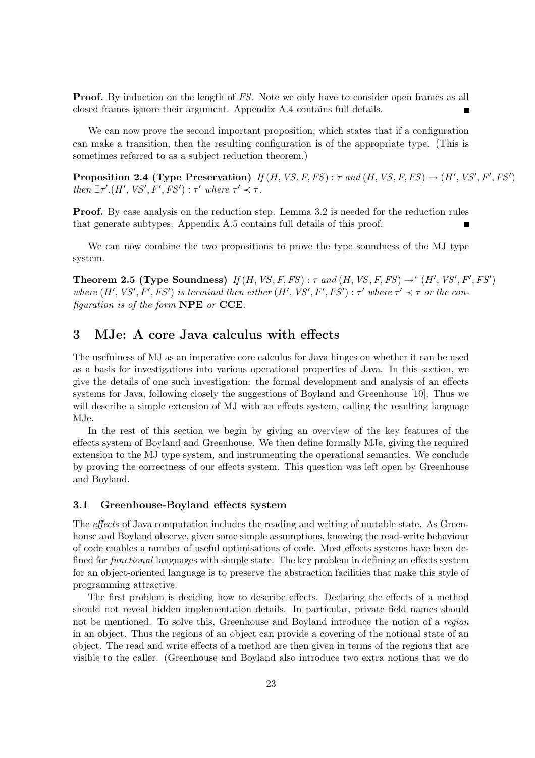**Proof.** By induction on the length of $FS$. Note we only have to consider open frames as all closed frames ignore their argument. Appendix A.4 contains full details. ■

We can now prove the second important proposition, which states that if a configuration can make a transition, then the resulting configuration is of the appropriate type. (This is sometimes referred to as a subject reduction theorem.)

**Proposition 2.4 (Type Preservation)** *If* $(H, VS, F, FS) : \tau$ *and* $(H, VS, F, FS) \rightarrow (H', VS', F', FS')$ *then* $\exists \tau'.(H', VS', F', FS') : \tau'$ *where* $\tau' \prec \tau$.

**Proof.** By case analysis on the reduction step. Lemma 3.2 is needed for the reduction rules that generate subtypes. Appendix A.5 contains full details of this proof. ■

We can now combine the two propositions to prove the type soundness of the MJ type system.

**Theorem 2.5 (Type Soundness)** *If* $(H, VS, F, FS) : \tau$ *and* $(H, VS, F, FS) \rightarrow^* (H', VS', F', FS')$ *where* $(H', VS', F', FS')$ *is terminal then either* $(H', VS', F', FS') : \tau'$ *where* $\tau' \prec \tau$ *or the configuration is of the form* **NPE** *or* **CCE**.

## 3 MJe: A core Java calculus with effects

The usefulness of MJ as an imperative core calculus for Java hinges on whether it can be used as a basis for investigations into various operational properties of Java. In this section, we give the details of one such investigation: the formal development and analysis of an effects systems for Java, following closely the suggestions of Boyland and Greenhouse [10]. Thus we will describe a simple extension of MJ with an effects system, calling the resulting language MJe.

In the rest of this section we begin by giving an overview of the key features of the effects system of Boyland and Greenhouse. We then define formally MJe, giving the required extension to the MJ type system, and instrumenting the operational semantics. We conclude by proving the correctness of our effects system. This question was left open by Greenhouse and Boyland.

### 3.1 Greenhouse-Boyland effects system

The *effects* of Java computation includes the reading and writing of mutable state. As Greenhouse and Boyland observe, given some simple assumptions, knowing the read-write behaviour of code enables a number of useful optimisations of code. Most effects systems have been defined for *functional* languages with simple state. The key problem in defining an effects system for an object-oriented language is to preserve the abstraction facilities that make this style of programming attractive.

The first problem is deciding how to describe effects. Declaring the effects of a method should not reveal hidden implementation details. In particular, private field names should not be mentioned. To solve this, Greenhouse and Boyland introduce the notion of a *region* in an object. Thus the regions of an object can provide a covering of the notional state of an object. The read and write effects of a method are then given in terms of the regions that are visible to the caller. (Greenhouse and Boyland also introduce two extra notions that we do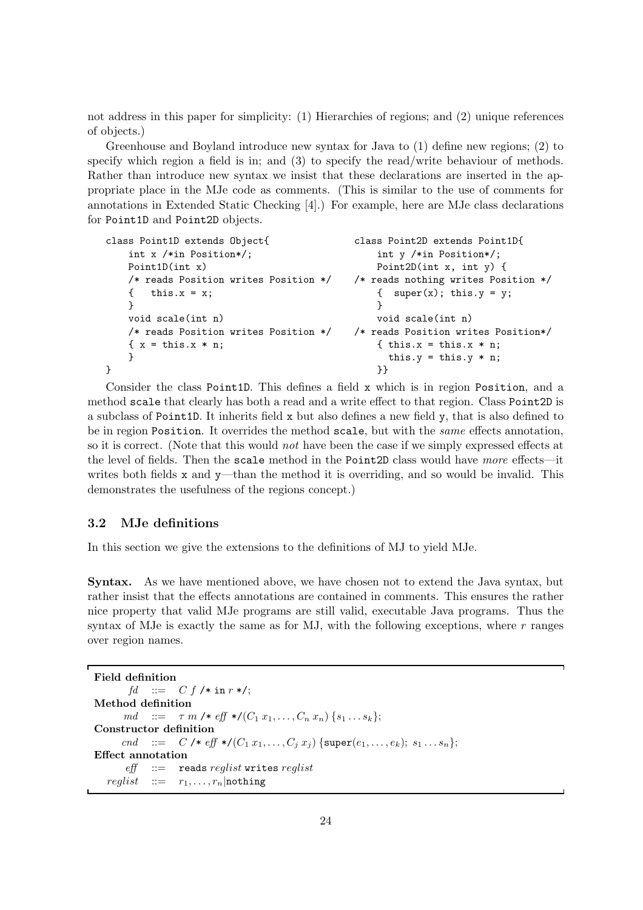not address in this paper for simplicity: (1) Hierarchies of regions; and (2) unique references of objects.)

Greenhouse and Boyland introduce new syntax for Java to (1) define new regions; (2) to specify which region a field is in; and (3) to specify the read/write behaviour of methods. Rather than introduce new syntax we insist that these declarations are inserted in the appropriate place in the MJe code as comments. (This is similar to the use of comments for annotations in Extended Static Checking [4].) For example, here are MJe class declarations for `Point1D` and `Point2D` objects.

```
class Point1D extends Object{
    int x /*in Position*/;
    Point1D(int x)
    /* reads Position writes Position */
    {   this.x = x;
    }
    void scale(int n)
    /* reads Position writes Position */
    { x = this.x * n;
    }
}
```

```
class Point2D extends Point1D{
    int y /*in Position*/;
    Point2D(int x, int y) {
/* reads nothing writes Position */
    {  super(x); this.y = y;
    }
    void scale(int n)
/* reads Position writes Position*/
    { this.x = this.x * n;
      this.y = this.y * n;
    }}
```

Consider the class `Point1D`. This defines a field `x` which is in region `Position`, and a method `scale` that clearly has both a read and a write effect to that region. Class `Point2D` is a subclass of `Point1D`. It inherits field `x` but also defines a new field `y`, that is also defined to be in region `Position`. It overrides the method `scale`, but with the *same* effects annotation, so it is correct. (Note that this would *not* have been the case if we simply expressed effects at the level of fields. Then the `scale` method in the `Point2D` class would have *more* effects—it writes both fields `x` and `y`—than the method it is overriding, and so would be invalid. This demonstrates the usefulness of the regions concept.)

### 3.2 MJe definitions

In this section we give the extensions to the definitions of MJ to yield MJe.

**Syntax.** As we have mentioned above, we have chosen not to extend the Java syntax, but rather insist that the effects annotations are contained in comments. This ensures the rather nice property that valid MJe programs are still valid, executable Java programs. Thus the syntax of MJe is exactly the same as for MJ, with the following exceptions, where $r$ ranges over region names.

**Field definition**

$fd \quad ::= \quad C\ f$ `/* in` $r$ `*/;`

**Method definition**

$md \quad ::= \quad \tau\ m$ `/*` $eff$ `*/`$(C_1\, x_1, \ldots, C_n\, x_n)\ \{s_1 \ldots s_k\}$;

**Constructor definition**

$cnd \quad ::= \quad C$ `/*` $eff$ `*/`$(C_1\, x_1, \ldots, C_j\, x_j)\ \{$`super`$(e_1, \ldots, e_k);\ s_1 \ldots s_n\}$;

**Effect annotation**

$eff \quad ::= \quad$ `reads` $reglist$ `writes` $reglist$

$reglist \quad ::= \quad r_1, \ldots, r_n |$`nothing`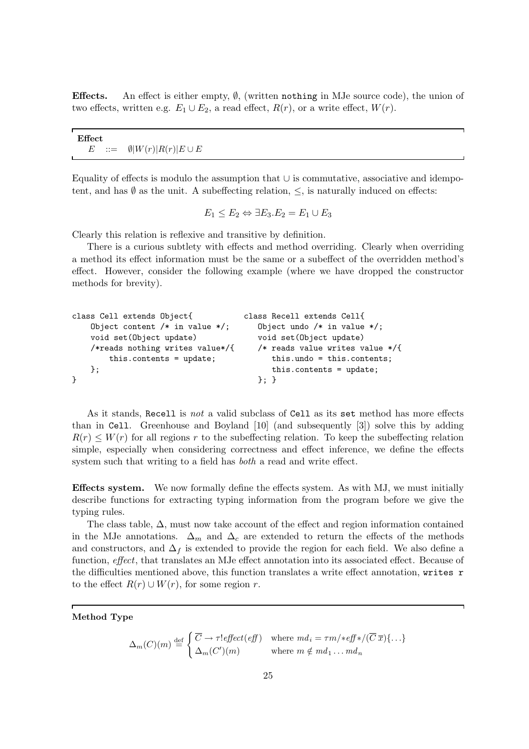**Effects.** An effect is either empty, $\emptyset$, (written `nothing` in MJe source code), the union of two effects, written e.g. $E_1 \cup E_2$, a read effect, $R(r)$, or a write effect, $W(r)$.

**Effect**

$$E \quad ::= \quad \emptyset | W(r) | R(r) | E \cup E$$

Equality of effects is modulo the assumption that $\cup$ is commutative, associative and idempotent, and has $\emptyset$ as the unit. A subeffecting relation, $\leq$, is naturally induced on effects:

$$E_1 \leq E_2 \Leftrightarrow \exists E_3 . E_2 = E_1 \cup E_3$$

Clearly this relation is reflexive and transitive by definition.

There is a curious subtlety with effects and method overriding. Clearly when overriding a method its effect information must be the same or a subeffect of the overridden method's effect. However, consider the following example (where we have dropped the constructor methods for brevity).

```
class Cell extends Object{
    Object content /* in value */;
    void set(Object update)
    /*reads nothing writes value*/{
        this.contents = update;
    };
}
```

```
class Recell extends Cell{
   Object undo /* in value */;
   void set(Object update)
   /* reads value writes value */{
      this.undo = this.contents;
      this.contents = update;
   }; }
```

As it stands, `Recell` is *not* a valid subclass of `Cell` as its `set` method has more effects than in `Cell`. Greenhouse and Boyland [10] (and subsequently [3]) solve this by adding $R(r) \leq W(r)$ for all regions $r$ to the subeffecting relation. To keep the subeffecting relation simple, especially when considering correctness and effect inference, we define the effects system such that writing to a field has *both* a read and write effect.

**Effects system.** We now formally define the effects system. As with MJ, we must initially describe functions for extracting typing information from the program before we give the typing rules.

The class table, $\Delta$, must now take account of the effect and region information contained in the MJe annotations. $\Delta_m$ and $\Delta_c$ are extended to return the effects of the methods and constructors, and $\Delta_f$ is extended to provide the region for each field. We also define a function, *effect*, that translates an MJe effect annotation into its associated effect. Because of the difficulties mentioned above, this function translates a write effect annotation, `writes r` to the effect $R(r) \cup W(r)$, for some region $r$.

**Method Type**

$$\Delta_m(C)(m) \stackrel{\text{def}}{=} \begin{cases} \overline{C} \to \tau ! \mathit{effect}(\mathit{eff}) & \text{where } md_i = \tau m /{*}\mathit{eff}{*}/ (\overline{C}\,\overline{x})\{\ldots\} \\ \Delta_m(C')(m) & \text{where } m \notin md_1 \ldots md_n \end{cases}$$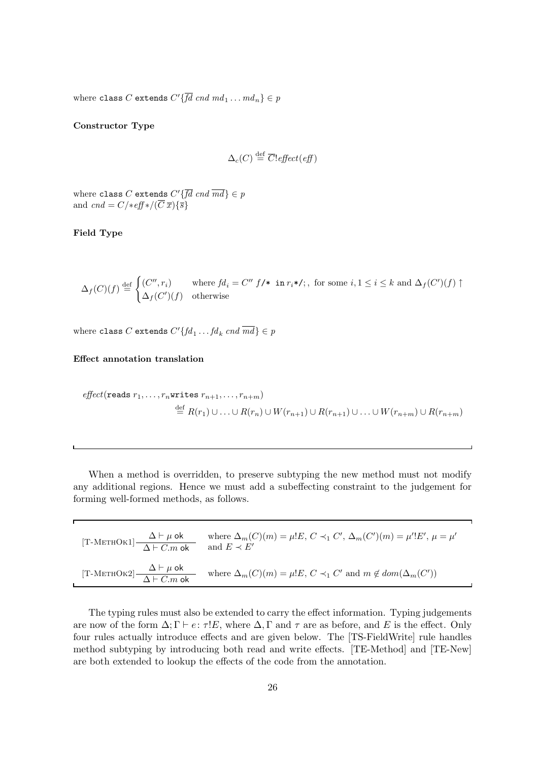where class $C$ extends $C'\{\overline{fd}\ cnd\ md_1 \ldots md_n\} \in p$

**Constructor Type**

$$\Delta_c(C) \stackrel{\text{def}}{=} \overline{C}!\mathit{effect}(\mathit{eff})$$

where class $C$ extends $C'\{\overline{fd}\ cnd\ \overline{md}\} \in p$
and $cnd = C/{*}\mathit{eff}{*}/(\overline{C}\ \overline{x})\{\overline{s}\}$

**Field Type**

$$\Delta_f(C)(f) \stackrel{\text{def}}{=} \begin{cases} (C'', r_i) & \text{where } fd_i = C''\ f\texttt{/* in } r_i\texttt{*/;}, \text{ for some } i, 1 \le i \le k \text{ and } \Delta_f(C')(f) \uparrow \\ \Delta_f(C')(f) & \text{otherwise} \end{cases}$$

where class $C$ extends $C'\{fd_1 \ldots fd_k\ cnd\ \overline{md}\} \in p$

**Effect annotation translation**

$$\mathit{effect}(\texttt{reads } r_1, \ldots, r_n \texttt{writes } r_{n+1}, \ldots, r_{n+m})$$
$$\stackrel{\text{def}}{=} R(r_1) \cup \ldots \cup R(r_n) \cup W(r_{n+1}) \cup R(r_{n+1}) \cup \ldots \cup W(r_{n+m}) \cup R(r_{n+m})$$

---

When a method is overridden, to preserve subtyping the new method must not modify any additional regions. Hence we must add a subeffecting constraint to the judgement for forming well-formed methods, as follows.

$$[\text{T-MethOk1}]\ \frac{\Delta \vdash \mu \text{ ok}}{\Delta \vdash C.m \text{ ok}} \quad \text{where } \Delta_m(C)(m) = \mu!E,\ C \prec_1 C',\ \Delta_m(C')(m) = \mu'!E',\ \mu = \mu' \text{ and } E \prec E'$$

$$[\text{T-MethOk2}]\ \frac{\Delta \vdash \mu \text{ ok}}{\Delta \vdash C.m \text{ ok}} \quad \text{where } \Delta_m(C)(m) = \mu!E,\ C \prec_1 C' \text{ and } m \notin dom(\Delta_m(C'))$$

The typing rules must also be extended to carry the effect information. Typing judgements are now of the form $\Delta; \Gamma \vdash e \colon \tau!E$, where $\Delta, \Gamma$ and $\tau$ are as before, and $E$ is the effect. Only four rules actually introduce effects and are given below. The [TS-FieldWrite] rule handles method subtyping by introducing both read and write effects. [TE-Method] and [TE-New] are both extended to lookup the effects of the code from the annotation.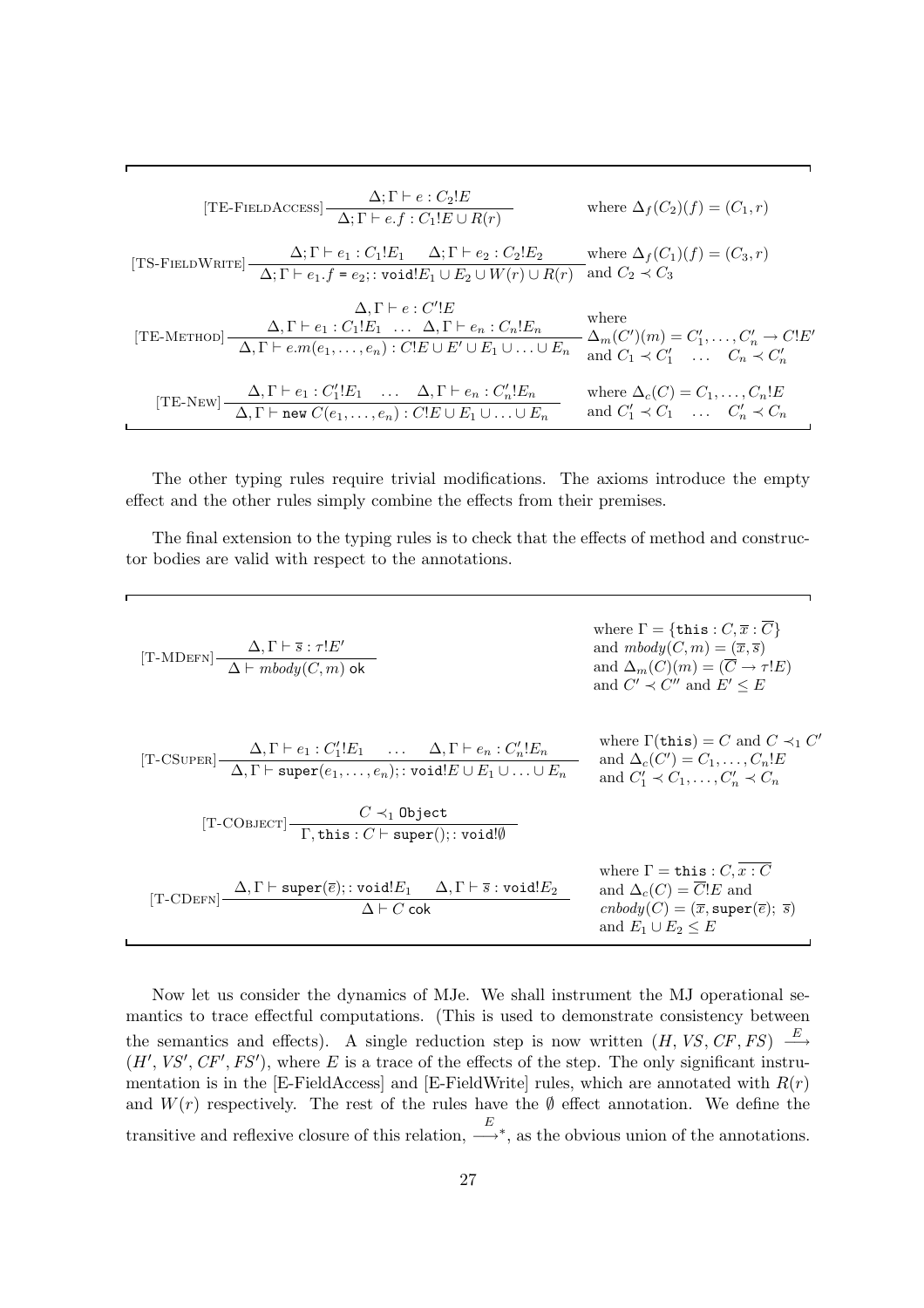$$[\text{TE-FieldAccess}]\ \frac{\Delta;\Gamma \vdash e : C_2!E}{\Delta;\Gamma \vdash e.f : C_1!E \cup R(r)} \quad \text{where } \Delta_f(C_2)(f) = (C_1, r)$$

$$[\text{TS-FieldWrite}]\ \frac{\Delta;\Gamma \vdash e_1 : C_1!E_1 \quad \Delta;\Gamma \vdash e_2 : C_2!E_2}{\Delta;\Gamma \vdash e_1.f\ \texttt{=}\ e_2; : \texttt{void}!E_1 \cup E_2 \cup W(r) \cup R(r)} \quad \text{where } \Delta_f(C_1)(f) = (C_3, r) \text{ and } C_2 \prec C_3$$

$$[\text{TE-Method}]\ \frac{\Delta,\Gamma \vdash e : C'!E \quad \Delta,\Gamma \vdash e_1 : C_1!E_1 \ \ldots\ \Delta,\Gamma \vdash e_n : C_n!E_n}{\Delta,\Gamma \vdash e.m(e_1,\ldots,e_n) : C!E \cup E' \cup E_1 \cup \ldots \cup E_n} \quad \begin{array}{l}\text{where}\\ \Delta_m(C')(m) = C'_1,\ldots,C'_n \rightarrow C!E'\\ \text{and } C_1 \prec C'_1 \quad \ldots \quad C_n \prec C'_n\end{array}$$

$$[\text{TE-New}]\ \frac{\Delta,\Gamma \vdash e_1 : C'_1!E_1 \quad \ldots \quad \Delta,\Gamma \vdash e_n : C'_n!E_n}{\Delta,\Gamma \vdash \texttt{new}\ C(e_1,\ldots,e_n) : C!E \cup E_1 \cup \ldots \cup E_n} \quad \begin{array}{l}\text{where } \Delta_c(C) = C_1,\ldots,C_n!E\\ \text{and } C'_1 \prec C_1 \quad \ldots \quad C'_n \prec C_n\end{array}$$

The other typing rules require trivial modifications. The axioms introduce the empty effect and the other rules simply combine the effects from their premises.

The final extension to the typing rules is to check that the effects of method and constructor bodies are valid with respect to the annotations.

$$[\text{T-MDefn}]\ \frac{\Delta,\Gamma \vdash \overline{s} : \tau!E'}{\Delta \vdash mbody(C,m)\ \textsf{ok}} \quad \begin{array}{l}\text{where } \Gamma = \{\texttt{this} : C, \overline{x} : \overline{C}\}\\ \text{and } mbody(C,m) = (\overline{x}, \overline{s})\\ \text{and } \Delta_m(C)(m) = (\overline{C} \rightarrow \tau!E)\\ \text{and } C' \prec C'' \text{ and } E' \leq E\end{array}$$

$$[\text{T-CSuper}]\ \frac{\Delta,\Gamma \vdash e_1 : C'_1!E_1 \quad \ldots \quad \Delta,\Gamma \vdash e_n : C'_n!E_n}{\Delta,\Gamma \vdash \texttt{super}(e_1,\ldots,e_n); : \texttt{void}!E \cup E_1 \cup \ldots \cup E_n} \quad \begin{array}{l}\text{where } \Gamma(\texttt{this}) = C \text{ and } C \prec_1 C'\\ \text{and } \Delta_c(C') = C_1,\ldots,C_n!E\\ \text{and } C'_1 \prec C_1,\ldots,C'_n \prec C_n\end{array}$$

$$[\text{T-CObject}]\ \frac{C \prec_1 \texttt{Object}}{\Gamma, \texttt{this} : C \vdash \texttt{super}(); : \texttt{void}!\emptyset}$$

$$[\text{T-CDefn}]\ \frac{\Delta,\Gamma \vdash \texttt{super}(\overline{e}); : \texttt{void}!E_1 \quad \Delta,\Gamma \vdash \overline{s} : \texttt{void}!E_2}{\Delta \vdash C\ \textsf{cok}} \quad \begin{array}{l}\text{where } \Gamma = \texttt{this} : C, \overline{x : C}\\ \text{and } \Delta_c(C) = \overline{C}!E \text{ and}\\ cnbody(C) = (\overline{x}, \texttt{super}(\overline{e});\ \overline{s})\\ \text{and } E_1 \cup E_2 \leq E\end{array}$$

Now let us consider the dynamics of MJe. We shall instrument the MJ operational semantics to trace effectful computations. (This is used to demonstrate consistency between the semantics and effects). A single reduction step is now written $(H, VS, CF, FS) \xrightarrow{E} (H', VS', CF', FS')$, where $E$ is a trace of the effects of the step. The only significant instrumentation is in the [E-FieldAccess] and [E-FieldWrite] rules, which are annotated with $R(r)$ and $W(r)$ respectively. The rest of the rules have the $\emptyset$ effect annotation. We define the transitive and reflexive closure of this relation, $\xrightarrow{E}^{*}$, as the obvious union of the annotations.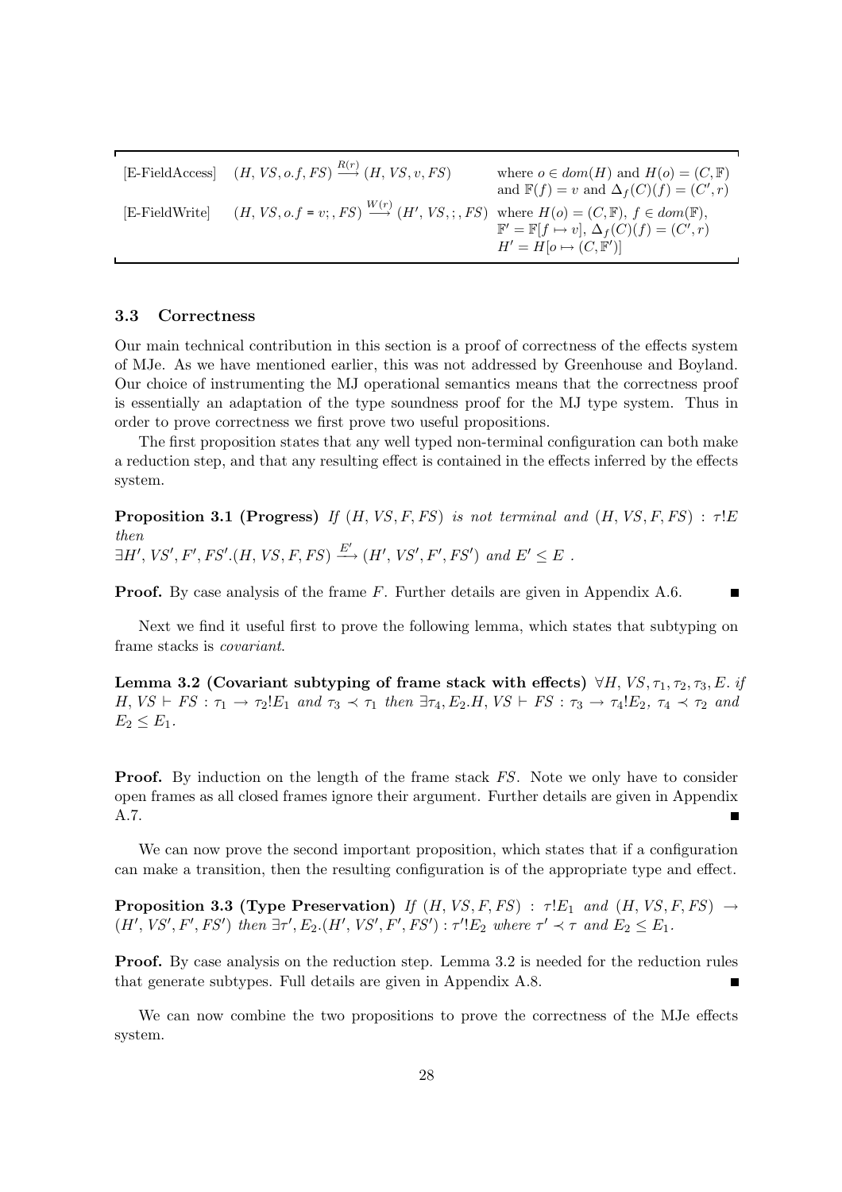| | | |
|---|---|---|
| [E-FieldAccess] | $(H, VS, o.f, FS) \xrightarrow{R(r)} (H, VS, v, FS)$ | where $o \in dom(H)$ and $H(o) = (C, \mathbb{F})$ and $\mathbb{F}(f) = v$ and $\Delta_f(C)(f) = (C', r)$ |
| [E-FieldWrite] | $(H, VS, o.f = v;, FS) \xrightarrow{W(r)} (H', VS, ;, FS)$ | where $H(o) = (C, \mathbb{F})$, $f \in dom(\mathbb{F})$, $\mathbb{F}' = \mathbb{F}[f \mapsto v]$, $\Delta_f(C)(f) = (C', r)$ $H' = H[o \mapsto (C, \mathbb{F}')]$ |

### 3.3 Correctness

Our main technical contribution in this section is a proof of correctness of the effects system of MJe. As we have mentioned earlier, this was not addressed by Greenhouse and Boyland. Our choice of instrumenting the MJ operational semantics means that the correctness proof is essentially an adaptation of the type soundness proof for the MJ type system. Thus in order to prove correctness we first prove two useful propositions.

The first proposition states that any well typed non-terminal configuration can both make a reduction step, and that any resulting effect is contained in the effects inferred by the effects system.

**Proposition 3.1 (Progress)** *If $(H, VS, F, FS)$ is not terminal and $(H, VS, F, FS) : \tau!E$ then*
$\exists H', VS', F', FS'.(H, VS, F, FS) \xrightarrow{E'} (H', VS', F', FS')$ *and* $E' \leq E$ .

**Proof.** By case analysis of the frame $F$. Further details are given in Appendix A.6. ■

Next we find it useful first to prove the following lemma, which states that subtyping on frame stacks is *covariant*.

**Lemma 3.2 (Covariant subtyping of frame stack with effects)** $\forall H, VS, \tau_1, \tau_2, \tau_3, E.$ *if* $H, VS \vdash FS : \tau_1 \rightarrow \tau_2!E_1$ *and* $\tau_3 \prec \tau_1$ *then* $\exists \tau_4, E_2.H, VS \vdash FS : \tau_3 \rightarrow \tau_4!E_2$, $\tau_4 \prec \tau_2$ *and* $E_2 \leq E_1$.

**Proof.** By induction on the length of the frame stack $FS$. Note we only have to consider open frames as all closed frames ignore their argument. Further details are given in Appendix A.7. ■

We can now prove the second important proposition, which states that if a configuration can make a transition, then the resulting configuration is of the appropriate type and effect.

**Proposition 3.3 (Type Preservation)** *If $(H, VS, F, FS) : \tau!E_1$ and $(H, VS, F, FS) \rightarrow (H', VS', F', FS')$ then $\exists \tau', E_2.(H', VS', F', FS') : \tau'!E_2$ where $\tau' \prec \tau$ and $E_2 \leq E_1$.*

**Proof.** By case analysis on the reduction step. Lemma 3.2 is needed for the reduction rules that generate subtypes. Full details are given in Appendix A.8. ■

We can now combine the two propositions to prove the correctness of the MJe effects system.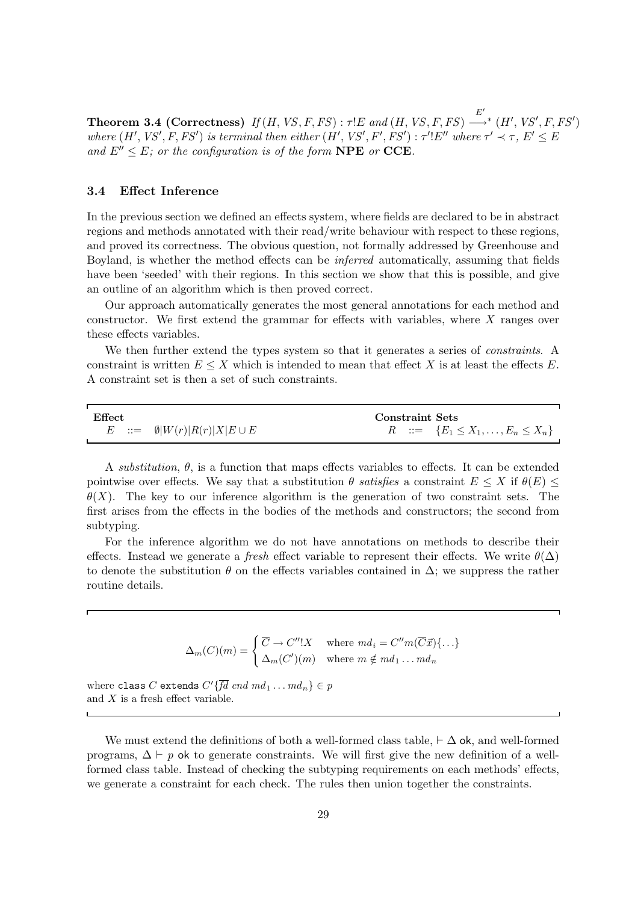**Theorem 3.4 (Correctness)** *If* $(H, VS, F, FS) : \tau!E$ *and* $(H, VS, F, FS) \stackrel{E'}{\longrightarrow}^* (H', VS', F, FS')$ *where* $(H', VS', F, FS')$ *is terminal then either* $(H', VS', F', FS') : \tau'!E''$ *where* $\tau' \prec \tau$*,* $E' \leq E$ *and* $E'' \leq E$*; or the configuration is of the form* **NPE** *or* **CCE***.*

### 3.4 Effect Inference

In the previous section we defined an effects system, where fields are declared to be in abstract regions and methods annotated with their read/write behaviour with respect to these regions, and proved its correctness. The obvious question, not formally addressed by Greenhouse and Boyland, is whether the method effects can be *inferred* automatically, assuming that fields have been 'seeded' with their regions. In this section we show that this is possible, and give an outline of an algorithm which is then proved correct.

Our approach automatically generates the most general annotations for each method and constructor. We first extend the grammar for effects with variables, where $X$ ranges over these effects variables.

We then further extend the types system so that it generates a series of *constraints*. A constraint is written $E \leq X$ which is intended to mean that effect $X$ is at least the effects $E$. A constraint set is then a set of such constraints.

| **Effect** | **Constraint Sets** |
|---|---|
| $E \ ::= \ \emptyset \vert W(r) \vert R(r) \vert X \vert E \cup E$ | $R \ ::= \ \{E_1 \leq X_1, \ldots, E_n \leq X_n\}$ |

A *substitution*, $\theta$, is a function that maps effects variables to effects. It can be extended pointwise over effects. We say that a substitution $\theta$ *satisfies* a constraint $E \leq X$ if $\theta(E) \leq \theta(X)$. The key to our inference algorithm is the generation of two constraint sets. The first arises from the effects in the bodies of the methods and constructors; the second from subtyping.

For the inference algorithm we do not have annotations on methods to describe their effects. Instead we generate a *fresh* effect variable to represent their effects. We write $\theta(\Delta)$ to denote the substitution $\theta$ on the effects variables contained in $\Delta$; we suppress the rather routine details.

$$\Delta_m(C)(m) = \begin{cases} \overline{C} \rightarrow C''!X & \text{where } md_i = C''m(\overline{C}\vec{x})\{\ldots\} \\ \Delta_m(C')(m) & \text{where } m \notin md_1 \ldots md_n \end{cases}$$

where `class` $C$ `extends` $C'\{\overline{fd}\ cnd\ md_1 \ldots md_n\} \in p$
and $X$ is a fresh effect variable.

We must extend the definitions of both a well-formed class table, $\vdash \Delta$ ok, and well-formed programs, $\Delta \vdash p$ ok to generate constraints. We will first give the new definition of a well-formed class table. Instead of checking the subtyping requirements on each methods' effects, we generate a constraint for each check. The rules then union together the constraints.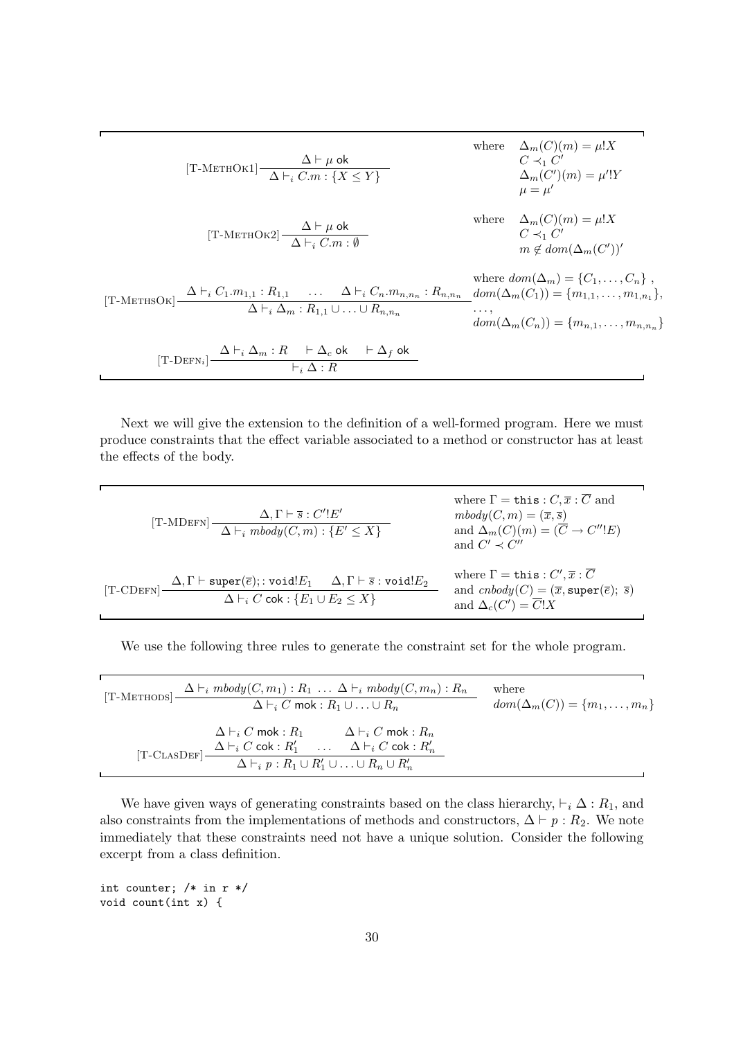$$[\text{T-METHOK1}]\ \frac{\Delta \vdash \mu\ \mathsf{ok}}{\Delta \vdash_i C.m : \{X \leq Y\}} \quad \text{where} \quad \begin{array}{l} \Delta_m(C)(m) = \mu!X \\ C \prec_1 C' \\ \Delta_m(C')(m) = \mu'!Y \\ \mu = \mu' \end{array}$$

$$[\text{T-METHOK2}]\ \frac{\Delta \vdash \mu\ \mathsf{ok}}{\Delta \vdash_i C.m : \emptyset} \quad \text{where} \quad \begin{array}{l} \Delta_m(C)(m) = \mu!X \\ C \prec_1 C' \\ m \notin dom(\Delta_m(C'))' \end{array}$$

$$[\text{T-METHSOK}]\ \frac{\Delta \vdash_i C_1.m_{1,1} : R_{1,1} \quad \ldots \quad \Delta \vdash_i C_n.m_{n,n_n} : R_{n,n_n}}{\Delta \vdash_i \Delta_m : R_{1,1} \cup \ldots \cup R_{n,n_n}} \quad \begin{array}{l} \text{where } dom(\Delta_m) = \{C_1, \ldots, C_n\}\ , \\ dom(\Delta_m(C_1)) = \{m_{1,1}, \ldots, m_{1,n_1}\}, \\ \ldots, \\ dom(\Delta_m(C_n)) = \{m_{n,1}, \ldots, m_{n,n_n}\} \end{array}$$

$$[\text{T-DEFN}_i]\ \frac{\Delta \vdash_i \Delta_m : R \quad \vdash \Delta_c\ \mathsf{ok} \quad \vdash \Delta_f\ \mathsf{ok}}{\vdash_i \Delta : R}$$

Next we will give the extension to the definition of a well-formed program. Here we must produce constraints that the effect variable associated to a method or constructor has at least the effects of the body.

$$[\text{T-MDEFN}]\ \frac{\Delta, \Gamma \vdash \overline{s} : C'!E'}{\Delta \vdash_i mbody(C, m) : \{E' \leq X\}} \quad \begin{array}{l} \text{where } \Gamma = \mathtt{this} : C, \overline{x} : \overline{C} \text{ and} \\ mbody(C, m) = (\overline{x}, \overline{s}) \\ \text{and } \Delta_m(C)(m) = (\overline{C} \to C''!E) \\ \text{and } C' \prec C'' \end{array}$$

$$[\text{T-CDEFN}]\ \frac{\Delta, \Gamma \vdash \mathtt{super}(\overline{e});: \mathtt{void}!E_1 \quad \Delta, \Gamma \vdash \overline{s} : \mathtt{void}!E_2}{\Delta \vdash_i C\ \mathsf{cok} : \{E_1 \cup E_2 \leq X\}} \quad \begin{array}{l} \text{where } \Gamma = \mathtt{this} : C', \overline{x} : \overline{C} \\ \text{and } cnbody(C) = (\overline{x}, \mathtt{super}(\overline{e});\ \overline{s}) \\ \text{and } \Delta_c(C') = \overline{C}!X \end{array}$$

We use the following three rules to generate the constraint set for the whole program.

$$[\text{T-METHODS}]\ \frac{\Delta \vdash_i mbody(C, m_1) : R_1 \ \ldots\ \Delta \vdash_i mbody(C, m_n) : R_n}{\Delta \vdash_i C\ \mathsf{mok} : R_1 \cup \ldots \cup R_n} \quad \begin{array}{l} \text{where} \\ dom(\Delta_m(C)) = \{m_1, \ldots, m_n\} \end{array}$$

$$[\text{T-CLASDEF}]\ \frac{\begin{array}{ccc} \Delta \vdash_i C\ \mathsf{mok} : R_1 & & \Delta \vdash_i C\ \mathsf{mok} : R_n \\ \Delta \vdash_i C\ \mathsf{cok} : R'_1 & \ldots & \Delta \vdash_i C\ \mathsf{cok} : R'_n \end{array}}{\Delta \vdash_i p : R_1 \cup R'_1 \cup \ldots \cup R_n \cup R'_n}$$

We have given ways of generating constraints based on the class hierarchy, $\vdash_i \Delta : R_1$, and also constraints from the implementations of methods and constructors, $\Delta \vdash p : R_2$. We note immediately that these constraints need not have a unique solution. Consider the following excerpt from a class definition.

```
int counter; /* in r */
void count(int x) {
```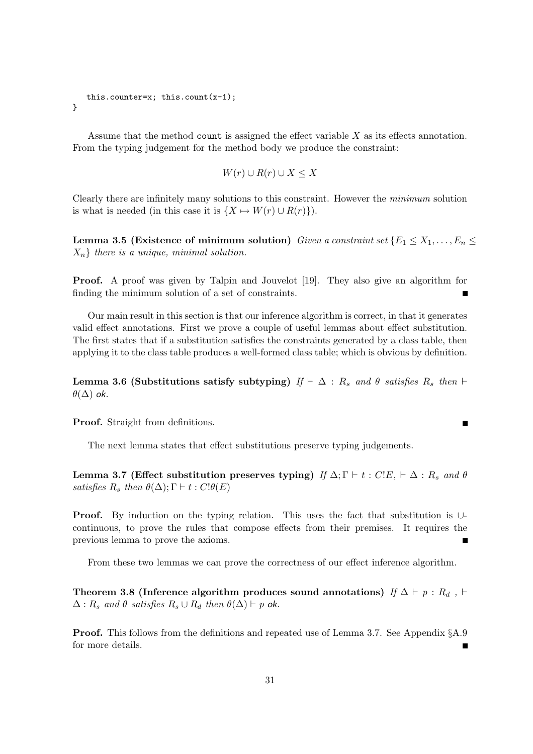```
    this.counter=x; this.count(x-1);
}
```

Assume that the method `count` is assigned the effect variable $X$ as its effects annotation. From the typing judgement for the method body we produce the constraint:

$$W(r) \cup R(r) \cup X \leq X$$

Clearly there are infinitely many solutions to this constraint. However the *minimum* solution is what is needed (in this case it is $\{X \mapsto W(r) \cup R(r)\}$).

**Lemma 3.5 (Existence of minimum solution)** *Given a constraint set* $\{E_1 \leq X_1, \ldots, E_n \leq X_n\}$ *there is a unique, minimal solution.*

**Proof.** A proof was given by Talpin and Jouvelot [19]. They also give an algorithm for finding the minimum solution of a set of constraints. ∎

Our main result in this section is that our inference algorithm is correct, in that it generates valid effect annotations. First we prove a couple of useful lemmas about effect substitution. The first states that if a substitution satisfies the constraints generated by a class table, then applying it to the class table produces a well-formed class table; which is obvious by definition.

**Lemma 3.6 (Substitutions satisfy subtyping)** *If* $\vdash \Delta : R_s$ *and* $\theta$ *satisfies* $R_s$ *then* $\vdash \theta(\Delta)$ ok.

**Proof.** Straight from definitions. ∎

The next lemma states that effect substitutions preserve typing judgements.

**Lemma 3.7 (Effect substitution preserves typing)** *If* $\Delta; \Gamma \vdash t : C!E$, $\vdash \Delta : R_s$ *and* $\theta$ *satisfies* $R_s$ *then* $\theta(\Delta); \Gamma \vdash t : C!\theta(E)$

**Proof.** By induction on the typing relation. This uses the fact that substitution is $\cup$-continuous, to prove the rules that compose effects from their premises. It requires the previous lemma to prove the axioms. ∎

From these two lemmas we can prove the correctness of our effect inference algorithm.

**Theorem 3.8 (Inference algorithm produces sound annotations)** *If* $\Delta \vdash p : R_d$ , $\vdash \Delta : R_s$ *and* $\theta$ *satisfies* $R_s \cup R_d$ *then* $\theta(\Delta) \vdash p$ ok.

**Proof.** This follows from the definitions and repeated use of Lemma 3.7. See Appendix §A.9 for more details. ∎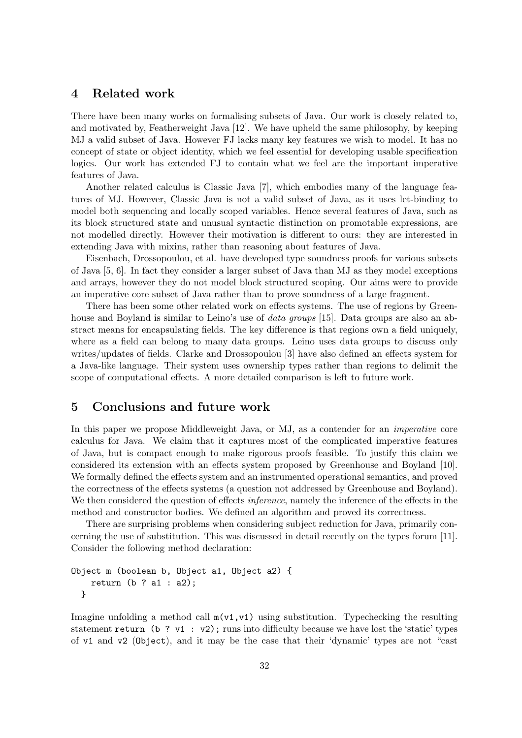## 4 Related work

There have been many works on formalising subsets of Java. Our work is closely related to, and motivated by, Featherweight Java [12]. We have upheld the same philosophy, by keeping MJ a valid subset of Java. However FJ lacks many key features we wish to model. It has no concept of state or object identity, which we feel essential for developing usable specification logics. Our work has extended FJ to contain what we feel are the important imperative features of Java.

Another related calculus is Classic Java [7], which embodies many of the language features of MJ. However, Classic Java is not a valid subset of Java, as it uses let-binding to model both sequencing and locally scoped variables. Hence several features of Java, such as its block structured state and unusual syntactic distinction on promotable expressions, are not modelled directly. However their motivation is different to ours: they are interested in extending Java with mixins, rather than reasoning about features of Java.

Eisenbach, Drossopoulou, et al. have developed type soundness proofs for various subsets of Java [5, 6]. In fact they consider a larger subset of Java than MJ as they model exceptions and arrays, however they do not model block structured scoping. Our aims were to provide an imperative core subset of Java rather than to prove soundness of a large fragment.

There has been some other related work on effects systems. The use of regions by Greenhouse and Boyland is similar to Leino's use of *data groups* [15]. Data groups are also an abstract means for encapsulating fields. The key difference is that regions own a field uniquely, where as a field can belong to many data groups. Leino uses data groups to discuss only writes/updates of fields. Clarke and Drossopoulou [3] have also defined an effects system for a Java-like language. Their system uses ownership types rather than regions to delimit the scope of computational effects. A more detailed comparison is left to future work.

## 5 Conclusions and future work

In this paper we propose Middleweight Java, or MJ, as a contender for an *imperative* core calculus for Java. We claim that it captures most of the complicated imperative features of Java, but is compact enough to make rigorous proofs feasible. To justify this claim we considered its extension with an effects system proposed by Greenhouse and Boyland [10]. We formally defined the effects system and an instrumented operational semantics, and proved the correctness of the effects systems (a question not addressed by Greenhouse and Boyland). We then considered the question of effects *inference*, namely the inference of the effects in the method and constructor bodies. We defined an algorithm and proved its correctness.

There are surprising problems when considering subject reduction for Java, primarily concerning the use of substitution. This was discussed in detail recently on the types forum [11]. Consider the following method declaration:

```
Object m (boolean b, Object a1, Object a2) {
    return (b ? a1 : a2);
  }
```

Imagine unfolding a method call `m(v1,v1)` using substitution. Typechecking the resulting statement `return (b ? v1 : v2);` runs into difficulty because we have lost the 'static' types of `v1` and `v2` (`Object`), and it may be the case that their 'dynamic' types are not "cast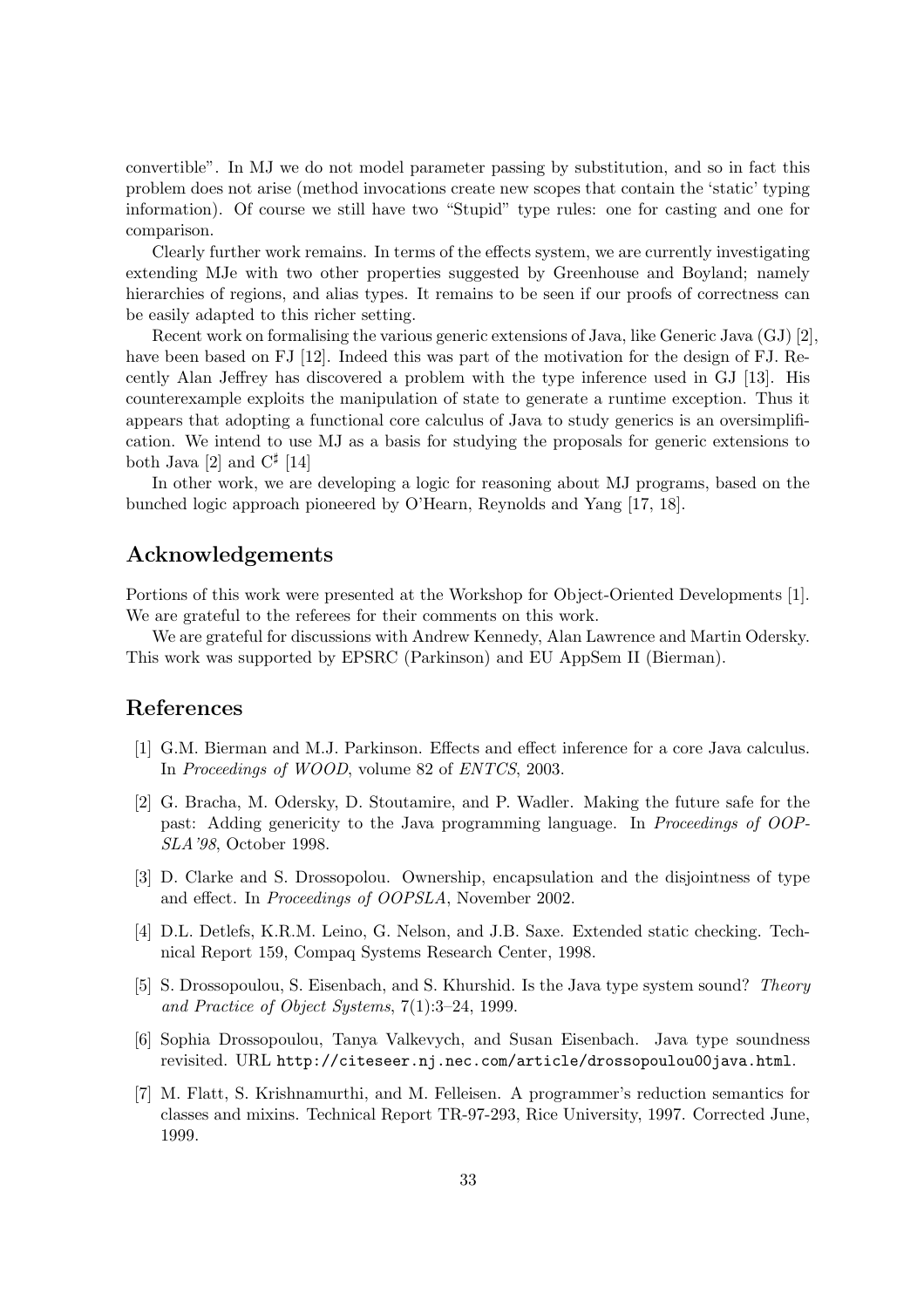convertible". In MJ we do not model parameter passing by substitution, and so in fact this problem does not arise (method invocations create new scopes that contain the 'static' typing information). Of course we still have two "Stupid" type rules: one for casting and one for comparison.

Clearly further work remains. In terms of the effects system, we are currently investigating extending MJe with two other properties suggested by Greenhouse and Boyland; namely hierarchies of regions, and alias types. It remains to be seen if our proofs of correctness can be easily adapted to this richer setting.

Recent work on formalising the various generic extensions of Java, like Generic Java (GJ) [2], have been based on FJ [12]. Indeed this was part of the motivation for the design of FJ. Recently Alan Jeffrey has discovered a problem with the type inference used in GJ [13]. His counterexample exploits the manipulation of state to generate a runtime exception. Thus it appears that adopting a functional core calculus of Java to study generics is an oversimplification. We intend to use MJ as a basis for studying the proposals for generic extensions to both Java [2] and C$^\sharp$ [14]

In other work, we are developing a logic for reasoning about MJ programs, based on the bunched logic approach pioneered by O'Hearn, Reynolds and Yang [17, 18].

## Acknowledgements

Portions of this work were presented at the Workshop for Object-Oriented Developments [1]. We are grateful to the referees for their comments on this work.

We are grateful for discussions with Andrew Kennedy, Alan Lawrence and Martin Odersky. This work was supported by EPSRC (Parkinson) and EU AppSem II (Bierman).

## References

[1] G.M. Bierman and M.J. Parkinson. Effects and effect inference for a core Java calculus. In *Proceedings of WOOD*, volume 82 of *ENTCS*, 2003.

[2] G. Bracha, M. Odersky, D. Stoutamire, and P. Wadler. Making the future safe for the past: Adding genericity to the Java programming language. In *Proceedings of OOPSLA'98*, October 1998.

[3] D. Clarke and S. Drossopolou. Ownership, encapsulation and the disjointness of type and effect. In *Proceedings of OOPSLA*, November 2002.

[4] D.L. Detlefs, K.R.M. Leino, G. Nelson, and J.B. Saxe. Extended static checking. Technical Report 159, Compaq Systems Research Center, 1998.

[5] S. Drossopoulou, S. Eisenbach, and S. Khurshid. Is the Java type system sound? *Theory and Practice of Object Systems*, 7(1):3–24, 1999.

[6] Sophia Drossopoulou, Tanya Valkevych, and Susan Eisenbach. Java type soundness revisited. URL `http://citeseer.nj.nec.com/article/drossopoulou00java.html`.

[7] M. Flatt, S. Krishnamurthi, and M. Felleisen. A programmer's reduction semantics for classes and mixins. Technical Report TR-97-293, Rice University, 1997. Corrected June, 1999.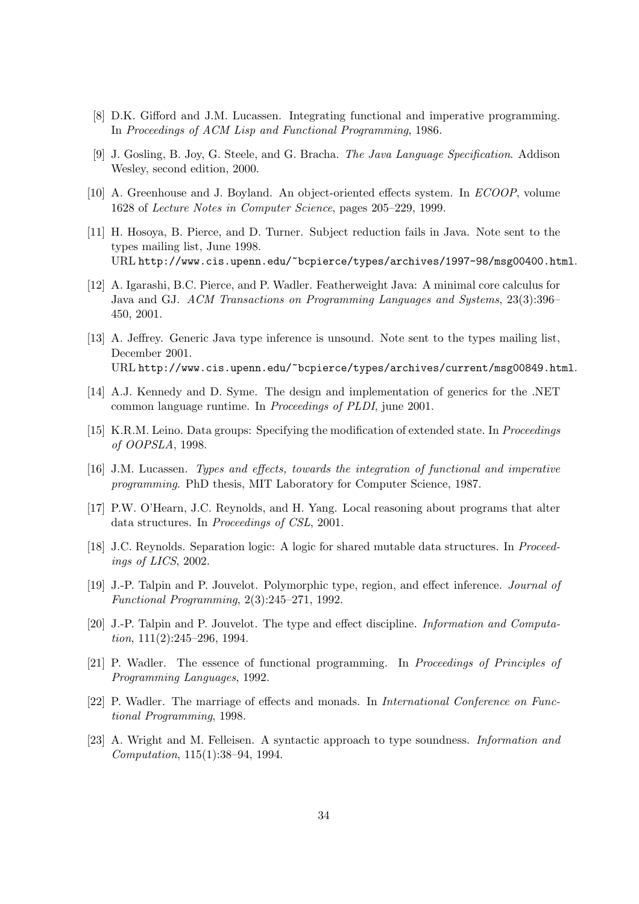[8] D.K. Gifford and J.M. Lucassen. Integrating functional and imperative programming. In *Proceedings of ACM Lisp and Functional Programming*, 1986.

[9] J. Gosling, B. Joy, G. Steele, and G. Bracha. *The Java Language Specification*. Addison Wesley, second edition, 2000.

[10] A. Greenhouse and J. Boyland. An object-oriented effects system. In *ECOOP*, volume 1628 of *Lecture Notes in Computer Science*, pages 205–229, 1999.

[11] H. Hosoya, B. Pierce, and D. Turner. Subject reduction fails in Java. Note sent to the types mailing list, June 1998.
URL `http://www.cis.upenn.edu/~bcpierce/types/archives/1997-98/msg00400.html`.

[12] A. Igarashi, B.C. Pierce, and P. Wadler. Featherweight Java: A minimal core calculus for Java and GJ. *ACM Transactions on Programming Languages and Systems*, 23(3):396–450, 2001.

[13] A. Jeffrey. Generic Java type inference is unsound. Note sent to the types mailing list, December 2001.
URL `http://www.cis.upenn.edu/~bcpierce/types/archives/current/msg00849.html`.

[14] A.J. Kennedy and D. Syme. The design and implementation of generics for the .NET common language runtime. In *Proceedings of PLDI*, june 2001.

[15] K.R.M. Leino. Data groups: Specifying the modification of extended state. In *Proceedings of OOPSLA*, 1998.

[16] J.M. Lucassen. *Types and effects, towards the integration of functional and imperative programming*. PhD thesis, MIT Laboratory for Computer Science, 1987.

[17] P.W. O'Hearn, J.C. Reynolds, and H. Yang. Local reasoning about programs that alter data structures. In *Proceedings of CSL*, 2001.

[18] J.C. Reynolds. Separation logic: A logic for shared mutable data structures. In *Proceedings of LICS*, 2002.

[19] J.-P. Talpin and P. Jouvelot. Polymorphic type, region, and effect inference. *Journal of Functional Programming*, 2(3):245–271, 1992.

[20] J.-P. Talpin and P. Jouvelot. The type and effect discipline. *Information and Computation*, 111(2):245–296, 1994.

[21] P. Wadler. The essence of functional programming. In *Proceedings of Principles of Programming Languages*, 1992.

[22] P. Wadler. The marriage of effects and monads. In *International Conference on Functional Programming*, 1998.

[23] A. Wright and M. Felleisen. A syntactic approach to type soundness. *Information and Computation*, 115(1):38–94, 1994.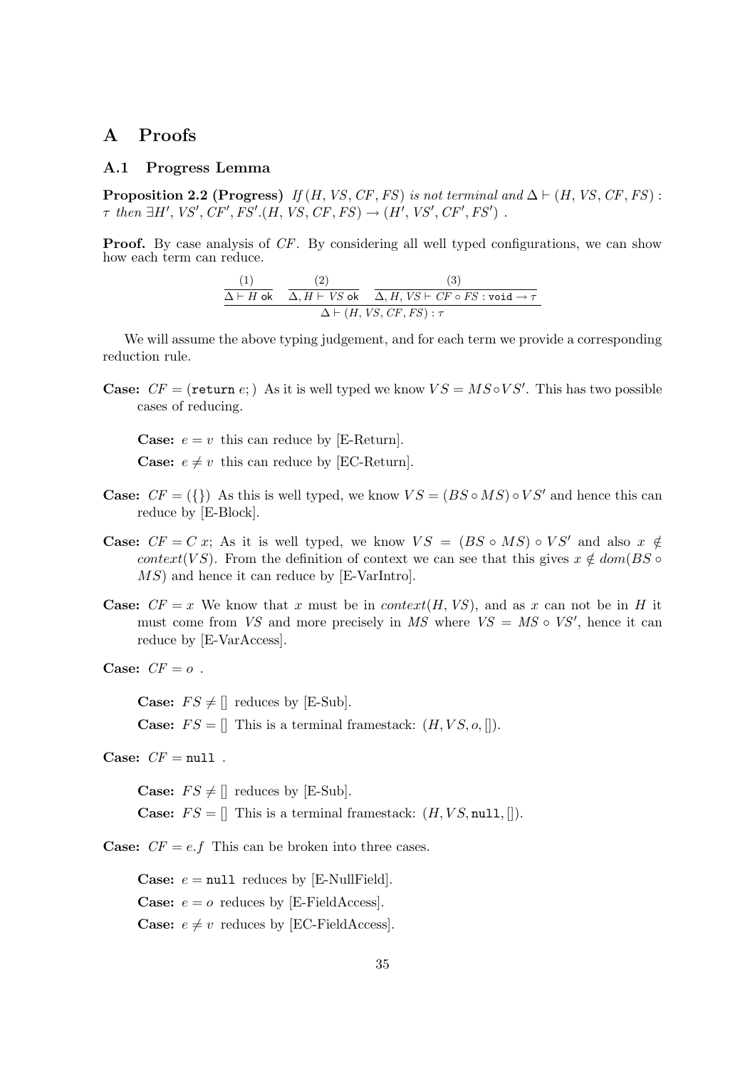# A Proofs

## A.1 Progress Lemma

**Proposition 2.2 (Progress)** *If* $(H, VS, CF, FS)$ *is not terminal and* $\Delta \vdash (H, VS, CF, FS) : \tau$ *then* $\exists H', VS', CF', FS'.(H, VS, CF, FS) \rightarrow (H', VS', CF', FS')$ .

**Proof.** By case analysis of $CF$. By considering all well typed configurations, we can show how each term can reduce.

$$\frac{\dfrac{(1)}{\Delta \vdash H \text{ ok}} \quad \dfrac{(2)}{\Delta, H \vdash VS \text{ ok}} \quad \dfrac{(3)}{\Delta, H, VS \vdash CF \circ FS : \texttt{void} \rightarrow \tau}}{\Delta \vdash (H, VS, CF, FS) : \tau}$$

We will assume the above typing judgement, and for each term we provide a corresponding reduction rule.

**Case:** $CF = (\texttt{return}\ e;)$ As it is well typed we know $VS = MS \circ VS'$. This has two possible cases of reducing.

> **Case:** $e = v$ this can reduce by [E-Return].
>
> **Case:** $e \neq v$ this can reduce by [EC-Return].

**Case:** $CF = (\{\})$ As this is well typed, we know $VS = (BS \circ MS) \circ VS'$ and hence this can reduce by [E-Block].

**Case:** $CF = C\ x;$ As it is well typed, we know $VS = (BS \circ MS) \circ VS'$ and also $x \notin context(VS)$. From the definition of context we can see that this gives $x \notin dom(BS \circ MS)$ and hence it can reduce by [E-VarIntro].

**Case:** $CF = x$ We know that $x$ must be in $context(H, VS)$, and as $x$ can not be in $H$ it must come from $VS$ and more precisely in $MS$ where $VS = MS \circ VS'$, hence it can reduce by [E-VarAccess].

**Case:** $CF = o$ .

> **Case:** $FS \neq []$ reduces by [E-Sub].
>
> **Case:** $FS = []$ This is a terminal framestack: $(H, VS, o, [])$.

**Case:** $CF = \texttt{null}$ .

> **Case:** $FS \neq []$ reduces by [E-Sub].
>
> **Case:** $FS = []$ This is a terminal framestack: $(H, VS, \texttt{null}, [])$.

**Case:** $CF = e.f$ This can be broken into three cases.

> **Case:** $e = \texttt{null}$ reduces by [E-NullField].
>
> **Case:** $e = o$ reduces by [E-FieldAccess].
>
> **Case:** $e \neq v$ reduces by [EC-FieldAccess].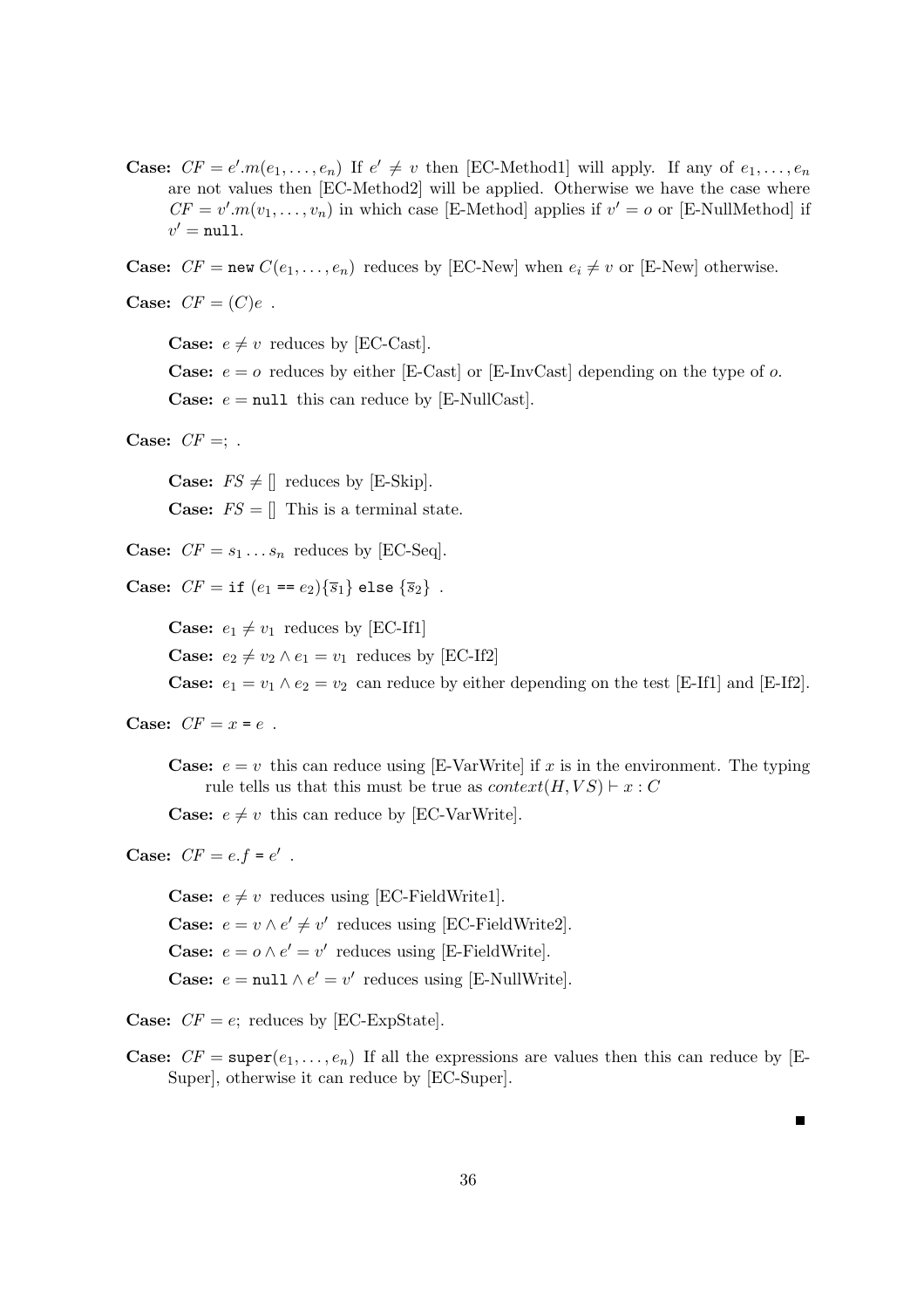**Case:** $CF = e'.m(e_1, \ldots, e_n)$ If $e' \neq v$ then [EC-Method1] will apply. If any of $e_1, \ldots, e_n$ are not values then [EC-Method2] will be applied. Otherwise we have the case where $CF = v'.m(v_1, \ldots, v_n)$ in which case [E-Method] applies if $v' = o$ or [E-NullMethod] if $v' = \texttt{null}$.

**Case:** $CF = \texttt{new}\ C(e_1, \ldots, e_n)$ reduces by [EC-New] when $e_i \neq v$ or [E-New] otherwise.

**Case:** $CF = (C)e$ .

> **Case:** $e \neq v$ reduces by [EC-Cast].
>
> **Case:** $e = o$ reduces by either [E-Cast] or [E-InvCast] depending on the type of $o$.
>
> **Case:** $e = \texttt{null}$ this can reduce by [E-NullCast].

**Case:** $CF =;$ .

> **Case:** $FS \neq []$ reduces by [E-Skip].
>
> **Case:** $FS = []$ This is a terminal state.

**Case:** $CF = s_1 \ldots s_n$ reduces by [EC-Seq].

**Case:** $CF = \texttt{if}\ (e_1\ \texttt{==}\ e_2)\{\overline{s}_1\}\ \texttt{else}\ \{\overline{s}_2\}$ .

> **Case:** $e_1 \neq v_1$ reduces by [EC-If1]
>
> **Case:** $e_2 \neq v_2 \wedge e_1 = v_1$ reduces by [EC-If2]
>
> **Case:** $e_1 = v_1 \wedge e_2 = v_2$ can reduce by either depending on the test [E-If1] and [E-If2].

**Case:** $CF = x\ \texttt{=}\ e$ .

> **Case:** $e = v$ this can reduce using [E-VarWrite] if $x$ is in the environment. The typing rule tells us that this must be true as $context(H, VS) \vdash x : C$
>
> **Case:** $e \neq v$ this can reduce by [EC-VarWrite].

**Case:** $CF = e.f\ \texttt{=}\ e'$ .

> **Case:** $e \neq v$ reduces using [EC-FieldWrite1].
>
> **Case:** $e = v \wedge e' \neq v'$ reduces using [EC-FieldWrite2].
>
> **Case:** $e = o \wedge e' = v'$ reduces using [E-FieldWrite].
>
> **Case:** $e = \texttt{null} \wedge e' = v'$ reduces using [E-NullWrite].

**Case:** $CF = e;$ reduces by [EC-ExpState].

**Case:** $CF = \texttt{super}(e_1, \ldots, e_n)$ If all the expressions are values then this can reduce by [E-Super], otherwise it can reduce by [EC-Super].

∎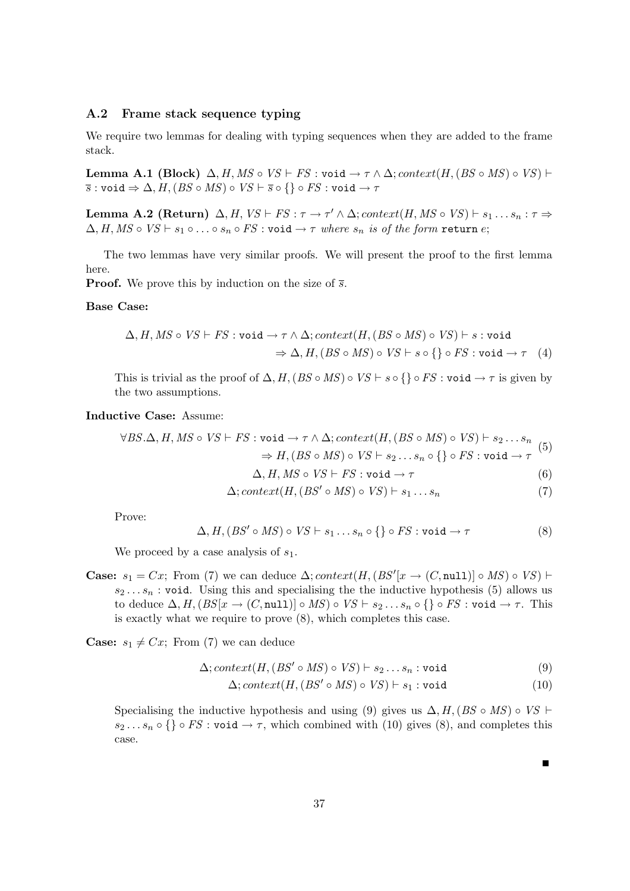### A.2 Frame stack sequence typing

We require two lemmas for dealing with typing sequences when they are added to the frame stack.

**Lemma A.1 (Block)** $\Delta, H, MS \circ VS \vdash FS : \texttt{void} \to \tau \wedge \Delta; context(H, (BS \circ MS) \circ VS) \vdash \overline{s} : \texttt{void} \Rightarrow \Delta, H, (BS \circ MS) \circ VS \vdash \overline{s} \circ \{\} \circ FS : \texttt{void} \to \tau$

**Lemma A.2 (Return)** $\Delta, H, VS \vdash FS : \tau \to \tau' \wedge \Delta; context(H, MS \circ VS) \vdash s_1 \ldots s_n : \tau \Rightarrow \Delta, H, MS \circ VS \vdash s_1 \circ \ldots \circ s_n \circ FS : \texttt{void} \to \tau$ *where* $s_n$ *is of the form* `return` $e$;

The two lemmas have very similar proofs. We will present the proof to the first lemma here.

**Proof.** We prove this by induction on the size of $\overline{s}$.

**Base Case:**

$$\Delta, H, MS \circ VS \vdash FS : \texttt{void} \to \tau \wedge \Delta; context(H, (BS \circ MS) \circ VS) \vdash s : \texttt{void}$$
$$\Rightarrow \Delta, H, (BS \circ MS) \circ VS \vdash s \circ \{\} \circ FS : \texttt{void} \to \tau \quad (4)$$

This is trivial as the proof of $\Delta, H, (BS \circ MS) \circ VS \vdash s \circ \{\} \circ FS : \texttt{void} \to \tau$ is given by the two assumptions.

**Inductive Case:** Assume:

$$\forall BS. \Delta, H, MS \circ VS \vdash FS : \texttt{void} \to \tau \wedge \Delta; context(H, (BS \circ MS) \circ VS) \vdash s_2 \ldots s_n$$
$$\Rightarrow H, (BS \circ MS) \circ VS \vdash s_2 \ldots s_n \circ \{\} \circ FS : \texttt{void} \to \tau \quad (5)$$

$$\Delta, H, MS \circ VS \vdash FS : \texttt{void} \to \tau \quad (6)$$

$$\Delta; context(H, (BS' \circ MS) \circ VS) \vdash s_1 \ldots s_n \quad (7)$$

Prove:

$$\Delta, H, (BS' \circ MS) \circ VS \vdash s_1 \ldots s_n \circ \{\} \circ FS : \texttt{void} \to \tau \quad (8)$$

We proceed by a case analysis of $s_1$.

**Case:** $s_1 = Cx$; From (7) we can deduce $\Delta; context(H, (BS'[x \to (C, \texttt{null})] \circ MS) \circ VS) \vdash s_2 \ldots s_n : \texttt{void}$. Using this and specialising the the inductive hypothesis (5) allows us to deduce $\Delta, H, (BS[x \to (C, \texttt{null})] \circ MS) \circ VS \vdash s_2 \ldots s_n \circ \{\} \circ FS : \texttt{void} \to \tau$. This is exactly what we require to prove (8), which completes this case.

**Case:** $s_1 \neq Cx$; From (7) we can deduce

$$\Delta; context(H, (BS' \circ MS) \circ VS) \vdash s_2 \ldots s_n : \texttt{void} \quad (9)$$

$$\Delta; context(H, (BS' \circ MS) \circ VS) \vdash s_1 : \texttt{void} \quad (10)$$

Specialising the inductive hypothesis and using (9) gives us $\Delta, H, (BS \circ MS) \circ VS \vdash s_2 \ldots s_n \circ \{\} \circ FS : \texttt{void} \to \tau$, which combined with (10) gives (8), and completes this case.

■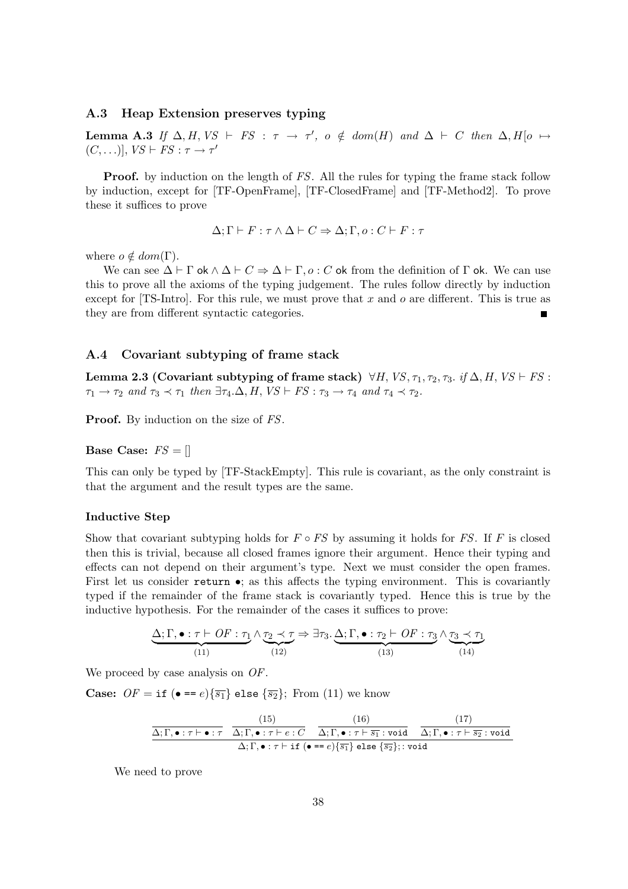### A.3 Heap Extension preserves typing

**Lemma A.3** *If* $\Delta, H, VS \vdash FS : \tau \to \tau'$*,* $o \notin dom(H)$ *and* $\Delta \vdash C$ *then* $\Delta, H[o \mapsto (C, \ldots)], VS \vdash FS : \tau \to \tau'$

**Proof.** by induction on the length of *FS*. All the rules for typing the frame stack follow by induction, except for [TF-OpenFrame], [TF-ClosedFrame] and [TF-Method2]. To prove these it suffices to prove

$$\Delta; \Gamma \vdash F : \tau \wedge \Delta \vdash C \Rightarrow \Delta; \Gamma, o : C \vdash F : \tau$$

where $o \notin dom(\Gamma)$.

We can see $\Delta \vdash \Gamma \text{ ok} \wedge \Delta \vdash C \Rightarrow \Delta \vdash \Gamma, o : C \text{ ok}$ from the definition of $\Gamma$ ok. We can use this to prove all the axioms of the typing judgement. The rules follow directly by induction except for [TS-Intro]. For this rule, we must prove that $x$ and $o$ are different. This is true as they are from different syntactic categories. ∎

### A.4 Covariant subtyping of frame stack

**Lemma 2.3 (Covariant subtyping of frame stack)** $\forall H, VS, \tau_1, \tau_2, \tau_3.$ *if* $\Delta, H, VS \vdash FS : \tau_1 \to \tau_2$ *and* $\tau_3 \prec \tau_1$ *then* $\exists \tau_4. \Delta, H, VS \vdash FS : \tau_3 \to \tau_4$ *and* $\tau_4 \prec \tau_2$.

**Proof.** By induction on the size of *FS*.

**Base Case:** $FS = []$

This can only be typed by [TF-StackEmpty]. This rule is covariant, as the only constraint is that the argument and the result types are the same.

**Inductive Step**

Show that covariant subtyping holds for $F \circ FS$ by assuming it holds for *FS*. If *F* is closed then this is trivial, because all closed frames ignore their argument. Hence their typing and effects can not depend on their argument's type. Next we must consider the open frames. First let us consider `return •;` as this affects the typing environment. This is covariantly typed if the remainder of the frame stack is covariantly typed. Hence this is true by the inductive hypothesis. For the remainder of the cases it suffices to prove:

$$\underbrace{\Delta; \Gamma, \bullet : \tau \vdash OF : \tau_1}_{(11)} \wedge \underbrace{\tau_2 \prec \tau}_{(12)} \Rightarrow \exists \tau_3. \underbrace{\Delta; \Gamma, \bullet : \tau_2 \vdash OF : \tau_3}_{(13)} \wedge \underbrace{\tau_3 \prec \tau_1}_{(14)}$$

We proceed by case analysis on *OF*.

**Case:** $OF = \texttt{if } (\bullet \texttt{ == } e)\{\overline{s_1}\} \texttt{ else } \{\overline{s_2}\};$ From (11) we know

$$\frac{\overline{\Delta; \Gamma, \bullet : \tau \vdash \bullet : \tau} \quad \overset{(15)}{\overline{\Delta; \Gamma, \bullet : \tau \vdash e : C}} \quad \overset{(16)}{\overline{\Delta; \Gamma, \bullet : \tau \vdash \overline{s_1} : \texttt{void}}} \quad \overset{(17)}{\overline{\Delta; \Gamma, \bullet : \tau \vdash \overline{s_2} : \texttt{void}}}}{\Delta; \Gamma, \bullet : \tau \vdash \texttt{if } (\bullet \texttt{ == } e)\{\overline{s_1}\} \texttt{ else } \{\overline{s_2}\}; : \texttt{void}}$$

We need to prove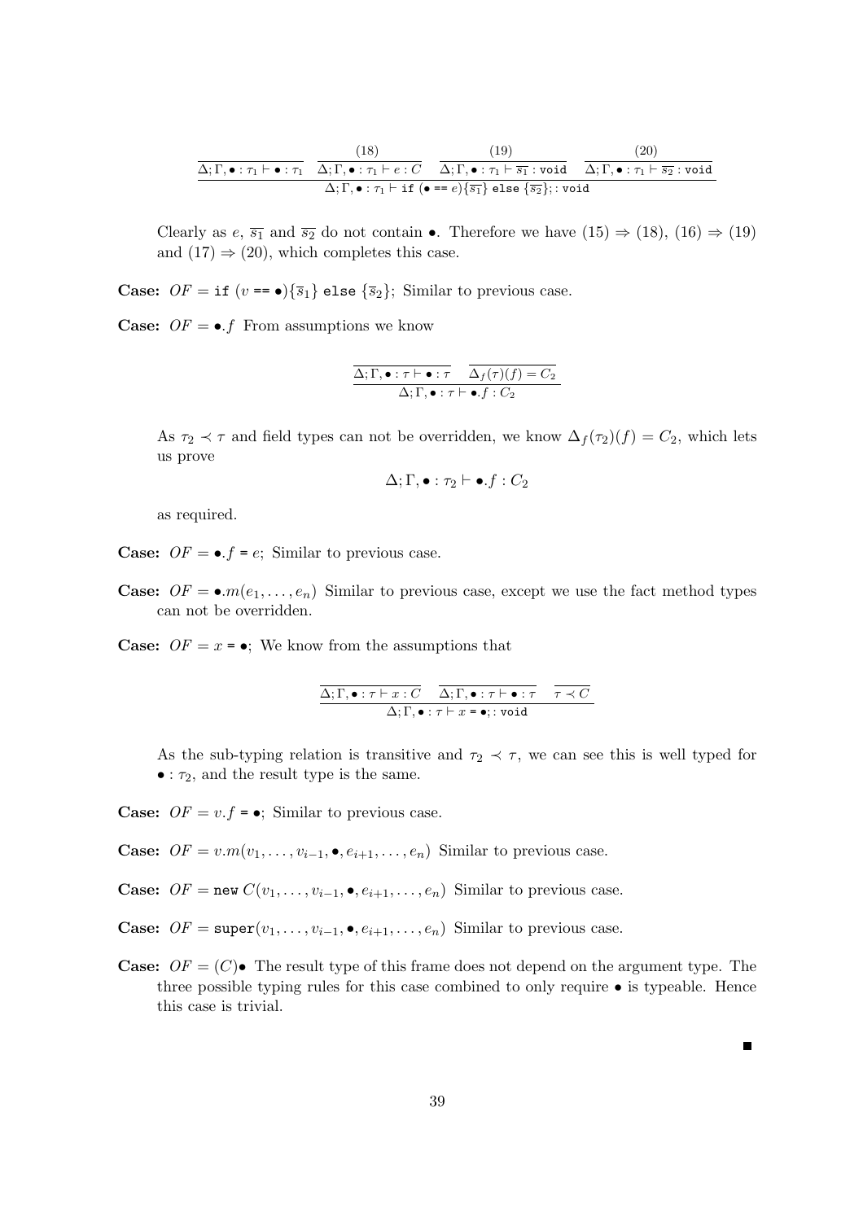$$\dfrac{\overline{\Delta;\Gamma,\bullet:\tau_1 \vdash \bullet:\tau_1} \quad \overset{(18)}{\overline{\Delta;\Gamma,\bullet:\tau_1 \vdash e:C}} \quad \overset{(19)}{\overline{\Delta;\Gamma,\bullet:\tau_1 \vdash \overline{s_1}:\texttt{void}}} \quad \overset{(20)}{\overline{\Delta;\Gamma,\bullet:\tau_1 \vdash \overline{s_2}:\texttt{void}}}}{\Delta;\Gamma,\bullet:\tau_1 \vdash \texttt{if}\ (\bullet\ \texttt{==}\ e)\{\overline{s_1}\}\ \texttt{else}\ \{\overline{s_2}\};:\texttt{void}}$$

Clearly as $e$, $\overline{s_1}$ and $\overline{s_2}$ do not contain $\bullet$. Therefore we have $(15) \Rightarrow (18)$, $(16) \Rightarrow (19)$ and $(17) \Rightarrow (20)$, which completes this case.

**Case:** $OF = \texttt{if}\ (v\ \texttt{==}\ \bullet)\{\overline{s}_1\}\ \texttt{else}\ \{\overline{s}_2\}$; Similar to previous case.

**Case:** $OF = \bullet.f$ From assumptions we know

$$\dfrac{\overline{\Delta;\Gamma,\bullet:\tau \vdash \bullet:\tau} \quad \overline{\Delta_f(\tau)(f) = C_2}}{\Delta;\Gamma,\bullet:\tau \vdash \bullet.f:C_2}$$

As $\tau_2 \prec \tau$ and field types can not be overridden, we know $\Delta_f(\tau_2)(f) = C_2$, which lets us prove

$$\Delta;\Gamma,\bullet:\tau_2 \vdash \bullet.f:C_2$$

as required.

**Case:** $OF = \bullet.f\ \texttt{=}\ e$; Similar to previous case.

**Case:** $OF = \bullet.m(e_1,\ldots,e_n)$ Similar to previous case, except we use the fact method types can not be overridden.

**Case:** $OF = x\ \texttt{=}\ \bullet$; We know from the assumptions that

$$\dfrac{\overline{\Delta;\Gamma,\bullet:\tau \vdash x:C} \quad \overline{\Delta;\Gamma,\bullet:\tau \vdash \bullet:\tau} \quad \overline{\tau \prec C}}{\Delta;\Gamma,\bullet:\tau \vdash x\ \texttt{=}\ \bullet;:\texttt{void}}$$

As the sub-typing relation is transitive and $\tau_2 \prec \tau$, we can see this is well typed for $\bullet:\tau_2$, and the result type is the same.

**Case:** $OF = v.f\ \texttt{=}\ \bullet$; Similar to previous case.

**Case:** $OF = v.m(v_1,\ldots,v_{i-1},\bullet,e_{i+1},\ldots,e_n)$ Similar to previous case.

**Case:** $OF = \texttt{new}\ C(v_1,\ldots,v_{i-1},\bullet,e_{i+1},\ldots,e_n)$ Similar to previous case.

**Case:** $OF = \texttt{super}(v_1,\ldots,v_{i-1},\bullet,e_{i+1},\ldots,e_n)$ Similar to previous case.

**Case:** $OF = (C)\bullet$ The result type of this frame does not depend on the argument type. The three possible typing rules for this case combined to only require $\bullet$ is typeable. Hence this case is trivial.

■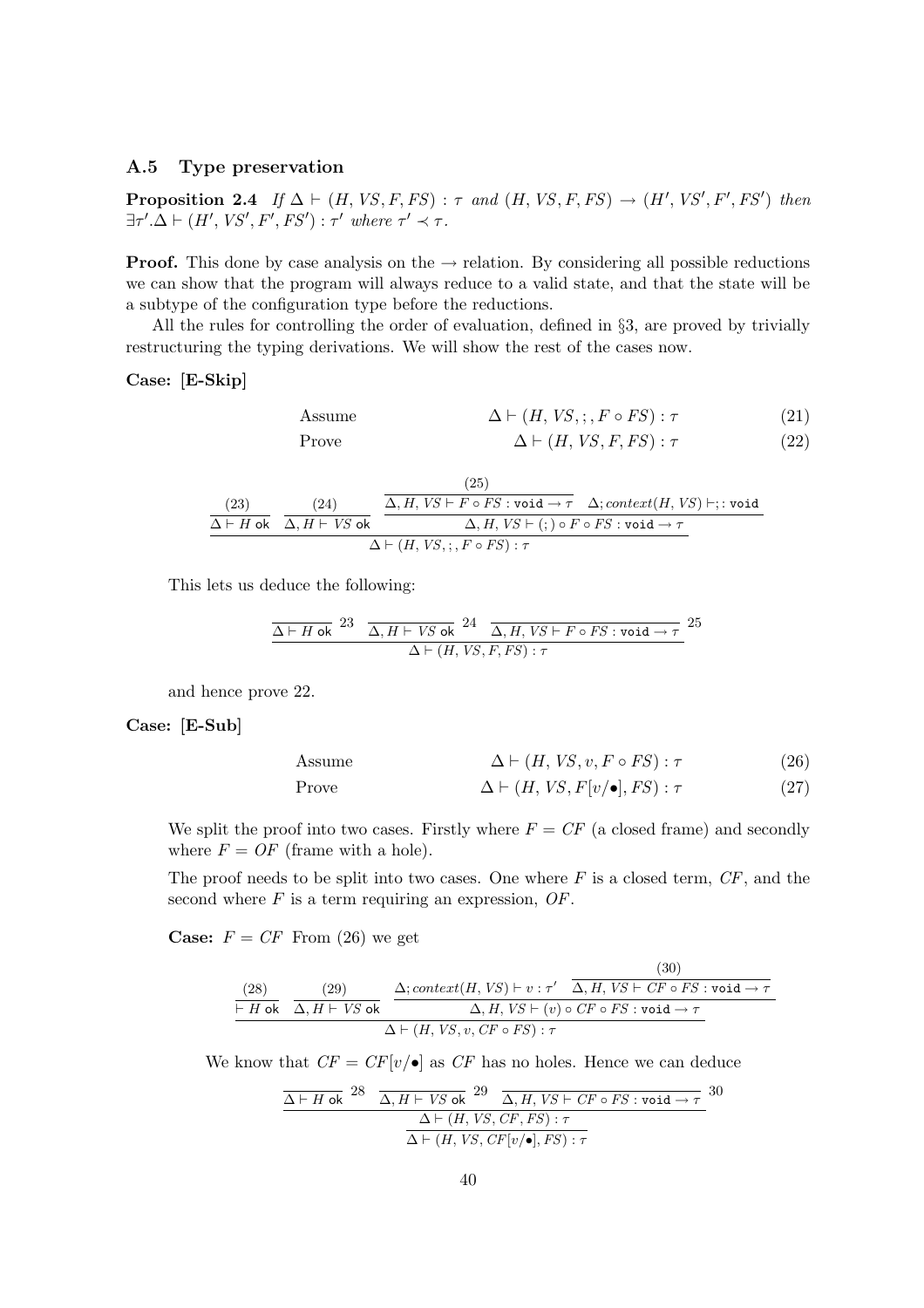### A.5 Type preservation

**Proposition 2.4** *If* $\Delta \vdash (H, VS, F, FS) : \tau$ *and* $(H, VS, F, FS) \rightarrow (H', VS', F', FS')$ *then* $\exists \tau'.\Delta \vdash (H', VS', F', FS') : \tau'$ *where* $\tau' \prec \tau$.

**Proof.** This done by case analysis on the $\rightarrow$ relation. By considering all possible reductions we can show that the program will always reduce to a valid state, and that the state will be a subtype of the configuration type before the reductions.

All the rules for controlling the order of evaluation, defined in §3, are proved by trivially restructuring the typing derivations. We will show the rest of the cases now.

**Case: [E-Skip]**

$$\text{Assume} \qquad \Delta \vdash (H, VS, ;, F \circ FS) : \tau \tag{21}$$

$$\text{Prove} \qquad \Delta \vdash (H, VS, F, FS) : \tau \tag{22}$$

$$\dfrac{\dfrac{(23)}{\Delta \vdash H \text{ ok}} \quad \dfrac{(24)}{\Delta, H \vdash VS \text{ ok}} \quad \dfrac{\dfrac{(25)}{\Delta, H, VS \vdash F \circ FS : \texttt{void} \rightarrow \tau} \quad \Delta; context(H, VS) \vdash ; : \texttt{void}}{\Delta, H, VS \vdash (;) \circ F \circ FS : \texttt{void} \rightarrow \tau}}{\Delta \vdash (H, VS, ;, F \circ FS) : \tau}$$

This lets us deduce the following:

$$\dfrac{\overline{\Delta \vdash H \text{ ok}}\ ^{23} \quad \overline{\Delta, H \vdash VS \text{ ok}}\ ^{24} \quad \overline{\Delta, H, VS \vdash F \circ FS : \texttt{void} \rightarrow \tau}\ ^{25}}{\Delta \vdash (H, VS, F, FS) : \tau}$$

and hence prove 22.

**Case: [E-Sub]**

$$\text{Assume} \qquad \Delta \vdash (H, VS, v, F \circ FS) : \tau \tag{26}$$

$$\text{Prove} \qquad \Delta \vdash (H, VS, F[v/\bullet], FS) : \tau \tag{27}$$

We split the proof into two cases. Firstly where $F = CF$ (a closed frame) and secondly where $F = OF$ (frame with a hole).

The proof needs to be split into two cases. One where $F$ is a closed term, $CF$, and the second where $F$ is a term requiring an expression, $OF$.

**Case:** $F = CF$ From (26) we get

$$\dfrac{\dfrac{(28)}{\vdash H \text{ ok}} \quad \dfrac{(29)}{\Delta, H \vdash VS \text{ ok}} \quad \dfrac{\Delta; context(H, VS) \vdash v : \tau' \quad \dfrac{(30)}{\Delta, H, VS \vdash CF \circ FS : \texttt{void} \rightarrow \tau}}{\Delta, H, VS \vdash (v) \circ CF \circ FS : \texttt{void} \rightarrow \tau}}{\Delta \vdash (H, VS, v, CF \circ FS) : \tau}$$

We know that $CF = CF[v/\bullet]$ as $CF$ has no holes. Hence we can deduce

$$\dfrac{\dfrac{\overline{\Delta \vdash H \text{ ok}}\ ^{28} \quad \overline{\Delta, H \vdash VS \text{ ok}}\ ^{29} \quad \overline{\Delta, H, VS \vdash CF \circ FS : \texttt{void} \rightarrow \tau}\ ^{30}}{\Delta \vdash (H, VS, CF, FS) : \tau}}{\Delta \vdash (H, VS, CF[v/\bullet], FS) : \tau}$$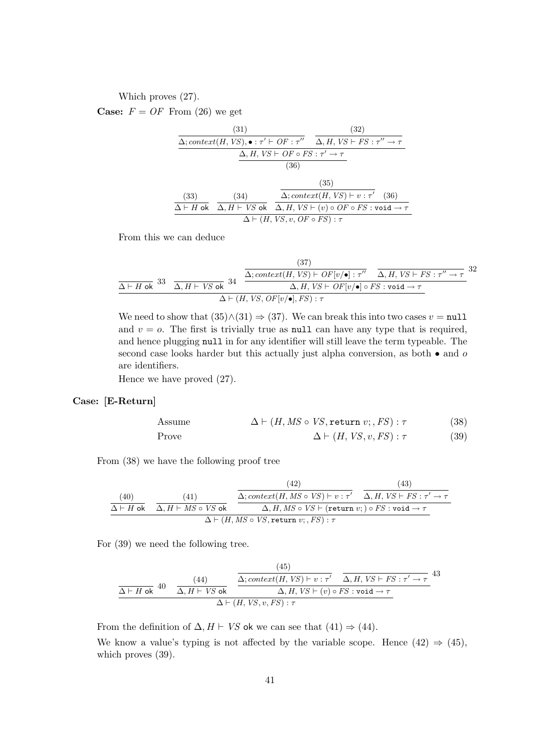Which proves (27).

**Case:** $F = OF$ From (26) we get

$$\dfrac{\dfrac{\dfrac{(31)}{\Delta; context(H, VS), \bullet : \tau' \vdash OF : \tau''} \quad \dfrac{(32)}{\Delta, H, VS \vdash FS : \tau'' \rightarrow \tau}}{\Delta, H, VS \vdash OF \circ FS : \tau' \rightarrow \tau}}{(36)}$$

$$\dfrac{\dfrac{(33)}{\Delta \vdash H \text{ ok}} \quad \dfrac{(34)}{\Delta, H \vdash VS \text{ ok}} \quad \dfrac{\dfrac{(35)}{\Delta; context(H, VS) \vdash v : \tau'} \quad (36)}{\Delta, H, VS \vdash (v) \circ OF \circ FS : \texttt{void} \rightarrow \tau}}{\Delta \vdash (H, VS, v, OF \circ FS) : \tau}$$

From this we can deduce

$$\dfrac{\dfrac{}{\Delta \vdash H \text{ ok}}\ 33 \quad \dfrac{}{\Delta, H \vdash VS \text{ ok}}\ 34 \quad \dfrac{\dfrac{(37)}{\Delta; context(H, VS) \vdash OF[v/\bullet] : \tau''} \quad \dfrac{}{\Delta, H, VS \vdash FS : \tau'' \rightarrow \tau}\ 32}{\Delta, H, VS \vdash OF[v/\bullet] \circ FS : \texttt{void} \rightarrow \tau}}{\Delta \vdash (H, VS, OF[v/\bullet], FS) : \tau}$$

We need to show that $(35) \wedge (31) \Rightarrow (37)$. We can break this into two cases $v = \texttt{null}$ and $v = o$. The first is trivially true as `null` can have any type that is required, and hence plugging `null` in for any identifier will still leave the term typeable. The second case looks harder but this actually just alpha conversion, as both $\bullet$ and $o$ are identifiers.

Hence we have proved (27).

**Case: [E-Return]**

$$\text{Assume} \qquad \Delta \vdash (H, MS \circ VS, \texttt{return}\ v;, FS) : \tau \qquad (38)$$

$$\text{Prove} \qquad \Delta \vdash (H, VS, v, FS) : \tau \qquad (39)$$

From (38) we have the following proof tree

$$\dfrac{\dfrac{(40)}{\Delta \vdash H \text{ ok}} \quad \dfrac{(41)}{\Delta, H \vdash MS \circ VS \text{ ok}} \quad \dfrac{\dfrac{(42)}{\Delta; context(H, MS \circ VS) \vdash v : \tau'} \quad \dfrac{(43)}{\Delta, H, VS \vdash FS : \tau' \rightarrow \tau}}{\Delta, H, MS \circ VS \vdash (\texttt{return}\ v;) \circ FS : \texttt{void} \rightarrow \tau}}{\Delta \vdash (H, MS \circ VS, \texttt{return}\ v;, FS) : \tau}$$

For (39) we need the following tree.

$$\dfrac{\dfrac{}{\Delta \vdash H \text{ ok}}\ 40 \quad \dfrac{(44)}{\Delta, H \vdash VS \text{ ok}} \quad \dfrac{\dfrac{(45)}{\Delta; context(H, VS) \vdash v : \tau'} \quad \dfrac{}{\Delta, H, VS \vdash FS : \tau' \rightarrow \tau}\ 43}{\Delta, H, VS \vdash (v) \circ FS : \texttt{void} \rightarrow \tau}}{\Delta \vdash (H, VS, v, FS) : \tau}$$

From the definition of $\Delta, H \vdash VS$ ok we can see that $(41) \Rightarrow (44)$.

We know a value's typing is not affected by the variable scope. Hence $(42) \Rightarrow (45)$, which proves (39).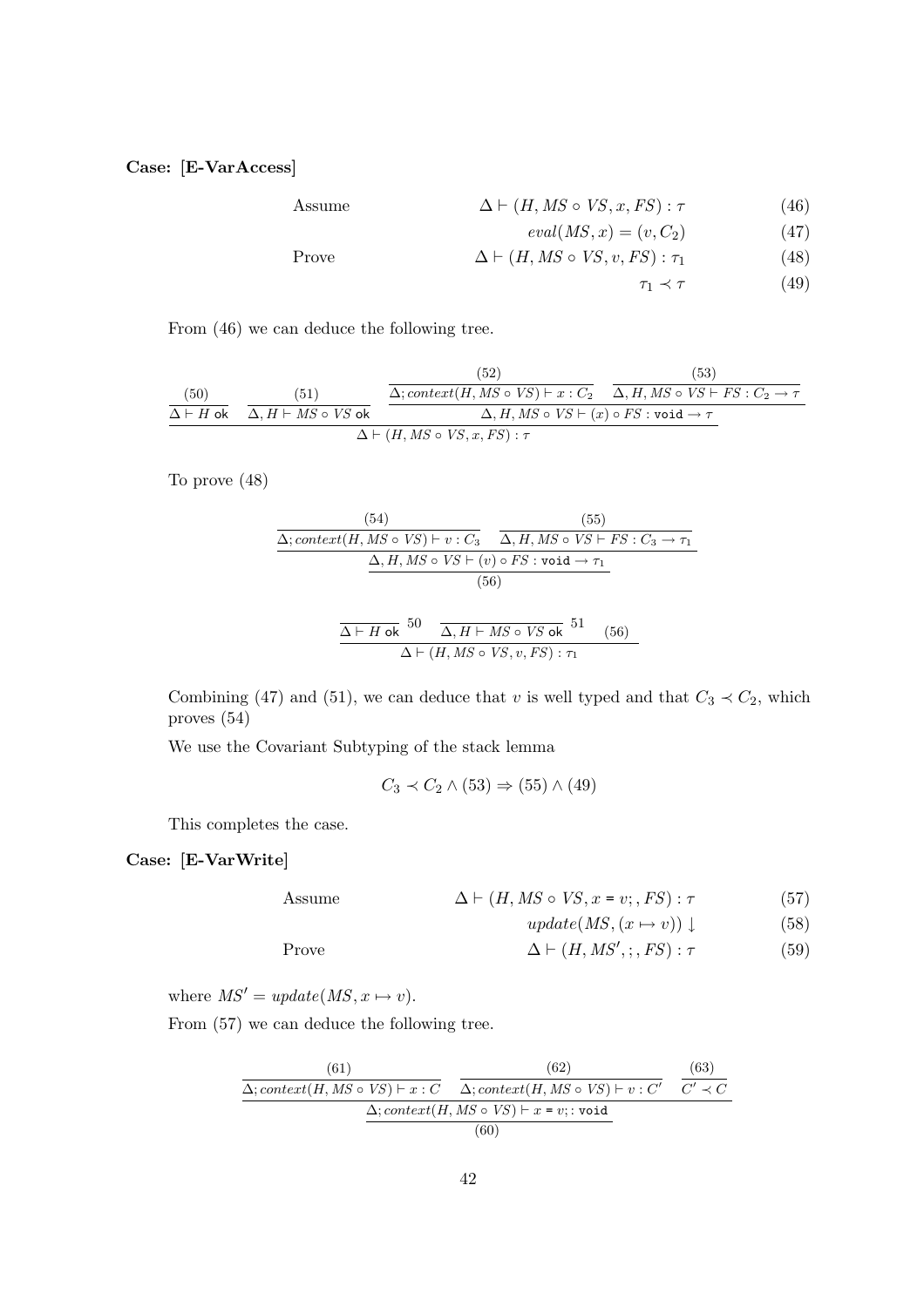**Case: [E-VarAccess]**

$$\begin{array}{lrr} \text{Assume} & \Delta \vdash (H, MS \circ VS, x, FS) : \tau & (46) \\ & eval(MS, x) = (v, C_2) & (47) \\ \text{Prove} & \Delta \vdash (H, MS \circ VS, v, FS) : \tau_1 & (48) \\ & \tau_1 \prec \tau & (49) \end{array}$$

From (46) we can deduce the following tree.

$$\dfrac{\dfrac{(50)}{\Delta \vdash H \text{ ok}} \quad \dfrac{(51)}{\Delta, H \vdash MS \circ VS \text{ ok}} \quad \dfrac{\dfrac{(52)}{\Delta; context(H, MS \circ VS) \vdash x : C_2} \quad \dfrac{(53)}{\Delta, H, MS \circ VS \vdash FS : C_2 \to \tau}}{\Delta, H, MS \circ VS \vdash (x) \circ FS : \texttt{void} \to \tau}}{\Delta \vdash (H, MS \circ VS, x, FS) : \tau}$$

To prove (48)

$$\dfrac{\dfrac{(54)}{\Delta; context(H, MS \circ VS) \vdash v : C_3} \quad \dfrac{(55)}{\Delta, H, MS \circ VS \vdash FS : C_3 \to \tau_1}}{\dfrac{\Delta, H, MS \circ VS \vdash (v) \circ FS : \texttt{void} \to \tau_1}{(56)}}$$

$$\dfrac{\overline{\Delta \vdash H \text{ ok}}\ 50 \quad \overline{\Delta, H \vdash MS \circ VS \text{ ok}}\ 51 \quad (56)}{\Delta \vdash (H, MS \circ VS, v, FS) : \tau_1}$$

Combining (47) and (51), we can deduce that $v$ is well typed and that $C_3 \prec C_2$, which proves (54)

We use the Covariant Subtyping of the stack lemma

$$C_3 \prec C_2 \wedge (53) \Rightarrow (55) \wedge (49)$$

This completes the case.

**Case: [E-VarWrite]**

$$\begin{array}{lrr} \text{Assume} & \Delta \vdash (H, MS \circ VS, x = v;, FS) : \tau & (57) \\ & update(MS, (x \mapsto v)) \downarrow & (58) \\ \text{Prove} & \Delta \vdash (H, MS', ;, FS) : \tau & (59) \end{array}$$

where $MS' = update(MS, x \mapsto v)$.

From (57) we can deduce the following tree.

$$\dfrac{\dfrac{(61)}{\Delta; context(H, MS \circ VS) \vdash x : C} \quad \dfrac{(62)}{\Delta; context(H, MS \circ VS) \vdash v : C'} \quad \dfrac{(63)}{C' \prec C}}{\dfrac{\Delta; context(H, MS \circ VS) \vdash x = v; : \texttt{void}}{(60)}}$$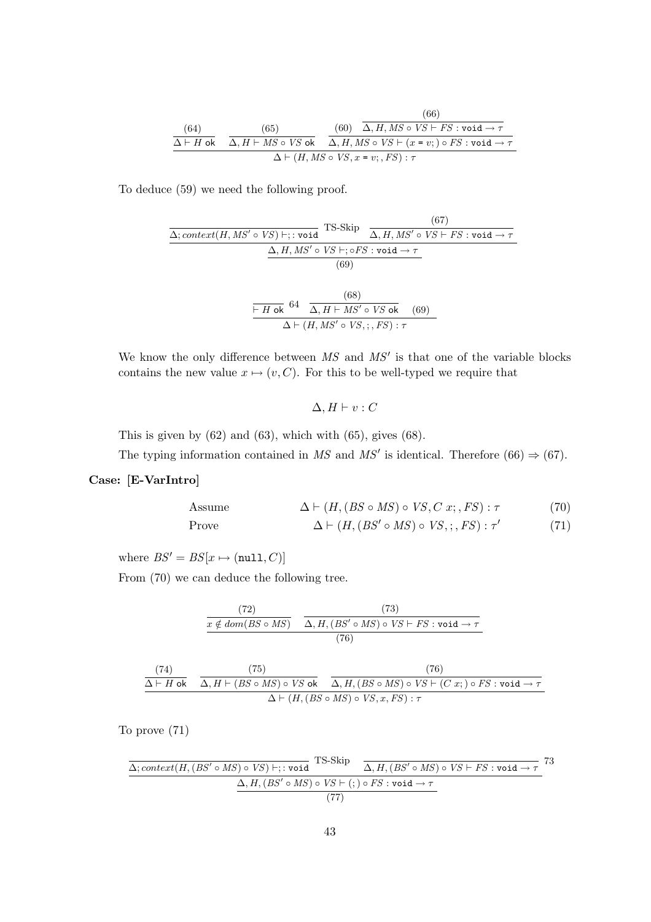$$\cfrac{\cfrac{(64)}{\Delta \vdash H \text{ ok}} \quad \cfrac{(65)}{\Delta, H \vdash MS \circ VS \text{ ok}} \quad \cfrac{(60) \quad \cfrac{(66)}{\Delta, H, MS \circ VS \vdash FS : \texttt{void} \rightarrow \tau}}{\Delta, H, MS \circ VS \vdash (x = v;) \circ FS : \texttt{void} \rightarrow \tau}}{\Delta \vdash (H, MS \circ VS, x = v;, FS) : \tau}$$

To deduce (59) we need the following proof.

$$\cfrac{\cfrac{}{\Delta; context(H, MS' \circ VS) \vdash ; : \texttt{void}} \text{ TS-Skip} \quad \cfrac{(67)}{\Delta, H, MS' \circ VS \vdash FS : \texttt{void} \rightarrow \tau}}{\cfrac{\Delta, H, MS' \circ VS \vdash ; \circ FS : \texttt{void} \rightarrow \tau}{(69)}}$$

$$\cfrac{\cfrac{}{\vdash H \text{ ok}} \; 64 \quad \cfrac{(68)}{\Delta, H \vdash MS' \circ VS \text{ ok}} \quad (69)}{\Delta \vdash (H, MS' \circ VS, ;, FS) : \tau}$$

We know the only difference between $MS$ and $MS'$ is that one of the variable blocks contains the new value $x \mapsto (v, C)$. For this to be well-typed we require that

$$\Delta, H \vdash v : C$$

This is given by (62) and (63), which with (65), gives (68).

The typing information contained in $MS$ and $MS'$ is identical. Therefore (66) $\Rightarrow$ (67).

**Case: [E-VarIntro]**

Assume $\qquad \Delta \vdash (H, (BS \circ MS) \circ VS, C\ x;, FS) : \tau \qquad (70)$

Prove $\qquad \Delta \vdash (H, (BS' \circ MS) \circ VS, ;, FS) : \tau' \qquad (71)$

where $BS' = BS[x \mapsto (\texttt{null}, C)]$

From (70) we can deduce the following tree.

$$\cfrac{\cfrac{(72)}{x \notin dom(BS \circ MS)} \quad \cfrac{(73)}{\Delta, H, (BS' \circ MS) \circ VS \vdash FS : \texttt{void} \rightarrow \tau}}{(76)}$$

$$\cfrac{\cfrac{(74)}{\Delta \vdash H \text{ ok}} \quad \cfrac{(75)}{\Delta, H \vdash (BS \circ MS) \circ VS \text{ ok}} \quad \cfrac{(76)}{\Delta, H, (BS \circ MS) \circ VS \vdash (C\ x;) \circ FS : \texttt{void} \rightarrow \tau}}{\Delta \vdash (H, (BS \circ MS) \circ VS, x, FS) : \tau}$$

To prove (71)

$$\cfrac{\cfrac{}{\Delta; context(H, (BS' \circ MS) \circ VS) \vdash ; : \texttt{void}} \text{ TS-Skip} \quad \cfrac{}{\Delta, H, (BS' \circ MS) \circ VS \vdash FS : \texttt{void} \rightarrow \tau} \; 73}{\cfrac{\Delta, H, (BS' \circ MS) \circ VS \vdash (;) \circ FS : \texttt{void} \rightarrow \tau}{(77)}}$$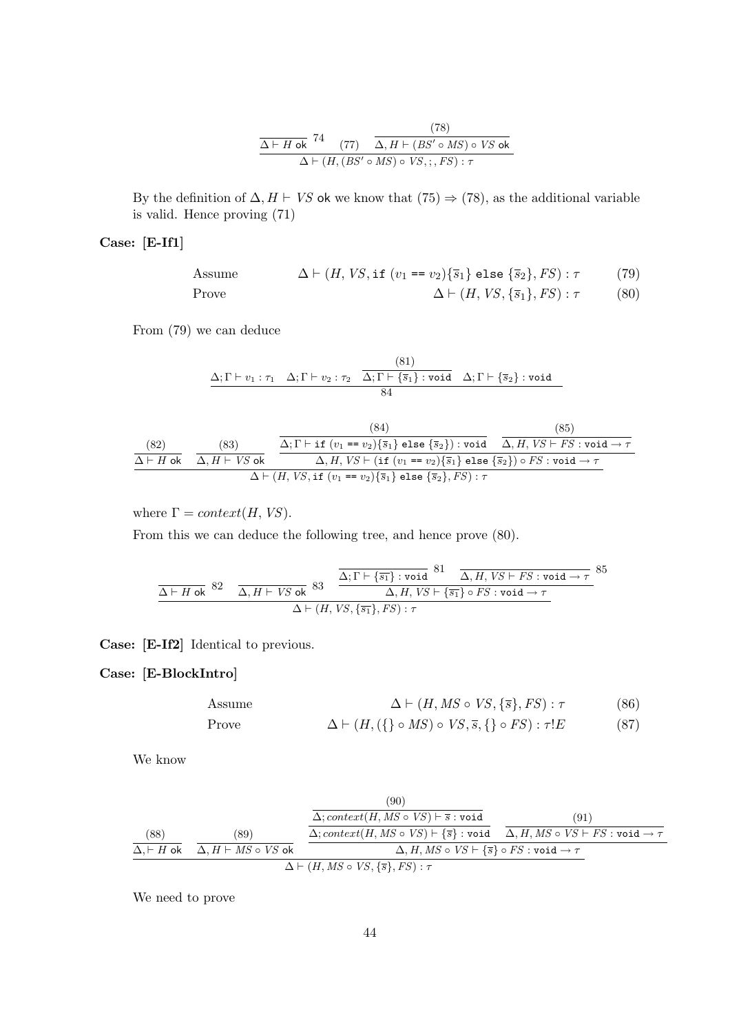$$\dfrac{\overline{\Delta \vdash H \ \mathsf{ok}}\ 74 \quad (77) \quad \dfrac{(78)}{\Delta, H \vdash (BS' \circ MS) \circ VS \ \mathsf{ok}}}{\Delta \vdash (H, (BS' \circ MS) \circ VS, ;, FS) : \tau}$$

By the definition of $\Delta, H \vdash VS$ ok we know that (75) $\Rightarrow$ (78), as the additional variable is valid. Hence proving (71)

**Case: [E-If1]**

$$\text{Assume} \qquad \Delta \vdash (H, VS, \texttt{if}\ (v_1 \texttt{ == } v_2)\{\overline{s}_1\}\ \texttt{else}\ \{\overline{s}_2\}, FS) : \tau \tag{79}$$

$$\text{Prove} \qquad \Delta \vdash (H, VS, \{\overline{s}_1\}, FS) : \tau \tag{80}$$

From (79) we can deduce

$$\dfrac{\Delta; \Gamma \vdash v_1 : \tau_1 \quad \Delta; \Gamma \vdash v_2 : \tau_2 \quad \dfrac{(81)}{\Delta; \Gamma \vdash \{\overline{s}_1\} : \texttt{void}} \quad \Delta; \Gamma \vdash \{\overline{s}_2\} : \texttt{void}}{84}$$

$$\dfrac{\dfrac{(82)}{\Delta \vdash H \ \mathsf{ok}} \quad \dfrac{(83)}{\Delta, H \vdash VS \ \mathsf{ok}} \quad \dfrac{\dfrac{(84)}{\Delta; \Gamma \vdash \texttt{if}\ (v_1 \texttt{ == } v_2)\{\overline{s}_1\}\ \texttt{else}\ \{\overline{s}_2\}) : \texttt{void}} \quad \dfrac{(85)}{\Delta, H, VS \vdash FS : \texttt{void} \rightarrow \tau}}{\Delta, H, VS \vdash (\texttt{if}\ (v_1 \texttt{ == } v_2)\{\overline{s}_1\}\ \texttt{else}\ \{\overline{s}_2\}) \circ FS : \texttt{void} \rightarrow \tau}}{\Delta \vdash (H, VS, \texttt{if}\ (v_1 \texttt{ == } v_2)\{\overline{s}_1\}\ \texttt{else}\ \{\overline{s}_2\}, FS) : \tau}$$

where $\Gamma = \mathit{context}(H, VS)$.

From this we can deduce the following tree, and hence prove (80).

$$\dfrac{\overline{\Delta \vdash H \ \mathsf{ok}}\ 82 \quad \overline{\Delta, H \vdash VS \ \mathsf{ok}}\ 83 \quad \dfrac{\overline{\Delta; \Gamma \vdash \{\overline{s_1}\} : \texttt{void}}\ 81 \quad \overline{\Delta, H, VS \vdash FS : \texttt{void} \rightarrow \tau}\ 85}{\Delta, H, VS \vdash \{\overline{s_1}\} \circ FS : \texttt{void} \rightarrow \tau}}{\Delta \vdash (H, VS, \{\overline{s_1}\}, FS) : \tau}$$

**Case: [E-If2]** Identical to previous.

**Case: [E-BlockIntro]**

$$\text{Assume} \qquad \Delta \vdash (H, MS \circ VS, \{\overline{s}\}, FS) : \tau \tag{86}$$

$$\text{Prove} \qquad \Delta \vdash (H, (\{\} \circ MS) \circ VS, \overline{s}, \{\} \circ FS) : \tau!E \tag{87}$$

We know

$$\dfrac{\dfrac{(88)}{\Delta, \vdash H \ \mathsf{ok}} \quad \dfrac{(89)}{\Delta, H \vdash MS \circ VS \ \mathsf{ok}} \quad \dfrac{\dfrac{\dfrac{(90)}{\Delta; \mathit{context}(H, MS \circ VS) \vdash \overline{s} : \texttt{void}}}{\Delta; \mathit{context}(H, MS \circ VS) \vdash \{\overline{s}\} : \texttt{void}} \quad \dfrac{(91)}{\Delta, H, MS \circ VS \vdash FS : \texttt{void} \rightarrow \tau}}{\Delta, H, MS \circ VS \vdash \{\overline{s}\} \circ FS : \texttt{void} \rightarrow \tau}}{\Delta \vdash (H, MS \circ VS, \{\overline{s}\}, FS) : \tau}$$

We need to prove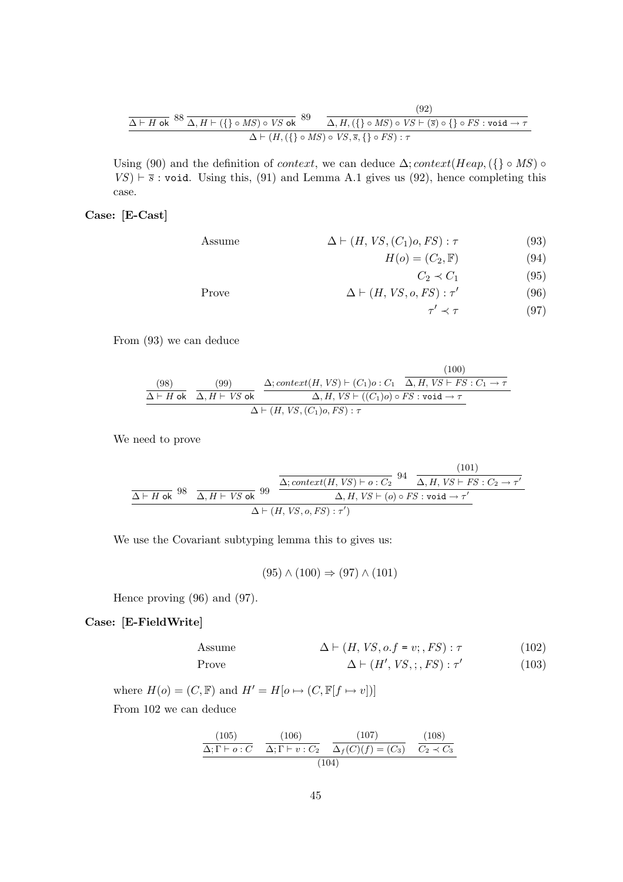$$\dfrac{\overline{\Delta \vdash H \text{ ok}}^{\,88} \quad \overline{\Delta, H \vdash (\{\} \circ MS) \circ VS \text{ ok}}^{\,89} \quad \dfrac{(92)}{\Delta, H, (\{\} \circ MS) \circ VS \vdash (\overline{s}) \circ \{\} \circ FS : \texttt{void} \to \tau}}{\Delta \vdash (H, (\{\} \circ MS) \circ VS, \overline{s}, \{\} \circ FS) : \tau}$$

Using (90) and the definition of *context*, we can deduce $\Delta; context(Heap, (\{\} \circ MS) \circ VS) \vdash \overline{s} : \texttt{void}$. Using this, (91) and Lemma A.1 gives us (92), hence completing this case.

**Case: [E-Cast]**

$$\begin{array}{llr}
\text{Assume} & \Delta \vdash (H, VS, (C_1)o, FS) : \tau & (93) \\
& H(o) = (C_2, \mathbb{F}) & (94) \\
& C_2 \prec C_1 & (95) \\
\text{Prove} & \Delta \vdash (H, VS, o, FS) : \tau' & (96) \\
& \tau' \prec \tau & (97)
\end{array}$$

From (93) we can deduce

$$\dfrac{\dfrac{(98)}{\Delta \vdash H \text{ ok}} \quad \dfrac{(99)}{\Delta, H \vdash VS \text{ ok}} \quad \dfrac{\Delta; context(H, VS) \vdash (C_1)o : C_1 \quad \dfrac{(100)}{\Delta, H, VS \vdash FS : C_1 \to \tau}}{\Delta, H, VS \vdash ((C_1)o) \circ FS : \texttt{void} \to \tau}}{\Delta \vdash (H, VS, (C_1)o, FS) : \tau}$$

We need to prove

$$\dfrac{\overline{\Delta \vdash H \text{ ok}}^{\,98} \quad \overline{\Delta, H \vdash VS \text{ ok}}^{\,99} \quad \dfrac{\overline{\Delta; context(H, VS) \vdash o : C_2}^{\,94} \quad \dfrac{(101)}{\Delta, H, VS \vdash FS : C_2 \to \tau'}}{\Delta, H, VS \vdash (o) \circ FS : \texttt{void} \to \tau'}}{\Delta \vdash (H, VS, o, FS) : \tau')}$$

We use the Covariant subtyping lemma this to gives us:

$$(95) \wedge (100) \Rightarrow (97) \wedge (101)$$

Hence proving (96) and (97).

**Case: [E-FieldWrite]**

$$\begin{array}{llr}
\text{Assume} & \Delta \vdash (H, VS, o.f = v;, FS) : \tau & (102) \\
\text{Prove} & \Delta \vdash (H', VS, ;, FS) : \tau' & (103)
\end{array}$$

where $H(o) = (C, \mathbb{F})$ and $H' = H[o \mapsto (C, \mathbb{F}[f \mapsto v])]$

From 102 we can deduce

$$\dfrac{\dfrac{(105)}{\Delta; \Gamma \vdash o : C} \quad \dfrac{(106)}{\Delta; \Gamma \vdash v : C_2} \quad \dfrac{(107)}{\Delta_f(C)(f) = (C_3)} \quad \dfrac{(108)}{C_2 \prec C_3}}{(104)}$$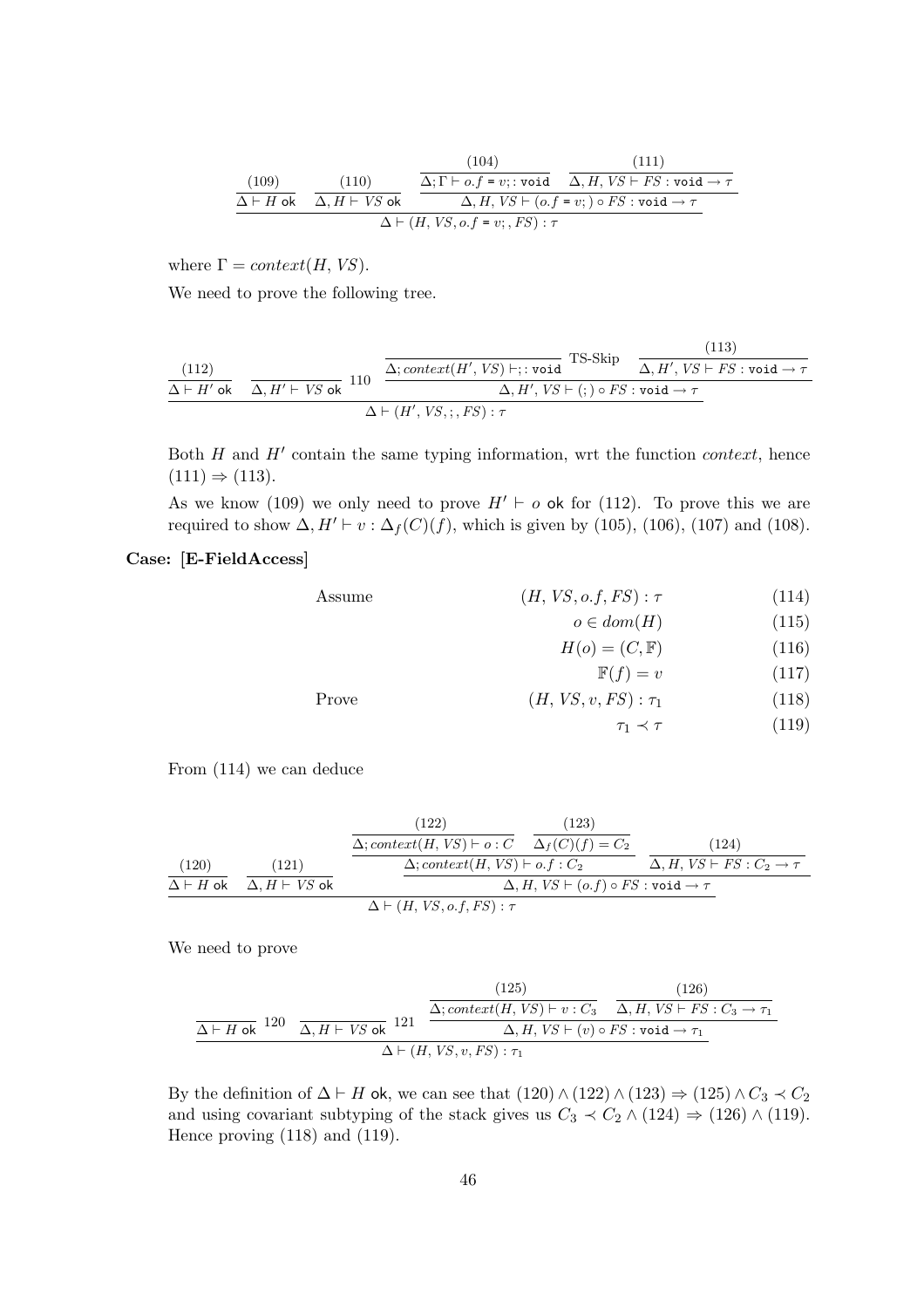$$
\dfrac{\dfrac{(109)}{\Delta \vdash H\ \mathsf{ok}} \quad \dfrac{(110)}{\Delta, H \vdash VS\ \mathsf{ok}} \quad \dfrac{\dfrac{(104)}{\Delta; \Gamma \vdash o.f\ \texttt{=}\ v; : \texttt{void}} \quad \dfrac{(111)}{\Delta, H, VS \vdash FS : \texttt{void} \to \tau}}{\Delta, H, VS \vdash (o.f\ \texttt{=}\ v;) \circ FS : \texttt{void} \to \tau}}{\Delta \vdash (H, VS, o.f\ \texttt{=}\ v;, FS) : \tau}
$$

where $\Gamma = context(H, VS)$.

We need to prove the following tree.

$$
\dfrac{\dfrac{(112)}{\Delta \vdash H'\ \mathsf{ok}} \quad \overline{\Delta, H' \vdash VS\ \mathsf{ok}}\ 110 \quad \dfrac{\overline{\Delta; context(H', VS) \vdash ; : \texttt{void}}\ \text{TS-Skip} \quad \dfrac{(113)}{\Delta, H', VS \vdash FS : \texttt{void} \to \tau}}{\Delta, H', VS \vdash (;) \circ FS : \texttt{void} \to \tau}}{\Delta \vdash (H', VS, ;, FS) : \tau}
$$

Both $H$ and $H'$ contain the same typing information, wrt the function *context*, hence $(111) \Rightarrow (113)$.

As we know (109) we only need to prove $H' \vdash o$ ok for (112). To prove this we are required to show $\Delta, H' \vdash v : \Delta_f(C)(f)$, which is given by (105), (106), (107) and (108).

**Case: [E-FieldAccess]**

$$
\begin{aligned}
&\text{Assume} && (H, VS, o.f, FS) : \tau && (114)\\
& && o \in dom(H) && (115)\\
& && H(o) = (C, \mathbb{F}) && (116)\\
& && \mathbb{F}(f) = v && (117)\\
&\text{Prove} && (H, VS, v, FS) : \tau_1 && (118)\\
& && \tau_1 \prec \tau && (119)
\end{aligned}
$$

From (114) we can deduce

$$
\dfrac{\dfrac{(120)}{\Delta \vdash H\ \mathsf{ok}} \quad \dfrac{(121)}{\Delta, H \vdash VS\ \mathsf{ok}} \quad \dfrac{\dfrac{\dfrac{(122)}{\Delta; context(H, VS) \vdash o : C} \quad \dfrac{(123)}{\Delta_f(C)(f) = C_2}}{\Delta; context(H, VS) \vdash o.f : C_2} \quad \dfrac{(124)}{\Delta, H, VS \vdash FS : C_2 \to \tau}}{\Delta, H, VS \vdash (o.f) \circ FS : \texttt{void} \to \tau}}{\Delta \vdash (H, VS, o.f, FS) : \tau}
$$

We need to prove

$$
\dfrac{\overline{\Delta \vdash H\ \mathsf{ok}}\ 120 \quad \overline{\Delta, H \vdash VS\ \mathsf{ok}}\ 121 \quad \dfrac{\dfrac{(125)}{\Delta; context(H, VS) \vdash v : C_3} \quad \dfrac{(126)}{\Delta, H, VS \vdash FS : C_3 \to \tau_1}}{\Delta, H, VS \vdash (v) \circ FS : \texttt{void} \to \tau_1}}{\Delta \vdash (H, VS, v, FS) : \tau_1}
$$

By the definition of $\Delta \vdash H$ ok, we can see that $(120) \wedge (122) \wedge (123) \Rightarrow (125) \wedge C_3 \prec C_2$ and using covariant subtyping of the stack gives us $C_3 \prec C_2 \wedge (124) \Rightarrow (126) \wedge (119)$. Hence proving (118) and (119).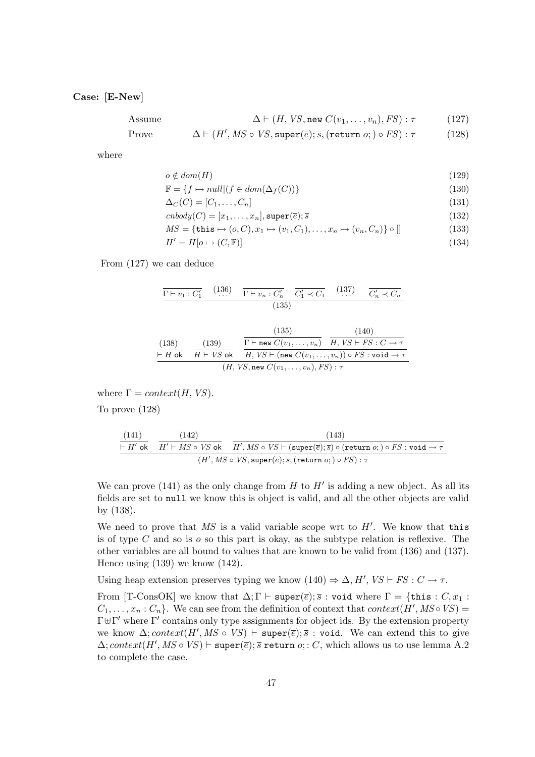**Case: [E-New]**

$$\text{Assume} \qquad \Delta \vdash (H, VS, \texttt{new } C(v_1, \ldots, v_n), FS) : \tau \tag{127}$$

$$\text{Prove} \qquad \Delta \vdash (H', MS \circ VS, \texttt{super}(\overline{e}); \overline{s}, (\texttt{return } o;) \circ FS) : \tau \tag{128}$$

where

$$o \notin dom(H) \tag{129}$$

$$\mathbb{F} = \{f \mapsto null | (f \in dom(\Delta_f(C))\} \tag{130}$$

$$\Delta_C(C) = [C_1, \ldots, C_n] \tag{131}$$

$$cnbody(C) = [x_1, \ldots, x_n], \texttt{super}(\overline{e}); \overline{s} \tag{132}$$

$$MS = \{\texttt{this} \mapsto (o, C), x_1 \mapsto (v_1, C_1), \ldots, x_n \mapsto (v_n, C_n)\} \circ [] \tag{133}$$

$$H' = H[o \mapsto (C, \mathbb{F})] \tag{134}$$

From (127) we can deduce

$$\dfrac{\overline{\Gamma \vdash v_1 : C_1'} \quad \overset{(136)}{\ldots} \quad \overline{\Gamma \vdash v_n : C_n'} \quad \overline{C_1' \prec C_1} \quad \overset{(137)}{\ldots} \quad \overline{C_n' \prec C_n}}{(135)}$$

$$\dfrac{\dfrac{(138)}{\vdash H \texttt{ ok}} \quad \dfrac{(139)}{H \vdash VS \texttt{ ok}} \quad \dfrac{\dfrac{(135)}{\Gamma \vdash \texttt{new } C(v_1, \ldots, v_n)} \quad \dfrac{(140)}{H, VS \vdash FS : C \to \tau}}{H, VS \vdash (\texttt{new } C(v_1, \ldots, v_n)) \circ FS : \texttt{void} \to \tau}}{(H, VS, \texttt{new } C(v_1, \ldots, v_n), FS) : \tau}$$

where $\Gamma = context(H, VS)$.

To prove (128)

$$\dfrac{\dfrac{(141)}{\vdash H' \texttt{ ok}} \quad \dfrac{(142)}{H' \vdash MS \circ VS \texttt{ ok}} \quad \dfrac{(143)}{H', MS \circ VS \vdash (\texttt{super}(\overline{e}); \overline{s}) \circ (\texttt{return } o;) \circ FS : \texttt{void} \to \tau}}{(H', MS \circ VS, \texttt{super}(\overline{e}); \overline{s}, (\texttt{return } o;) \circ FS) : \tau}$$

We can prove (141) as the only change from $H$ to $H'$ is adding a new object. As all its fields are set to `null` we know this is object is valid, and all the other objects are valid by (138).

We need to prove that $MS$ is a valid variable scope wrt to $H'$. We know that `this` is of type $C$ and so is $o$ so this part is okay, as the subtype relation is reflexive. The other variables are all bound to values that are known to be valid from (136) and (137). Hence using (139) we know (142).

Using heap extension preserves typing we know $(140) \Rightarrow \Delta, H', VS \vdash FS : C \to \tau$.

From [T-ConsOK] we know that $\Delta; \Gamma \vdash \texttt{super}(\overline{e}); \overline{s} : \texttt{void}$ where $\Gamma = \{\texttt{this} : C, x_1 : C_1, \ldots, x_n : C_n\}$. We can see from the definition of context that $context(H', MS \circ VS) = \Gamma \uplus \Gamma'$ where $\Gamma'$ contains only type assignments for object ids. By the extension property we know $\Delta; context(H', MS \circ VS) \vdash \texttt{super}(\overline{e}); \overline{s} : \texttt{void}$. We can extend this to give $\Delta; context(H', MS \circ VS) \vdash \texttt{super}(\overline{e}); \overline{s} \texttt{ return } o; : C$, which allows us to use lemma A.2 to complete the case.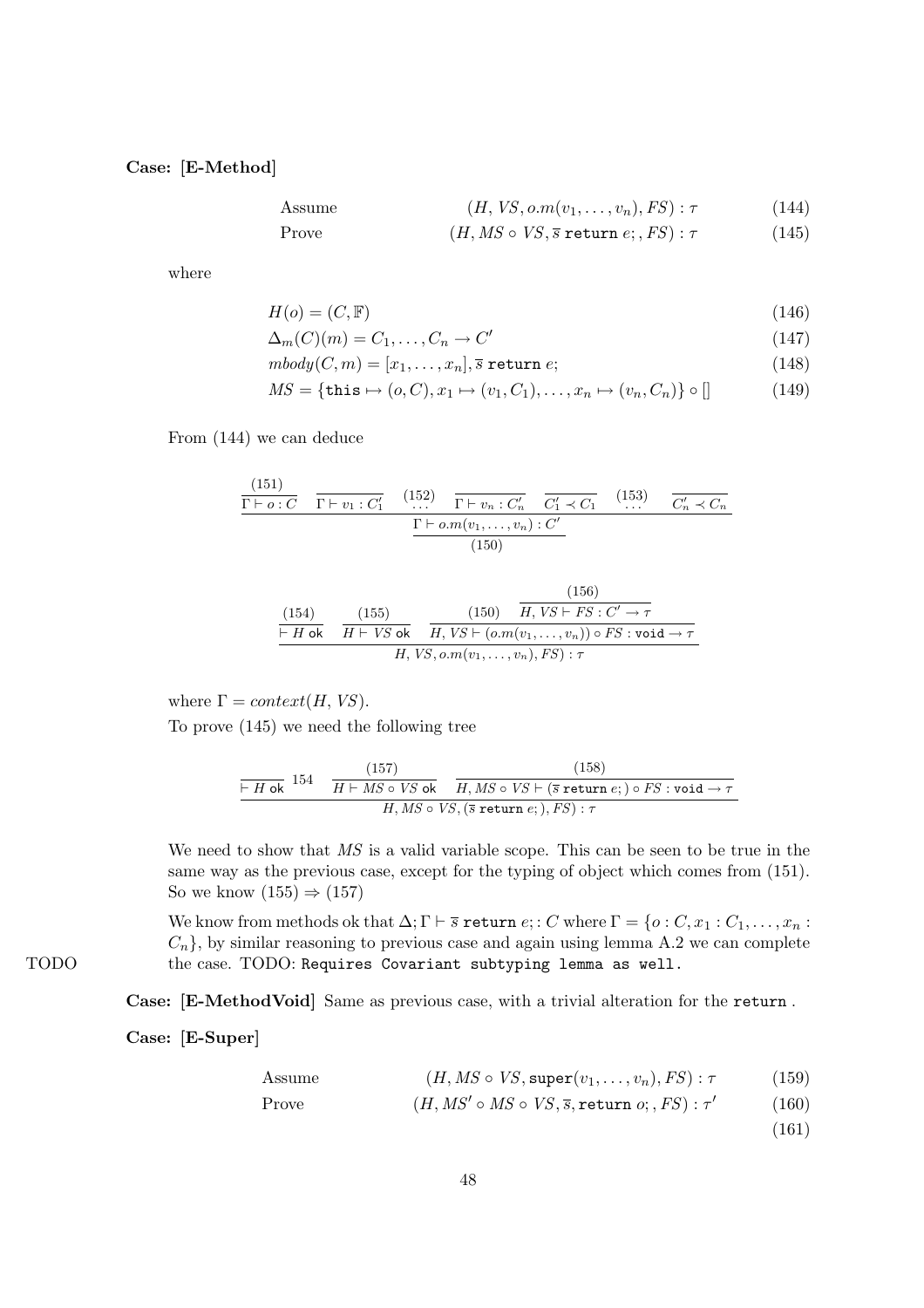**Case: [E-Method]**

$$\text{Assume} \qquad (H, VS, o.m(v_1, \ldots, v_n), FS) : \tau \qquad (144)$$

$$\text{Prove} \qquad (H, MS \circ VS, \overline{s}\ \texttt{return}\ e;, FS) : \tau \qquad (145)$$

where

$$H(o) = (C, \mathbb{F}) \qquad (146)$$

$$\Delta_m(C)(m) = C_1, \ldots, C_n \to C' \qquad (147)$$

$$mbody(C, m) = [x_1, \ldots, x_n], \overline{s}\ \texttt{return}\ e; \qquad (148)$$

$$MS = \{\texttt{this} \mapsto (o, C), x_1 \mapsto (v_1, C_1), \ldots, x_n \mapsto (v_n, C_n)\} \circ [] \qquad (149)$$

From (144) we can deduce

$$\dfrac{\dfrac{(151)}{\Gamma \vdash o : C} \quad \dfrac{}{\Gamma \vdash v_1 : C_1'} \quad \overset{(152)}{\ldots} \quad \dfrac{}{\Gamma \vdash v_n : C_n'} \quad \dfrac{}{C_1' \prec C_1} \quad \overset{(153)}{\ldots} \quad \dfrac{}{C_n' \prec C_n}}{\dfrac{\Gamma \vdash o.m(v_1, \ldots, v_n) : C'}{(150)}}$$

$$\dfrac{\dfrac{(154)}{\vdash H\ \mathsf{ok}} \quad \dfrac{(155)}{H \vdash VS\ \mathsf{ok}} \quad \dfrac{(150) \quad \dfrac{(156)}{H, VS \vdash FS : C' \to \tau}}{H, VS \vdash (o.m(v_1, \ldots, v_n)) \circ FS : \texttt{void} \to \tau}}{H, VS, o.m(v_1, \ldots, v_n), FS) : \tau}$$

where $\Gamma = context(H, VS)$.

To prove (145) we need the following tree

$$\dfrac{\dfrac{}{\vdash H\ \mathsf{ok}}\ 154 \quad \dfrac{(157)}{H \vdash MS \circ VS\ \mathsf{ok}} \quad \dfrac{(158)}{H, MS \circ VS \vdash (\overline{s}\ \texttt{return}\ e;) \circ FS : \texttt{void} \to \tau}}{H, MS \circ VS, (\overline{s}\ \texttt{return}\ e;), FS) : \tau}$$

We need to show that $MS$ is a valid variable scope. This can be seen to be true in the same way as the previous case, except for the typing of object which comes from (151). So we know (155) $\Rightarrow$ (157)

We know from methods ok that $\Delta; \Gamma \vdash \overline{s}\ \texttt{return}\ e;: C$ where $\Gamma = \{o : C, x_1 : C_1, \ldots, x_n : C_n\}$, by similar reasoning to previous case and again using lemma A.2 we can complete the case. TODO: `Requires Covariant subtyping lemma as well.`

TODO

**Case: [E-MethodVoid]** Same as previous case, with a trivial alteration for the `return` .

**Case: [E-Super]**

$$\text{Assume} \qquad (H, MS \circ VS, \texttt{super}(v_1, \ldots, v_n), FS) : \tau \qquad (159)$$

$$\text{Prove} \qquad (H, MS' \circ MS \circ VS, \overline{s}, \texttt{return}\ o;, FS) : \tau' \qquad (160)$$

$$(161)$$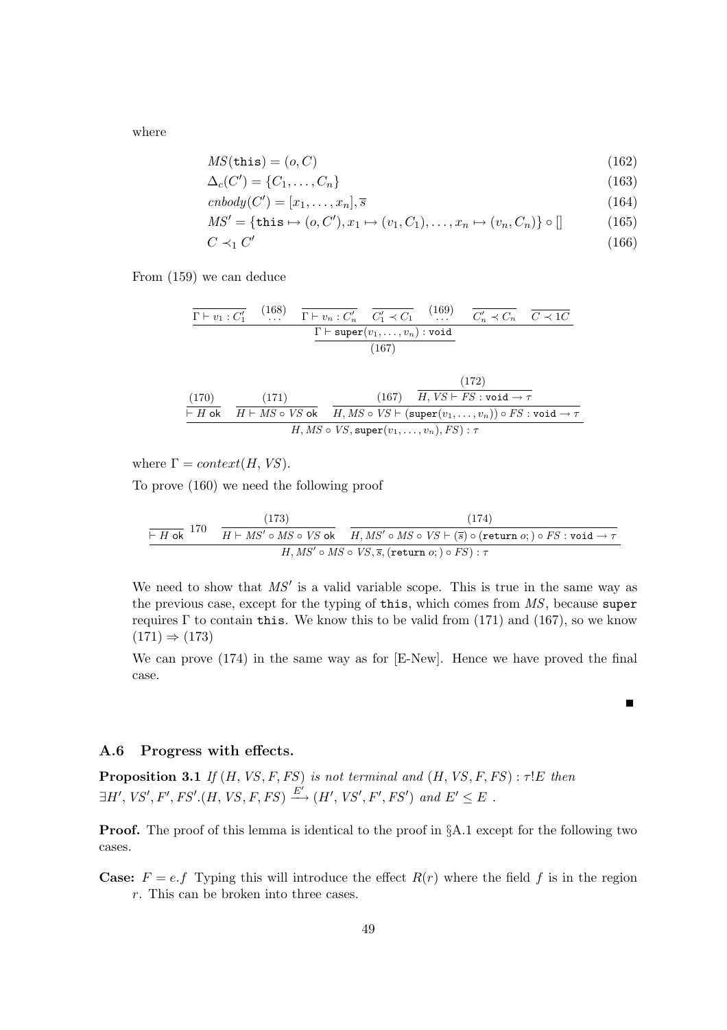where

$$MS(\texttt{this}) = (o, C) \tag{162}$$

$$\Delta_c(C') = \{C_1, \ldots, C_n\} \tag{163}$$

$$cnbody(C') = [x_1, \ldots, x_n], \overline{s} \tag{164}$$

$$MS' = \{\texttt{this} \mapsto (o, C'), x_1 \mapsto (v_1, C_1), \ldots, x_n \mapsto (v_n, C_n)\} \circ [] \tag{165}$$

$$C \prec_1 C' \tag{166}$$

From (159) we can deduce

$$\dfrac{\overline{\Gamma \vdash v_1 : C'_1} \quad \overset{(168)}{\ldots} \quad \overline{\Gamma \vdash v_n : C'_n} \quad \overline{C'_1 \prec C_1} \quad \overset{(169)}{\ldots} \quad \overline{C'_n \prec C_n} \quad \overline{C \prec 1C}}{\dfrac{\Gamma \vdash \texttt{super}(v_1, \ldots, v_n) : \texttt{void}}{(167)}}$$

$$\dfrac{\overset{(170)}{\overline{\vdash H \text{ ok}}} \quad \overset{(171)}{\overline{H \vdash MS \circ VS \text{ ok}}} \quad \dfrac{(167) \quad \overset{(172)}{\overline{H, VS \vdash FS : \texttt{void} \to \tau}}}{H, MS \circ VS \vdash (\texttt{super}(v_1, \ldots, v_n)) \circ FS : \texttt{void} \to \tau}}{H, MS \circ VS, \texttt{super}(v_1, \ldots, v_n), FS) : \tau}$$

where $\Gamma = context(H, VS)$.

To prove (160) we need the following proof

$$\dfrac{\overline{\vdash H \text{ ok}}\ 170 \quad \overset{(173)}{\overline{H \vdash MS' \circ MS \circ VS \text{ ok}}} \quad \overset{(174)}{\overline{H, MS' \circ MS \circ VS \vdash (\overline{s}) \circ (\texttt{return}\ o;) \circ FS : \texttt{void} \to \tau}}}{H, MS' \circ MS \circ VS, \overline{s}, (\texttt{return}\ o;) \circ FS) : \tau}$$

We need to show that $MS'$ is a valid variable scope. This is true in the same way as the previous case, except for the typing of `this`, which comes from $MS$, because `super` requires $\Gamma$ to contain `this`. We know this to be valid from (171) and (167), so we know $(171) \Rightarrow (173)$

We can prove (174) in the same way as for [E-New]. Hence we have proved the final case.

∎

### A.6 Progress with effects.

**Proposition 3.1** *If* $(H, VS, F, FS)$ *is not terminal and* $(H, VS, F, FS) : \tau!E$ *then* $\exists H', VS', F', FS'.(H, VS, F, FS) \xrightarrow{E'} (H', VS', F', FS')$ *and* $E' \leq E$ .

**Proof.** The proof of this lemma is identical to the proof in §A.1 except for the following two cases.

**Case:** $F = e.f$ Typing this will introduce the effect $R(r)$ where the field $f$ is in the region $r$. This can be broken into three cases.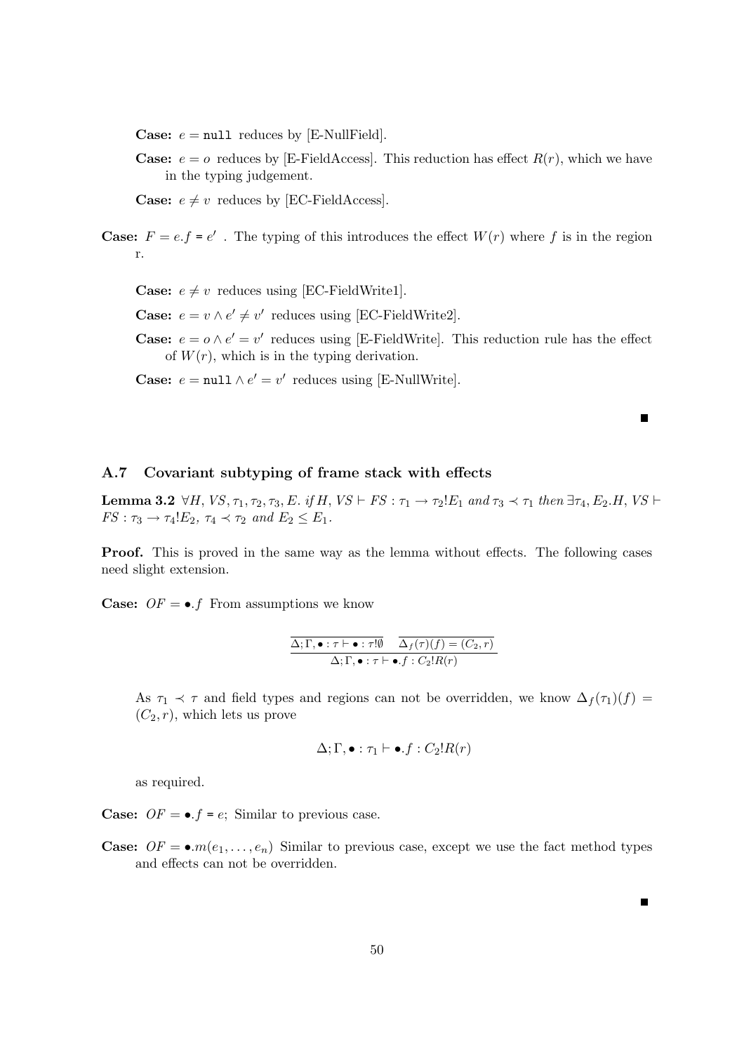**Case:** $e = \texttt{null}$ reduces by [E-NullField].

**Case:** $e = o$ reduces by [E-FieldAccess]. This reduction has effect $R(r)$, which we have in the typing judgement.

**Case:** $e \neq v$ reduces by [EC-FieldAccess].

**Case:** $F = e.f$ = $e'$ . The typing of this introduces the effect $W(r)$ where $f$ is in the region r.

**Case:** $e \neq v$ reduces using [EC-FieldWrite1].

**Case:** $e = v \wedge e' \neq v'$ reduces using [EC-FieldWrite2].

**Case:** $e = o \wedge e' = v'$ reduces using [E-FieldWrite]. This reduction rule has the effect of $W(r)$, which is in the typing derivation.

**Case:** $e = \texttt{null} \wedge e' = v'$ reduces using [E-NullWrite].

■

### A.7 Covariant subtyping of frame stack with effects

**Lemma 3.2** *$\forall H, VS, \tau_1, \tau_2, \tau_3, E$. if $H, VS \vdash FS : \tau_1 \rightarrow \tau_2 ! E_1$ and $\tau_3 \prec \tau_1$ then $\exists \tau_4, E_2 . H, VS \vdash FS : \tau_3 \rightarrow \tau_4 ! E_2$, $\tau_4 \prec \tau_2$ and $E_2 \leq E_1$.*

**Proof.** This is proved in the same way as the lemma without effects. The following cases need slight extension.

**Case:** $OF = \bullet.f$ From assumptions we know

$$\frac{\overline{\Delta; \Gamma, \bullet : \tau \vdash \bullet : \tau ! \emptyset} \quad \overline{\Delta_f(\tau)(f) = (C_2, r)}}{\Delta; \Gamma, \bullet : \tau \vdash \bullet.f : C_2 ! R(r)}$$

As $\tau_1 \prec \tau$ and field types and regions can not be overridden, we know $\Delta_f(\tau_1)(f) = (C_2, r)$, which lets us prove

$$\Delta; \Gamma, \bullet : \tau_1 \vdash \bullet.f : C_2 ! R(r)$$

as required.

**Case:** $OF = \bullet.f$ = $e$; Similar to previous case.

**Case:** $OF = \bullet.m(e_1, \ldots, e_n)$ Similar to previous case, except we use the fact method types and effects can not be overridden.

■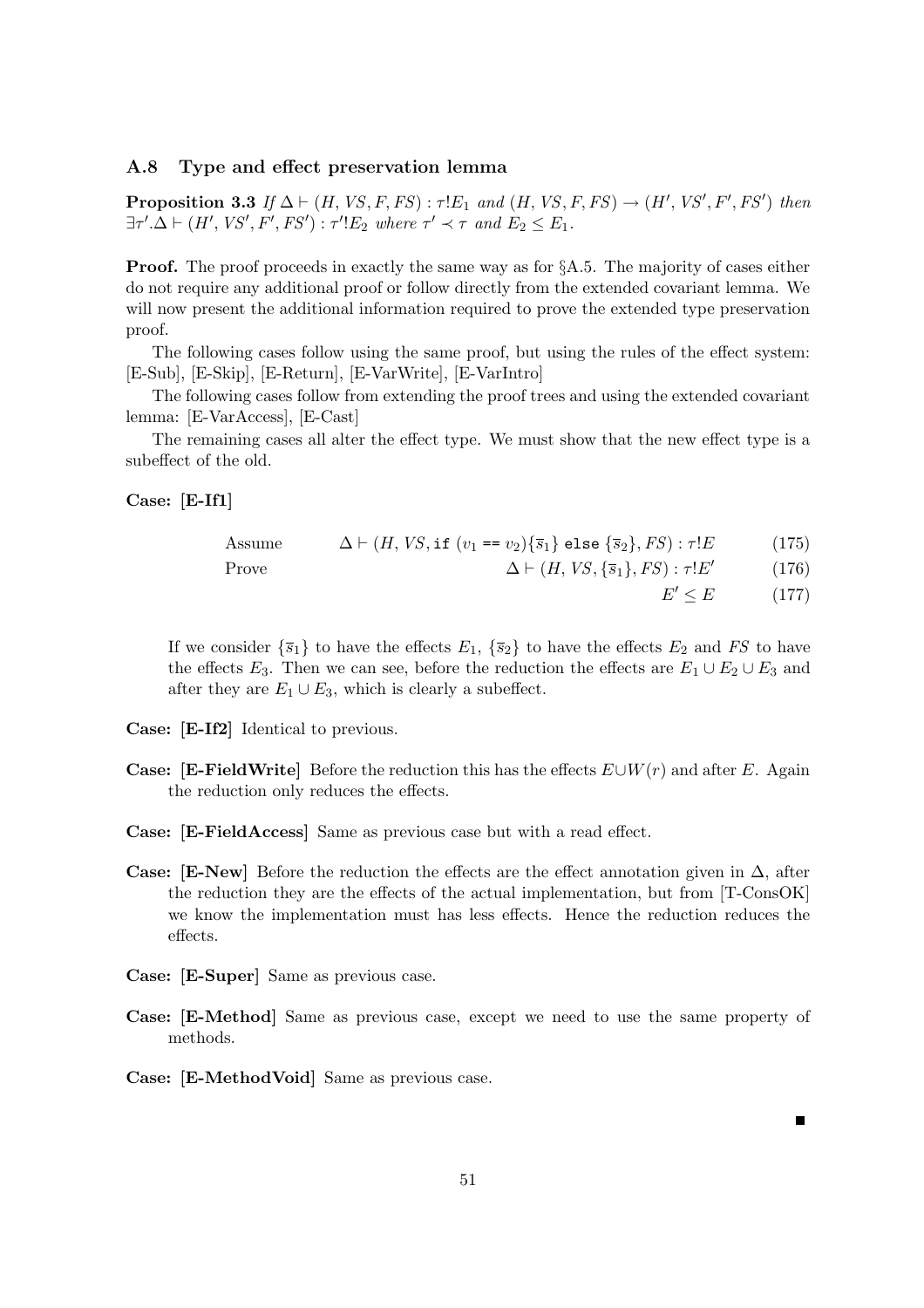### A.8 Type and effect preservation lemma

**Proposition 3.3** *If* $\Delta \vdash (H, VS, F, FS) : \tau!E_1$ *and* $(H, VS, F, FS) \rightarrow (H', VS', F', FS')$ *then* $\exists \tau'.\Delta \vdash (H', VS', F', FS') : \tau'!E_2$ *where* $\tau' \prec \tau$ *and* $E_2 \leq E_1$.

**Proof.** The proof proceeds in exactly the same way as for §A.5. The majority of cases either do not require any additional proof or follow directly from the extended covariant lemma. We will now present the additional information required to prove the extended type preservation proof.

The following cases follow using the same proof, but using the rules of the effect system: [E-Sub], [E-Skip], [E-Return], [E-VarWrite], [E-VarIntro]

The following cases follow from extending the proof trees and using the extended covariant lemma: [E-VarAccess], [E-Cast]

The remaining cases all alter the effect type. We must show that the new effect type is a subeffect of the old.

**Case: [E-If1]**

$$\text{Assume} \qquad \Delta \vdash (H, VS, \texttt{if } (v_1 \texttt{ == } v_2)\{\overline{s}_1\} \texttt{ else } \{\overline{s}_2\}, FS) : \tau!E \tag{175}$$

$$\text{Prove} \qquad \Delta \vdash (H, VS, \{\overline{s}_1\}, FS) : \tau!E' \tag{176}$$

$$E' \leq E \tag{177}$$

If we consider $\{\overline{s}_1\}$ to have the effects $E_1$, $\{\overline{s}_2\}$ to have the effects $E_2$ and $FS$ to have the effects $E_3$. Then we can see, before the reduction the effects are $E_1 \cup E_2 \cup E_3$ and after they are $E_1 \cup E_3$, which is clearly a subeffect.

**Case: [E-If2]** Identical to previous.

**Case: [E-FieldWrite]** Before the reduction this has the effects $E \cup W(r)$ and after $E$. Again the reduction only reduces the effects.

**Case: [E-FieldAccess]** Same as previous case but with a read effect.

**Case: [E-New]** Before the reduction the effects are the effect annotation given in $\Delta$, after the reduction they are the effects of the actual implementation, but from [T-ConsOK] we know the implementation must has less effects. Hence the reduction reduces the effects.

**Case: [E-Super]** Same as previous case.

**Case: [E-Method]** Same as previous case, except we need to use the same property of methods.

**Case: [E-MethodVoid]** Same as previous case.

∎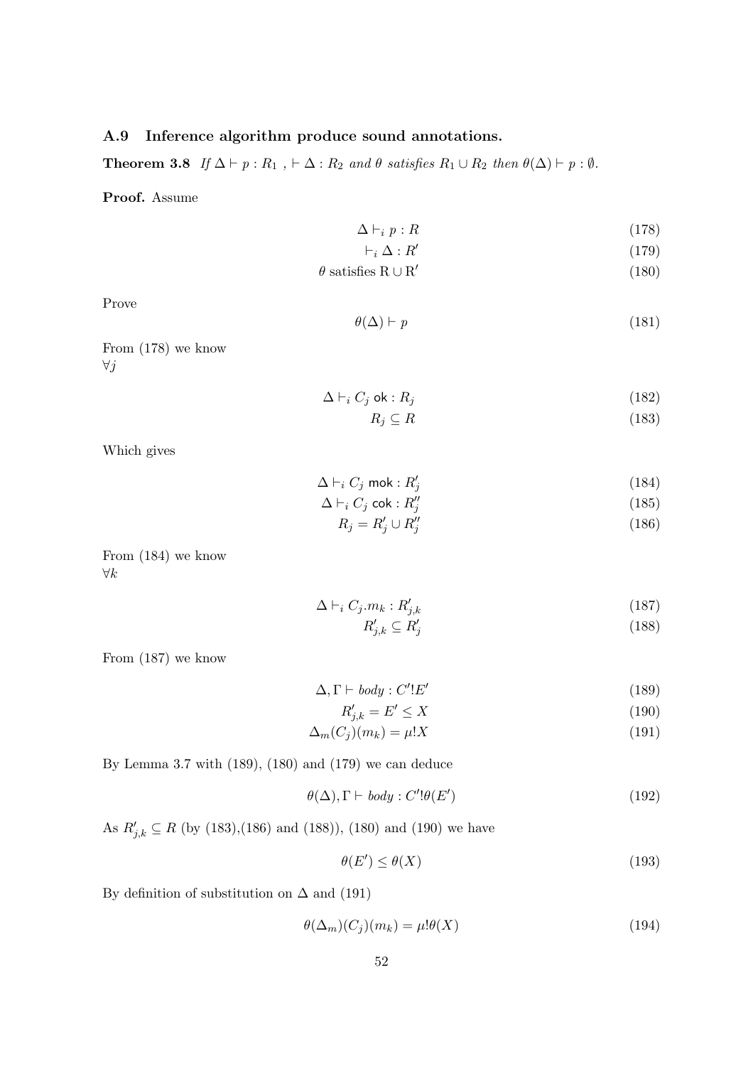### A.9 Inference algorithm produce sound annotations.

**Theorem 3.8** *If $\Delta \vdash p : R_1$ , $\vdash \Delta : R_2$ and $\theta$ satisfies $R_1 \cup R_2$ then $\theta(\Delta) \vdash p : \emptyset$.*

**Proof.** Assume

$$\Delta \vdash_i p : R \tag{178}$$

$$\vdash_i \Delta : R' \tag{179}$$

$$\theta \text{ satisfies } \mathrm{R} \cup \mathrm{R}' \tag{180}$$

Prove

$$\theta(\Delta) \vdash p \tag{181}$$

From (178) we know
$\forall j$

$$\Delta \vdash_i C_j \textsf{ ok} : R_j \tag{182}$$

$$R_j \subseteq R \tag{183}$$

Which gives

$$\Delta \vdash_i C_j \textsf{ mok} : R'_j \tag{184}$$

$$\Delta \vdash_i C_j \textsf{ cok} : R''_j \tag{185}$$

$$R_j = R'_j \cup R''_j \tag{186}$$

From (184) we know
$\forall k$

$$\Delta \vdash_i C_j.m_k : R'_{j,k} \tag{187}$$

$$R'_{j,k} \subseteq R'_j \tag{188}$$

From (187) we know

$$\Delta, \Gamma \vdash \mathit{body} : C'!E' \tag{189}$$

$$R'_{j,k} = E' \leq X \tag{190}$$

$$\Delta_m(C_j)(m_k) = \mu!X \tag{191}$$

By Lemma 3.7 with (189), (180) and (179) we can deduce

$$\theta(\Delta), \Gamma \vdash \mathit{body} : C'!\theta(E') \tag{192}$$

As $R'_{j,k} \subseteq R$ (by (183),(186) and (188)), (180) and (190) we have

$$\theta(E') \leq \theta(X) \tag{193}$$

By definition of substitution on $\Delta$ and (191)

$$\theta(\Delta_m)(C_j)(m_k) = \mu!\theta(X) \tag{194}$$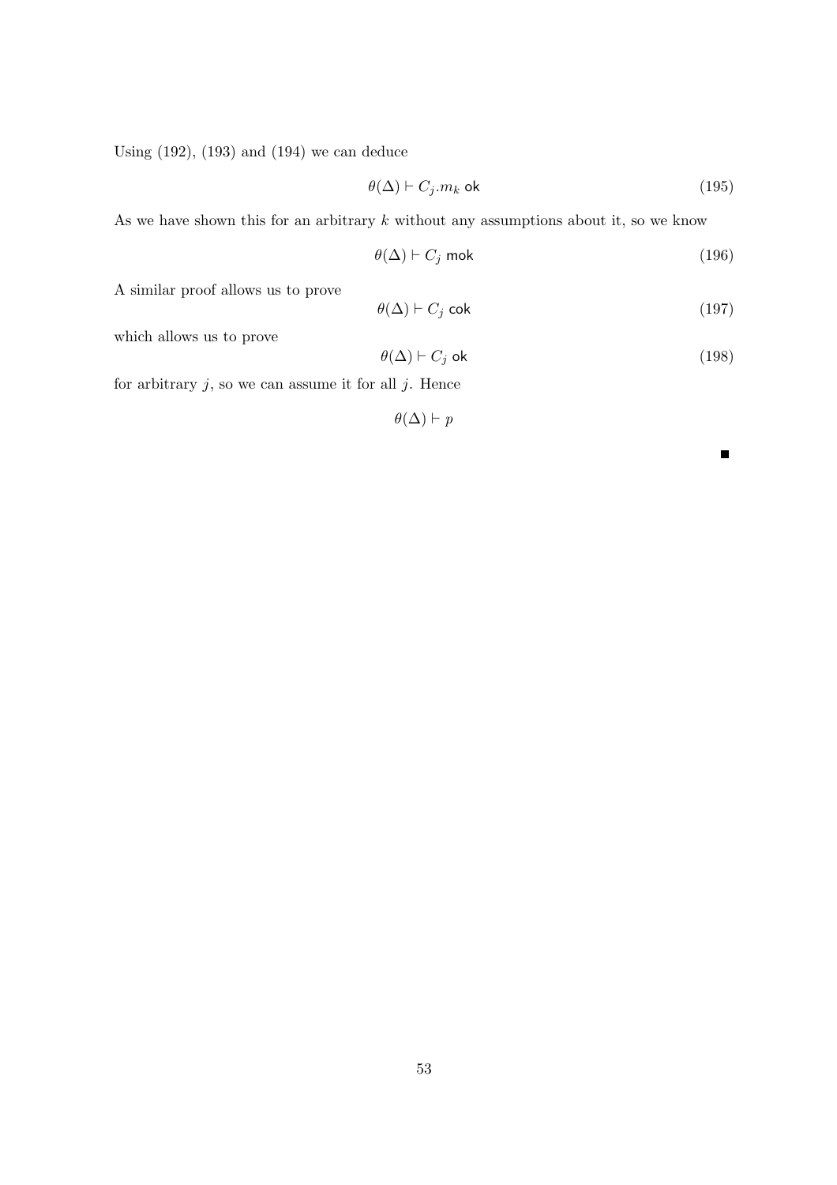Using (192), (193) and (194) we can deduce

$$\theta(\Delta) \vdash C_j.m_k \ \mathsf{ok} \tag{195}$$

As we have shown this for an arbitrary $k$ without any assumptions about it, so we know

$$\theta(\Delta) \vdash C_j \ \mathsf{mok} \tag{196}$$

A similar proof allows us to prove

$$\theta(\Delta) \vdash C_j \ \mathsf{cok} \tag{197}$$

which allows us to prove

$$\theta(\Delta) \vdash C_j \ \mathsf{ok} \tag{198}$$

for arbitrary $j$, so we can assume it for all $j$. Hence

$$\theta(\Delta) \vdash p$$

■